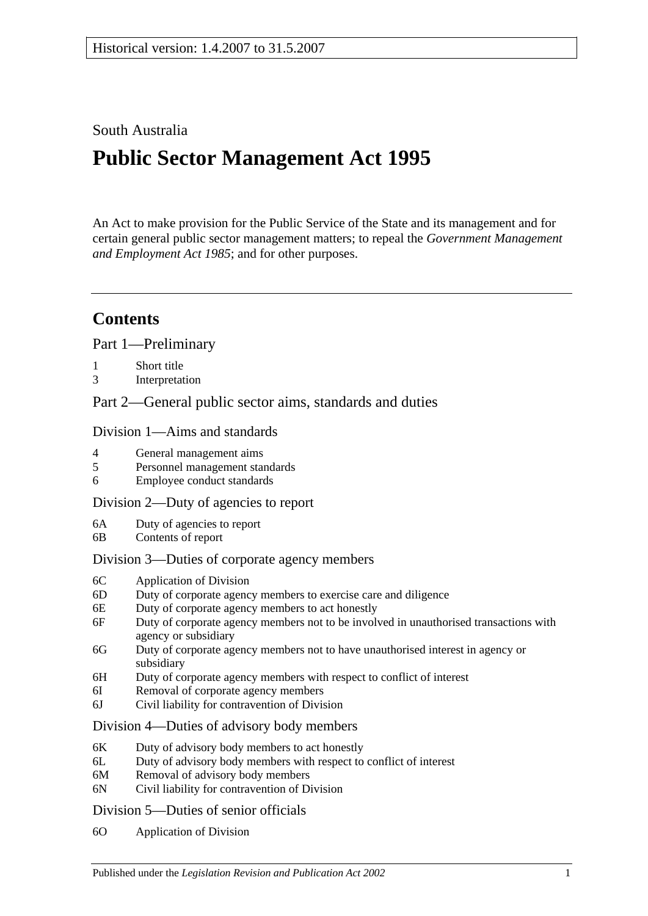Historical version: 1.4.2007 to 31.5.2007

South Australia

# Public Sector Management Act 1995

An Act to make provision for the Public Service of the State and its management and for certain general public sector management matters; to repeal the *Government Management and Employment Act 1985*; and for other purposes.

## Contents

### Part 1—Preliminary

1 Short title
3 Interpretation

### Part 2—General public sector aims, standards and duties

#### Division 1—Aims and standards

4 General management aims
5 Personnel management standards
6 Employee conduct standards

#### Division 2—Duty of agencies to report

6A Duty of agencies to report
6B Contents of report

#### Division 3—Duties of corporate agency members

6C Application of Division
6D Duty of corporate agency members to exercise care and diligence
6E Duty of corporate agency members to act honestly
6F Duty of corporate agency members not to be involved in unauthorised transactions with agency or subsidiary
6G Duty of corporate agency members not to have unauthorised interest in agency or subsidiary
6H Duty of corporate agency members with respect to conflict of interest
6I Removal of corporate agency members
6J Civil liability for contravention of Division

#### Division 4—Duties of advisory body members

6K Duty of advisory body members to act honestly
6L Duty of advisory body members with respect to conflict of interest
6M Removal of advisory body members
6N Civil liability for contravention of Division

#### Division 5—Duties of senior officials

6O Application of Division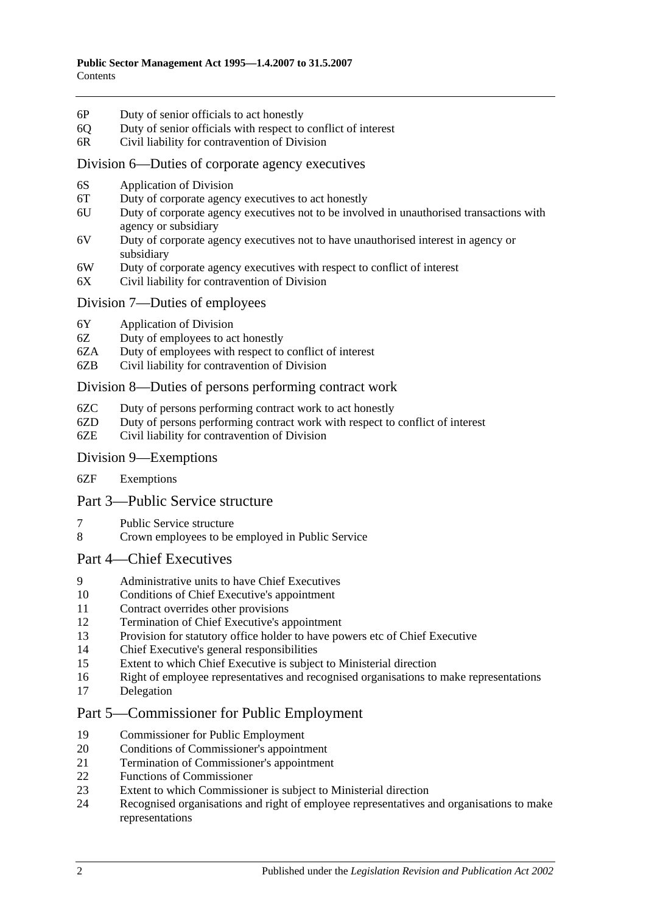6P Duty of senior officials to act honestly
6Q Duty of senior officials with respect to conflict of interest
6R Civil liability for contravention of Division

## Division 6—Duties of corporate agency executives

6S Application of Division
6T Duty of corporate agency executives to act honestly
6U Duty of corporate agency executives not to be involved in unauthorised transactions with agency or subsidiary
6V Duty of corporate agency executives not to have unauthorised interest in agency or subsidiary
6W Duty of corporate agency executives with respect to conflict of interest
6X Civil liability for contravention of Division

## Division 7—Duties of employees

6Y Application of Division
6Z Duty of employees to act honestly
6ZA Duty of employees with respect to conflict of interest
6ZB Civil liability for contravention of Division

## Division 8—Duties of persons performing contract work

6ZC Duty of persons performing contract work to act honestly
6ZD Duty of persons performing contract work with respect to conflict of interest
6ZE Civil liability for contravention of Division

## Division 9—Exemptions

6ZF Exemptions

## Part 3—Public Service structure

7 Public Service structure
8 Crown employees to be employed in Public Service

## Part 4—Chief Executives

9 Administrative units to have Chief Executives
10 Conditions of Chief Executive's appointment
11 Contract overrides other provisions
12 Termination of Chief Executive's appointment
13 Provision for statutory office holder to have powers etc of Chief Executive
14 Chief Executive's general responsibilities
15 Extent to which Chief Executive is subject to Ministerial direction
16 Right of employee representatives and recognised organisations to make representations
17 Delegation

## Part 5—Commissioner for Public Employment

19 Commissioner for Public Employment
20 Conditions of Commissioner's appointment
21 Termination of Commissioner's appointment
22 Functions of Commissioner
23 Extent to which Commissioner is subject to Ministerial direction
24 Recognised organisations and right of employee representatives and organisations to make representations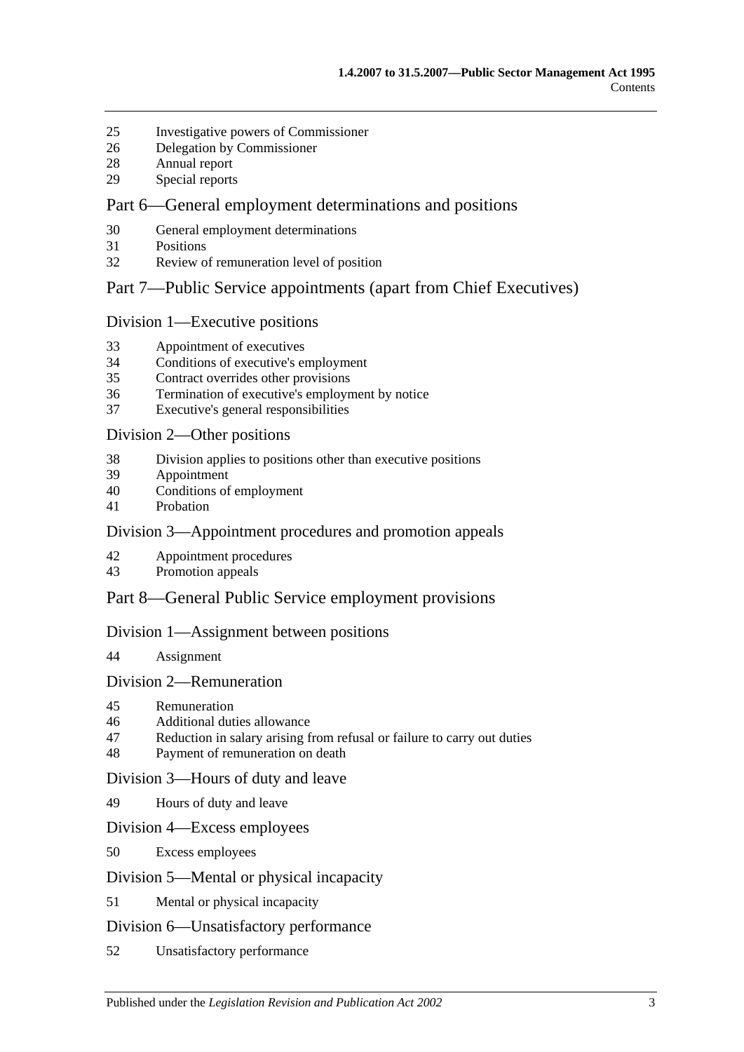25 Investigative powers of Commissioner
26 Delegation by Commissioner
28 Annual report
29 Special reports

## Part 6—General employment determinations and positions

30 General employment determinations
31 Positions
32 Review of remuneration level of position

## Part 7—Public Service appointments (apart from Chief Executives)

### Division 1—Executive positions

33 Appointment of executives
34 Conditions of executive's employment
35 Contract overrides other provisions
36 Termination of executive's employment by notice
37 Executive's general responsibilities

### Division 2—Other positions

38 Division applies to positions other than executive positions
39 Appointment
40 Conditions of employment
41 Probation

### Division 3—Appointment procedures and promotion appeals

42 Appointment procedures
43 Promotion appeals

## Part 8—General Public Service employment provisions

### Division 1—Assignment between positions

44 Assignment

### Division 2—Remuneration

45 Remuneration
46 Additional duties allowance
47 Reduction in salary arising from refusal or failure to carry out duties
48 Payment of remuneration on death

### Division 3—Hours of duty and leave

49 Hours of duty and leave

### Division 4—Excess employees

50 Excess employees

### Division 5—Mental or physical incapacity

51 Mental or physical incapacity

### Division 6—Unsatisfactory performance

52 Unsatisfactory performance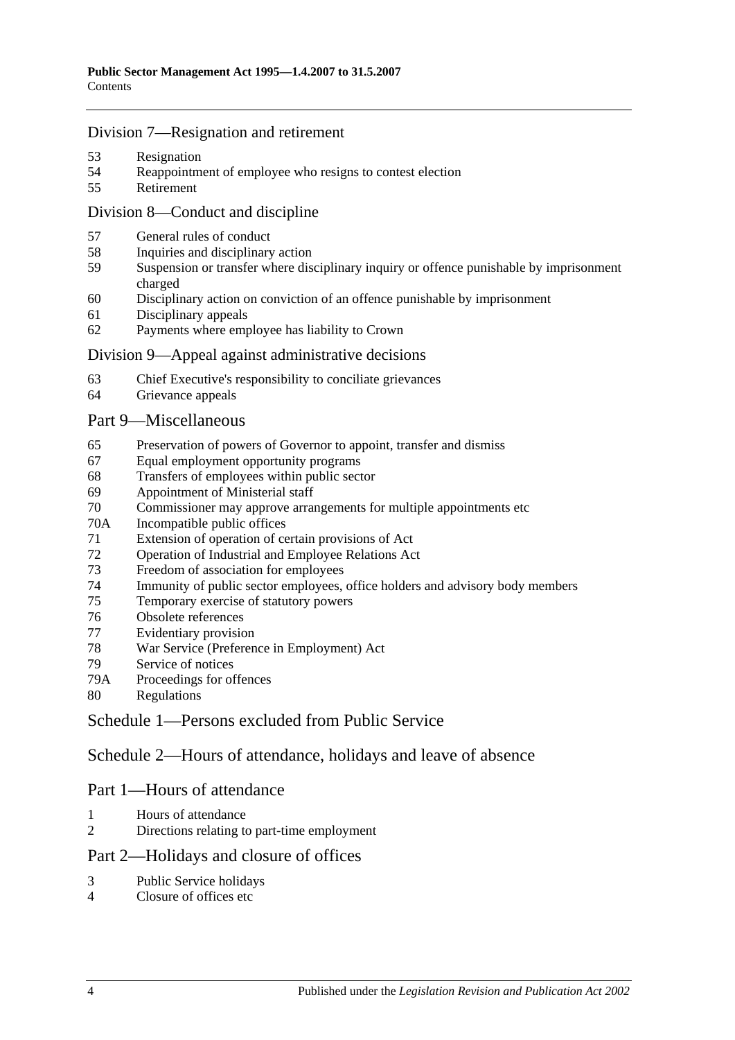## Division 7—Resignation and retirement

53 Resignation
54 Reappointment of employee who resigns to contest election
55 Retirement

## Division 8—Conduct and discipline

57 General rules of conduct
58 Inquiries and disciplinary action
59 Suspension or transfer where disciplinary inquiry or offence punishable by imprisonment charged
60 Disciplinary action on conviction of an offence punishable by imprisonment
61 Disciplinary appeals
62 Payments where employee has liability to Crown

## Division 9—Appeal against administrative decisions

63 Chief Executive's responsibility to conciliate grievances
64 Grievance appeals

## Part 9—Miscellaneous

65 Preservation of powers of Governor to appoint, transfer and dismiss
67 Equal employment opportunity programs
68 Transfers of employees within public sector
69 Appointment of Ministerial staff
70 Commissioner may approve arrangements for multiple appointments etc
70A Incompatible public offices
71 Extension of operation of certain provisions of Act
72 Operation of Industrial and Employee Relations Act
73 Freedom of association for employees
74 Immunity of public sector employees, office holders and advisory body members
75 Temporary exercise of statutory powers
76 Obsolete references
77 Evidentiary provision
78 War Service (Preference in Employment) Act
79 Service of notices
79A Proceedings for offences
80 Regulations

## Schedule 1—Persons excluded from Public Service

## Schedule 2—Hours of attendance, holidays and leave of absence

## Part 1—Hours of attendance

1 Hours of attendance
2 Directions relating to part-time employment

## Part 2—Holidays and closure of offices

3 Public Service holidays
4 Closure of offices etc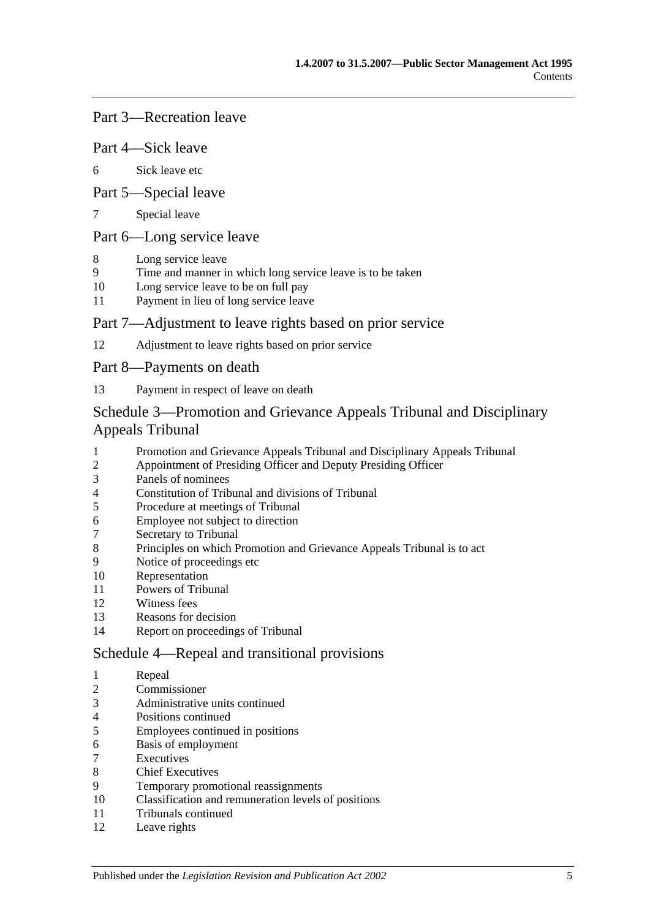## Part 3—Recreation leave

## Part 4—Sick leave

6 Sick leave etc

## Part 5—Special leave

7 Special leave

## Part 6—Long service leave

8 Long service leave
9 Time and manner in which long service leave is to be taken
10 Long service leave to be on full pay
11 Payment in lieu of long service leave

## Part 7—Adjustment to leave rights based on prior service

12 Adjustment to leave rights based on prior service

## Part 8—Payments on death

13 Payment in respect of leave on death

## Schedule 3—Promotion and Grievance Appeals Tribunal and Disciplinary Appeals Tribunal

1 Promotion and Grievance Appeals Tribunal and Disciplinary Appeals Tribunal
2 Appointment of Presiding Officer and Deputy Presiding Officer
3 Panels of nominees
4 Constitution of Tribunal and divisions of Tribunal
5 Procedure at meetings of Tribunal
6 Employee not subject to direction
7 Secretary to Tribunal
8 Principles on which Promotion and Grievance Appeals Tribunal is to act
9 Notice of proceedings etc
10 Representation
11 Powers of Tribunal
12 Witness fees
13 Reasons for decision
14 Report on proceedings of Tribunal

## Schedule 4—Repeal and transitional provisions

1 Repeal
2 Commissioner
3 Administrative units continued
4 Positions continued
5 Employees continued in positions
6 Basis of employment
7 Executives
8 Chief Executives
9 Temporary promotional reassignments
10 Classification and remuneration levels of positions
11 Tribunals continued
12 Leave rights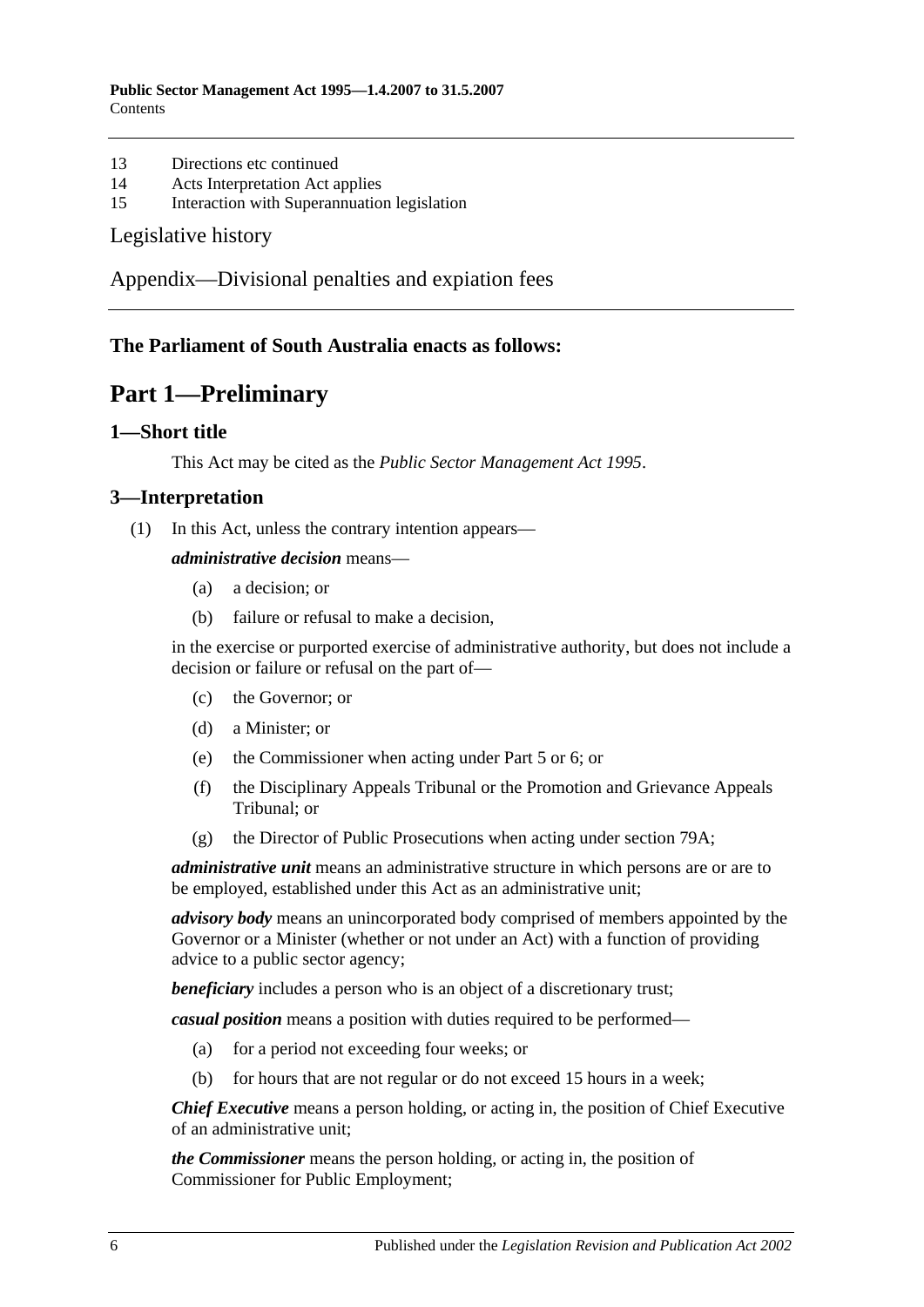13 Directions etc continued
14 Acts Interpretation Act applies
15 Interaction with Superannuation legislation

Legislative history

Appendix—Divisional penalties and expiation fees

**The Parliament of South Australia enacts as follows:**

# Part 1—Preliminary

## 1—Short title

This Act may be cited as the *Public Sector Management Act 1995*.

## 3—Interpretation

(1) In this Act, unless the contrary intention appears—

***administrative decision*** means—

(a) a decision; or

(b) failure or refusal to make a decision,

in the exercise or purported exercise of administrative authority, but does not include a decision or failure or refusal on the part of—

(c) the Governor; or

(d) a Minister; or

(e) the Commissioner when acting under Part 5 or 6; or

(f) the Disciplinary Appeals Tribunal or the Promotion and Grievance Appeals Tribunal; or

(g) the Director of Public Prosecutions when acting under section 79A;

***administrative unit*** means an administrative structure in which persons are or are to be employed, established under this Act as an administrative unit;

***advisory body*** means an unincorporated body comprised of members appointed by the Governor or a Minister (whether or not under an Act) with a function of providing advice to a public sector agency;

***beneficiary*** includes a person who is an object of a discretionary trust;

***casual position*** means a position with duties required to be performed—

(a) for a period not exceeding four weeks; or

(b) for hours that are not regular or do not exceed 15 hours in a week;

***Chief Executive*** means a person holding, or acting in, the position of Chief Executive of an administrative unit;

***the Commissioner*** means the person holding, or acting in, the position of Commissioner for Public Employment;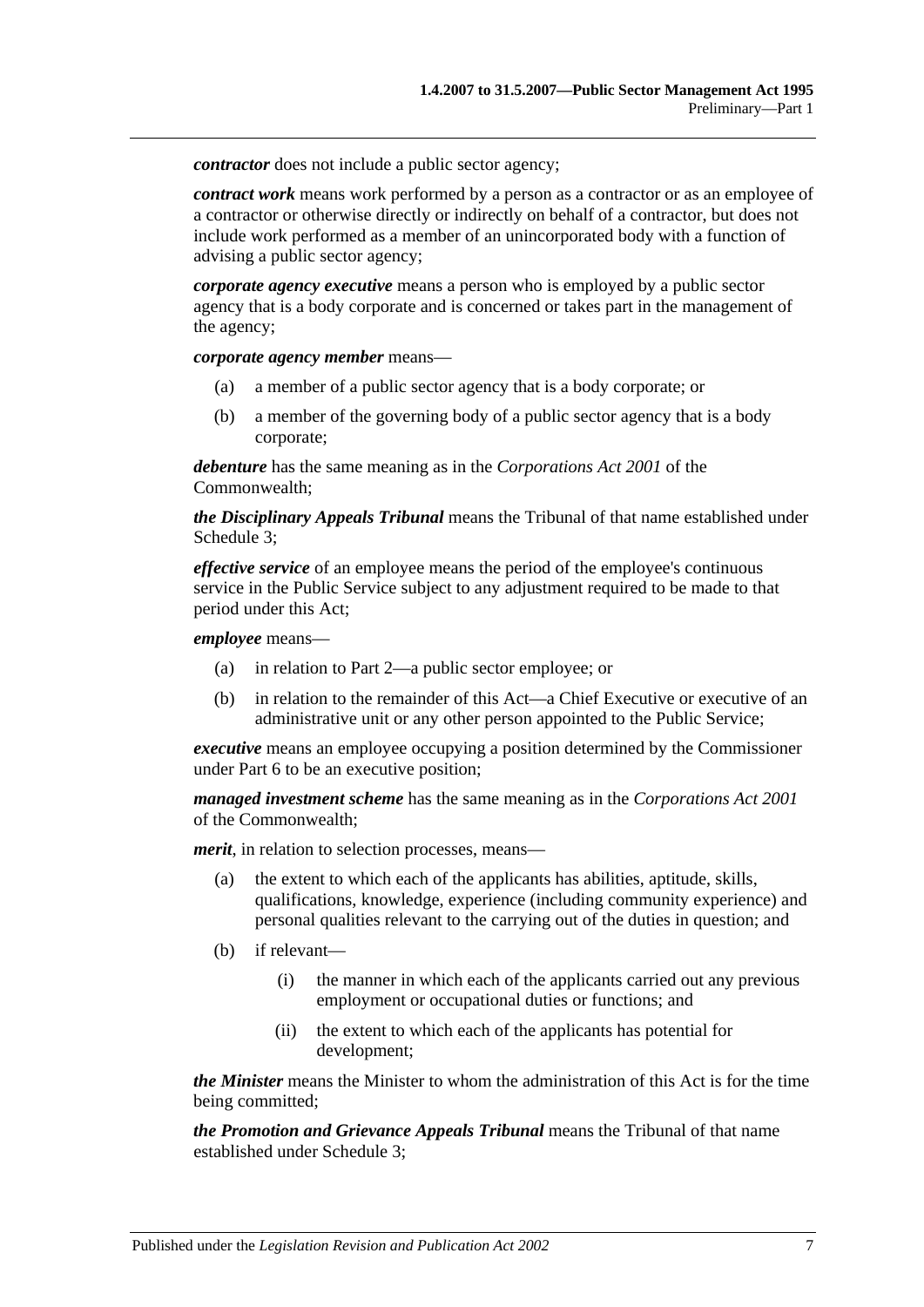***contractor*** does not include a public sector agency;

***contract work*** means work performed by a person as a contractor or as an employee of a contractor or otherwise directly or indirectly on behalf of a contractor, but does not include work performed as a member of an unincorporated body with a function of advising a public sector agency;

***corporate agency executive*** means a person who is employed by a public sector agency that is a body corporate and is concerned or takes part in the management of the agency;

***corporate agency member*** means—

- (a) a member of a public sector agency that is a body corporate; or
- (b) a member of the governing body of a public sector agency that is a body corporate;

***debenture*** has the same meaning as in the *Corporations Act 2001* of the Commonwealth;

***the Disciplinary Appeals Tribunal*** means the Tribunal of that name established under Schedule 3;

***effective service*** of an employee means the period of the employee's continuous service in the Public Service subject to any adjustment required to be made to that period under this Act;

***employee*** means—

- (a) in relation to Part 2—a public sector employee; or
- (b) in relation to the remainder of this Act—a Chief Executive or executive of an administrative unit or any other person appointed to the Public Service;

***executive*** means an employee occupying a position determined by the Commissioner under Part 6 to be an executive position;

***managed investment scheme*** has the same meaning as in the *Corporations Act 2001* of the Commonwealth;

***merit***, in relation to selection processes, means—

- (a) the extent to which each of the applicants has abilities, aptitude, skills, qualifications, knowledge, experience (including community experience) and personal qualities relevant to the carrying out of the duties in question; and
- (b) if relevant—
  - (i) the manner in which each of the applicants carried out any previous employment or occupational duties or functions; and
  - (ii) the extent to which each of the applicants has potential for development;

***the Minister*** means the Minister to whom the administration of this Act is for the time being committed;

***the Promotion and Grievance Appeals Tribunal*** means the Tribunal of that name established under Schedule 3;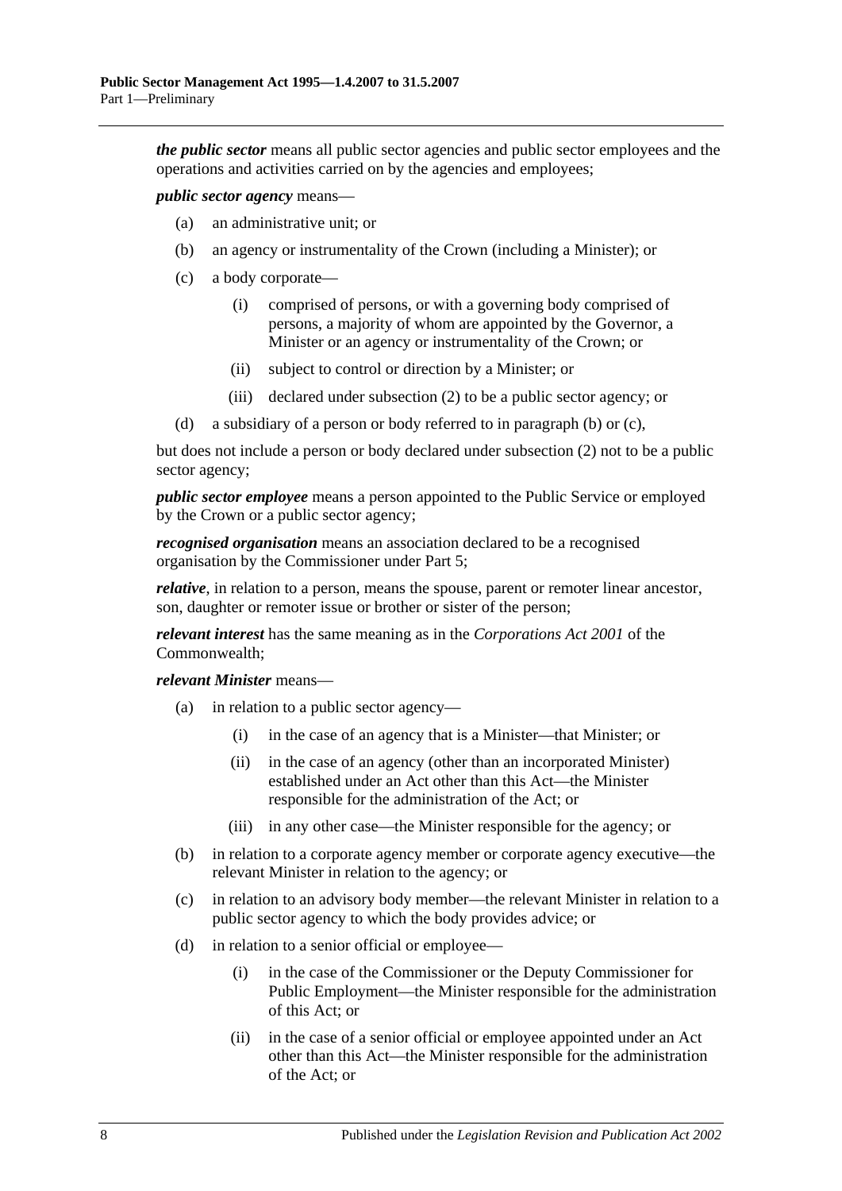***the public sector*** means all public sector agencies and public sector employees and the operations and activities carried on by the agencies and employees;

***public sector agency*** means—

(a) an administrative unit; or

(b) an agency or instrumentality of the Crown (including a Minister); or

(c) a body corporate—

  (i) comprised of persons, or with a governing body comprised of persons, a majority of whom are appointed by the Governor, a Minister or an agency or instrumentality of the Crown; or

  (ii) subject to control or direction by a Minister; or

  (iii) declared under subsection (2) to be a public sector agency; or

(d) a subsidiary of a person or body referred to in paragraph (b) or (c),

but does not include a person or body declared under subsection (2) not to be a public sector agency;

***public sector employee*** means a person appointed to the Public Service or employed by the Crown or a public sector agency;

***recognised organisation*** means an association declared to be a recognised organisation by the Commissioner under Part 5;

***relative***, in relation to a person, means the spouse, parent or remoter linear ancestor, son, daughter or remoter issue or brother or sister of the person;

***relevant interest*** has the same meaning as in the *Corporations Act 2001* of the Commonwealth;

***relevant Minister*** means—

(a) in relation to a public sector agency—

  (i) in the case of an agency that is a Minister—that Minister; or

  (ii) in the case of an agency (other than an incorporated Minister) established under an Act other than this Act—the Minister responsible for the administration of the Act; or

  (iii) in any other case—the Minister responsible for the agency; or

(b) in relation to a corporate agency member or corporate agency executive—the relevant Minister in relation to the agency; or

(c) in relation to an advisory body member—the relevant Minister in relation to a public sector agency to which the body provides advice; or

(d) in relation to a senior official or employee—

  (i) in the case of the Commissioner or the Deputy Commissioner for Public Employment—the Minister responsible for the administration of this Act; or

  (ii) in the case of a senior official or employee appointed under an Act other than this Act—the Minister responsible for the administration of the Act; or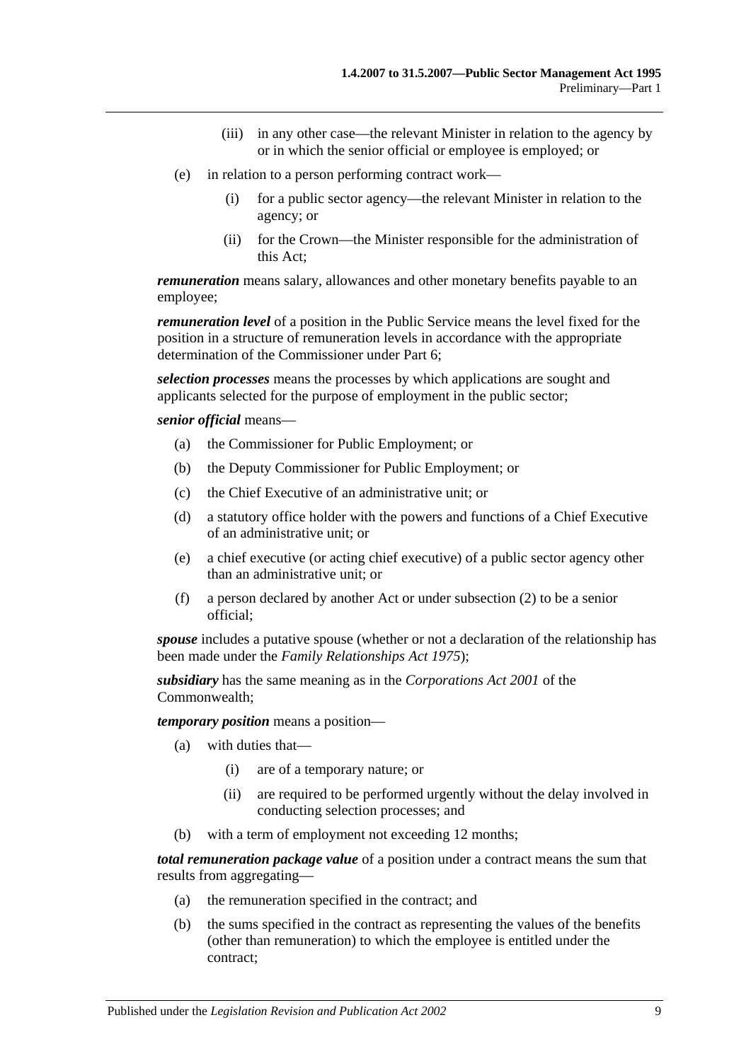(iii) in any other case—the relevant Minister in relation to the agency by or in which the senior official or employee is employed; or

(e) in relation to a person performing contract work—

(i) for a public sector agency—the relevant Minister in relation to the agency; or

(ii) for the Crown—the Minister responsible for the administration of this Act;

***remuneration*** means salary, allowances and other monetary benefits payable to an employee;

***remuneration level*** of a position in the Public Service means the level fixed for the position in a structure of remuneration levels in accordance with the appropriate determination of the Commissioner under Part 6;

***selection processes*** means the processes by which applications are sought and applicants selected for the purpose of employment in the public sector;

***senior official*** means—

(a) the Commissioner for Public Employment; or

(b) the Deputy Commissioner for Public Employment; or

(c) the Chief Executive of an administrative unit; or

(d) a statutory office holder with the powers and functions of a Chief Executive of an administrative unit; or

(e) a chief executive (or acting chief executive) of a public sector agency other than an administrative unit; or

(f) a person declared by another Act or under subsection (2) to be a senior official;

***spouse*** includes a putative spouse (whether or not a declaration of the relationship has been made under the *Family Relationships Act 1975*);

***subsidiary*** has the same meaning as in the *Corporations Act 2001* of the Commonwealth;

***temporary position*** means a position—

(a) with duties that—

(i) are of a temporary nature; or

(ii) are required to be performed urgently without the delay involved in conducting selection processes; and

(b) with a term of employment not exceeding 12 months;

***total remuneration package value*** of a position under a contract means the sum that results from aggregating—

(a) the remuneration specified in the contract; and

(b) the sums specified in the contract as representing the values of the benefits (other than remuneration) to which the employee is entitled under the contract;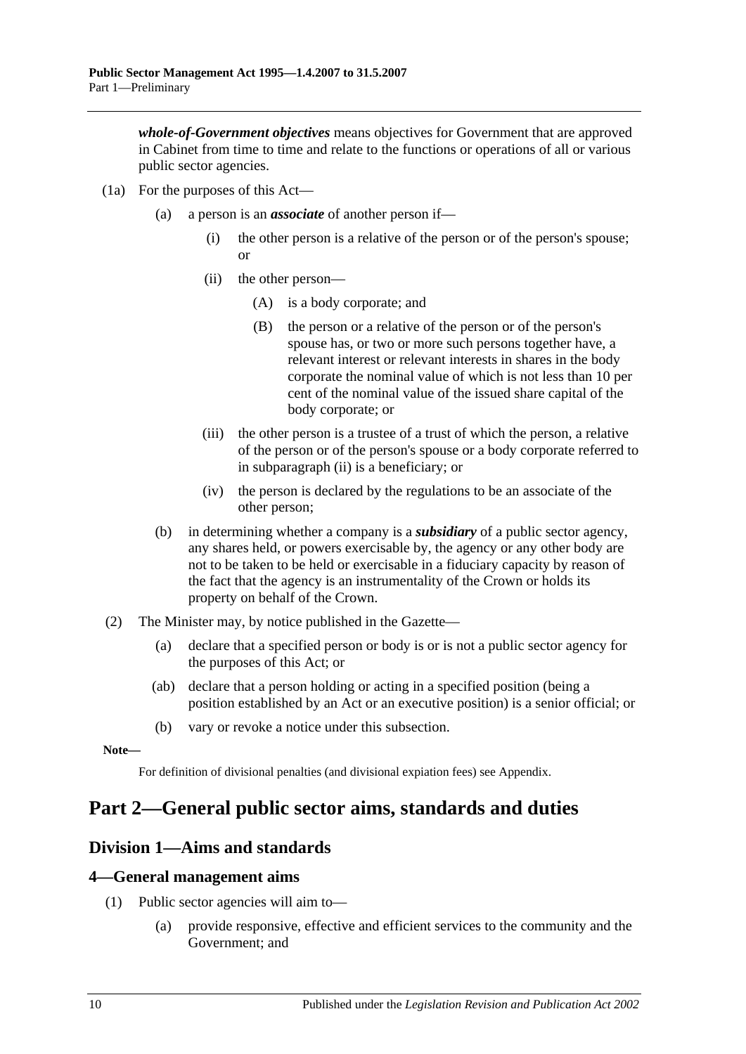***whole-of-Government objectives*** means objectives for Government that are approved in Cabinet from time to time and relate to the functions or operations of all or various public sector agencies.

(1a) For the purposes of this Act—

- (a) a person is an ***associate*** of another person if—
  - (i) the other person is a relative of the person or of the person's spouse; or
  - (ii) the other person—
    - (A) is a body corporate; and
    - (B) the person or a relative of the person or of the person's spouse has, or two or more such persons together have, a relevant interest or relevant interests in shares in the body corporate the nominal value of which is not less than 10 per cent of the nominal value of the issued share capital of the body corporate; or
  - (iii) the other person is a trustee of a trust of which the person, a relative of the person or of the person's spouse or a body corporate referred to in subparagraph (ii) is a beneficiary; or
  - (iv) the person is declared by the regulations to be an associate of the other person;
- (b) in determining whether a company is a ***subsidiary*** of a public sector agency, any shares held, or powers exercisable by, the agency or any other body are not to be taken to be held or exercisable in a fiduciary capacity by reason of the fact that the agency is an instrumentality of the Crown or holds its property on behalf of the Crown.

(2) The Minister may, by notice published in the Gazette—

- (a) declare that a specified person or body is or is not a public sector agency for the purposes of this Act; or
- (ab) declare that a person holding or acting in a specified position (being a position established by an Act or an executive position) is a senior official; or
- (b) vary or revoke a notice under this subsection.

**Note—**

For definition of divisional penalties (and divisional expiation fees) see Appendix.

# Part 2—General public sector aims, standards and duties

## Division 1—Aims and standards

### 4—General management aims

(1) Public sector agencies will aim to—

- (a) provide responsive, effective and efficient services to the community and the Government; and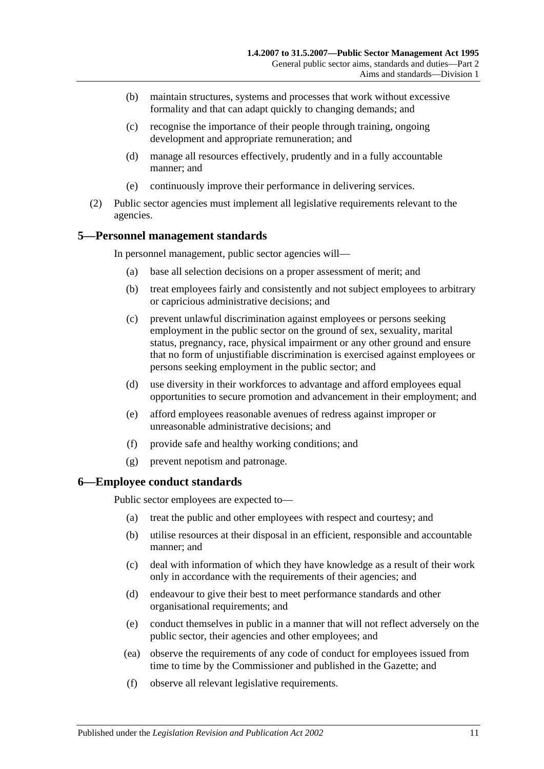(b) maintain structures, systems and processes that work without excessive formality and that can adapt quickly to changing demands; and

(c) recognise the importance of their people through training, ongoing development and appropriate remuneration; and

(d) manage all resources effectively, prudently and in a fully accountable manner; and

(e) continuously improve their performance in delivering services.

(2) Public sector agencies must implement all legislative requirements relevant to the agencies.

## 5—Personnel management standards

In personnel management, public sector agencies will—

(a) base all selection decisions on a proper assessment of merit; and

(b) treat employees fairly and consistently and not subject employees to arbitrary or capricious administrative decisions; and

(c) prevent unlawful discrimination against employees or persons seeking employment in the public sector on the ground of sex, sexuality, marital status, pregnancy, race, physical impairment or any other ground and ensure that no form of unjustifiable discrimination is exercised against employees or persons seeking employment in the public sector; and

(d) use diversity in their workforces to advantage and afford employees equal opportunities to secure promotion and advancement in their employment; and

(e) afford employees reasonable avenues of redress against improper or unreasonable administrative decisions; and

(f) provide safe and healthy working conditions; and

(g) prevent nepotism and patronage.

## 6—Employee conduct standards

Public sector employees are expected to—

(a) treat the public and other employees with respect and courtesy; and

(b) utilise resources at their disposal in an efficient, responsible and accountable manner; and

(c) deal with information of which they have knowledge as a result of their work only in accordance with the requirements of their agencies; and

(d) endeavour to give their best to meet performance standards and other organisational requirements; and

(e) conduct themselves in public in a manner that will not reflect adversely on the public sector, their agencies and other employees; and

(ea) observe the requirements of any code of conduct for employees issued from time to time by the Commissioner and published in the Gazette; and

(f) observe all relevant legislative requirements.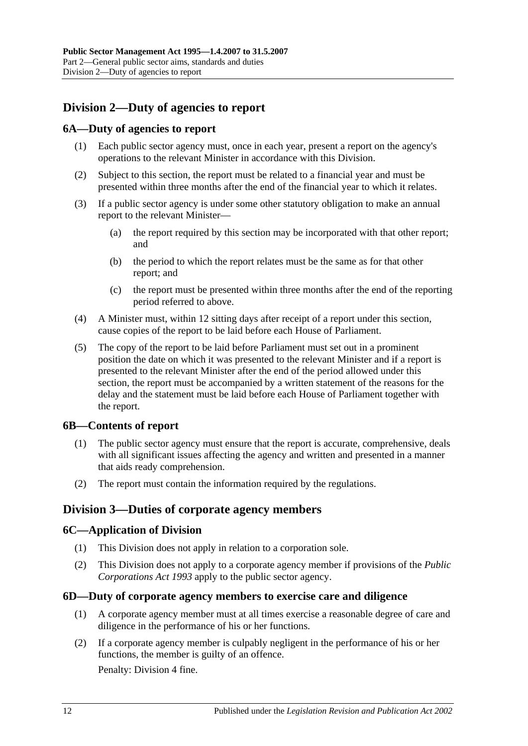## Division 2—Duty of agencies to report

### 6A—Duty of agencies to report

(1) Each public sector agency must, once in each year, present a report on the agency's operations to the relevant Minister in accordance with this Division.

(2) Subject to this section, the report must be related to a financial year and must be presented within three months after the end of the financial year to which it relates.

(3) If a public sector agency is under some other statutory obligation to make an annual report to the relevant Minister—

(a) the report required by this section may be incorporated with that other report; and

(b) the period to which the report relates must be the same as for that other report; and

(c) the report must be presented within three months after the end of the reporting period referred to above.

(4) A Minister must, within 12 sitting days after receipt of a report under this section, cause copies of the report to be laid before each House of Parliament.

(5) The copy of the report to be laid before Parliament must set out in a prominent position the date on which it was presented to the relevant Minister and if a report is presented to the relevant Minister after the end of the period allowed under this section, the report must be accompanied by a written statement of the reasons for the delay and the statement must be laid before each House of Parliament together with the report.

### 6B—Contents of report

(1) The public sector agency must ensure that the report is accurate, comprehensive, deals with all significant issues affecting the agency and written and presented in a manner that aids ready comprehension.

(2) The report must contain the information required by the regulations.

## Division 3—Duties of corporate agency members

### 6C—Application of Division

(1) This Division does not apply in relation to a corporation sole.

(2) This Division does not apply to a corporate agency member if provisions of the *Public Corporations Act 1993* apply to the public sector agency.

### 6D—Duty of corporate agency members to exercise care and diligence

(1) A corporate agency member must at all times exercise a reasonable degree of care and diligence in the performance of his or her functions.

(2) If a corporate agency member is culpably negligent in the performance of his or her functions, the member is guilty of an offence.

Penalty: Division 4 fine.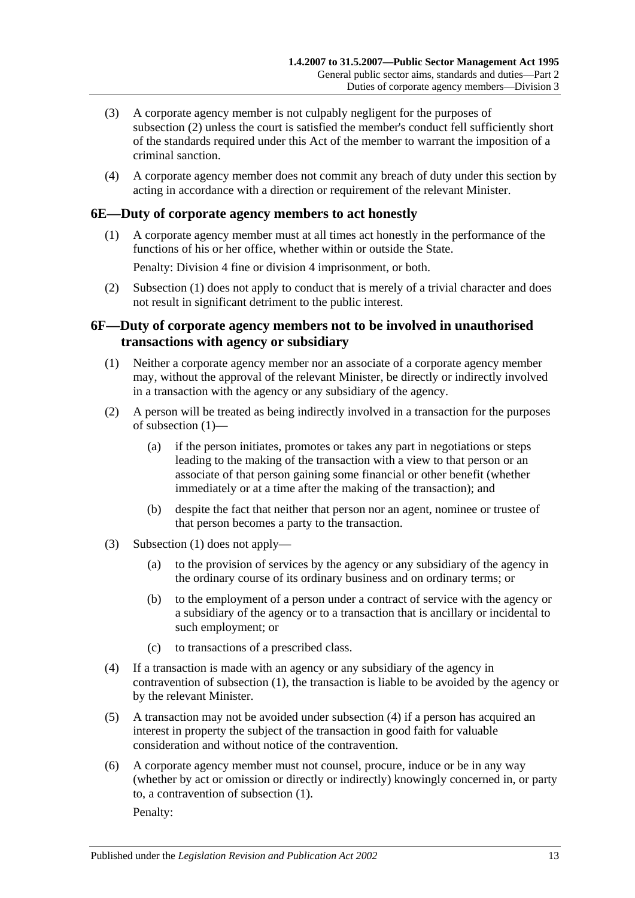(3) A corporate agency member is not culpably negligent for the purposes of subsection (2) unless the court is satisfied the member's conduct fell sufficiently short of the standards required under this Act of the member to warrant the imposition of a criminal sanction.

(4) A corporate agency member does not commit any breach of duty under this section by acting in accordance with a direction or requirement of the relevant Minister.

## 6E—Duty of corporate agency members to act honestly

(1) A corporate agency member must at all times act honestly in the performance of the functions of his or her office, whether within or outside the State.

Penalty: Division 4 fine or division 4 imprisonment, or both.

(2) Subsection (1) does not apply to conduct that is merely of a trivial character and does not result in significant detriment to the public interest.

## 6F—Duty of corporate agency members not to be involved in unauthorised transactions with agency or subsidiary

(1) Neither a corporate agency member nor an associate of a corporate agency member may, without the approval of the relevant Minister, be directly or indirectly involved in a transaction with the agency or any subsidiary of the agency.

(2) A person will be treated as being indirectly involved in a transaction for the purposes of subsection (1)—

(a) if the person initiates, promotes or takes any part in negotiations or steps leading to the making of the transaction with a view to that person or an associate of that person gaining some financial or other benefit (whether immediately or at a time after the making of the transaction); and

(b) despite the fact that neither that person nor an agent, nominee or trustee of that person becomes a party to the transaction.

(3) Subsection (1) does not apply—

(a) to the provision of services by the agency or any subsidiary of the agency in the ordinary course of its ordinary business and on ordinary terms; or

(b) to the employment of a person under a contract of service with the agency or a subsidiary of the agency or to a transaction that is ancillary or incidental to such employment; or

(c) to transactions of a prescribed class.

(4) If a transaction is made with an agency or any subsidiary of the agency in contravention of subsection (1), the transaction is liable to be avoided by the agency or by the relevant Minister.

(5) A transaction may not be avoided under subsection (4) if a person has acquired an interest in property the subject of the transaction in good faith for valuable consideration and without notice of the contravention.

(6) A corporate agency member must not counsel, procure, induce or be in any way (whether by act or omission or directly or indirectly) knowingly concerned in, or party to, a contravention of subsection (1).

Penalty: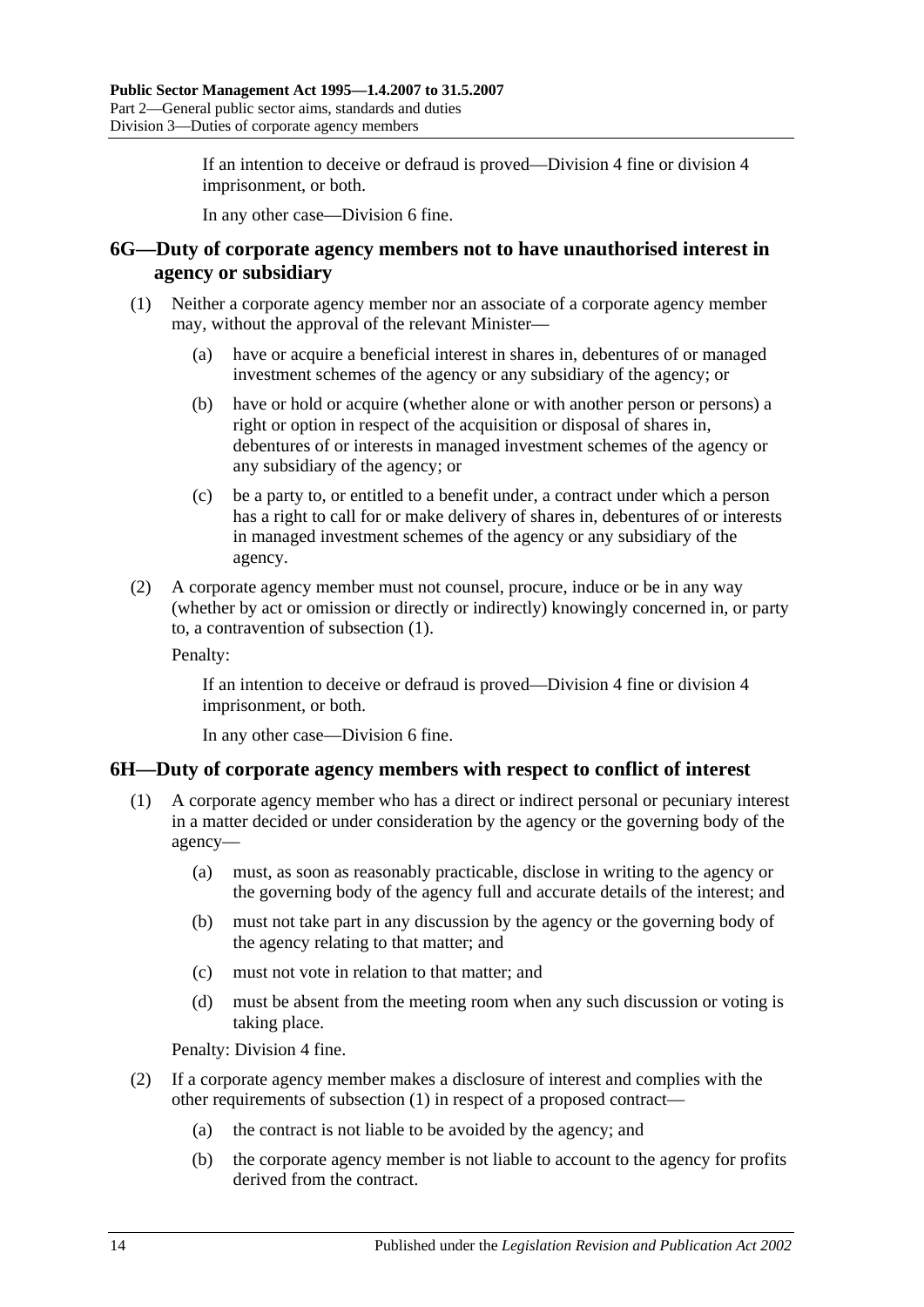If an intention to deceive or defraud is proved—Division 4 fine or division 4 imprisonment, or both.

In any other case—Division 6 fine.

## 6G—Duty of corporate agency members not to have unauthorised interest in agency or subsidiary

(1) Neither a corporate agency member nor an associate of a corporate agency member may, without the approval of the relevant Minister—

(a) have or acquire a beneficial interest in shares in, debentures of or managed investment schemes of the agency or any subsidiary of the agency; or

(b) have or hold or acquire (whether alone or with another person or persons) a right or option in respect of the acquisition or disposal of shares in, debentures of or interests in managed investment schemes of the agency or any subsidiary of the agency; or

(c) be a party to, or entitled to a benefit under, a contract under which a person has a right to call for or make delivery of shares in, debentures of or interests in managed investment schemes of the agency or any subsidiary of the agency.

(2) A corporate agency member must not counsel, procure, induce or be in any way (whether by act or omission or directly or indirectly) knowingly concerned in, or party to, a contravention of subsection (1).

Penalty:

If an intention to deceive or defraud is proved—Division 4 fine or division 4 imprisonment, or both.

In any other case—Division 6 fine.

## 6H—Duty of corporate agency members with respect to conflict of interest

(1) A corporate agency member who has a direct or indirect personal or pecuniary interest in a matter decided or under consideration by the agency or the governing body of the agency—

(a) must, as soon as reasonably practicable, disclose in writing to the agency or the governing body of the agency full and accurate details of the interest; and

(b) must not take part in any discussion by the agency or the governing body of the agency relating to that matter; and

(c) must not vote in relation to that matter; and

(d) must be absent from the meeting room when any such discussion or voting is taking place.

Penalty: Division 4 fine.

(2) If a corporate agency member makes a disclosure of interest and complies with the other requirements of subsection (1) in respect of a proposed contract—

(a) the contract is not liable to be avoided by the agency; and

(b) the corporate agency member is not liable to account to the agency for profits derived from the contract.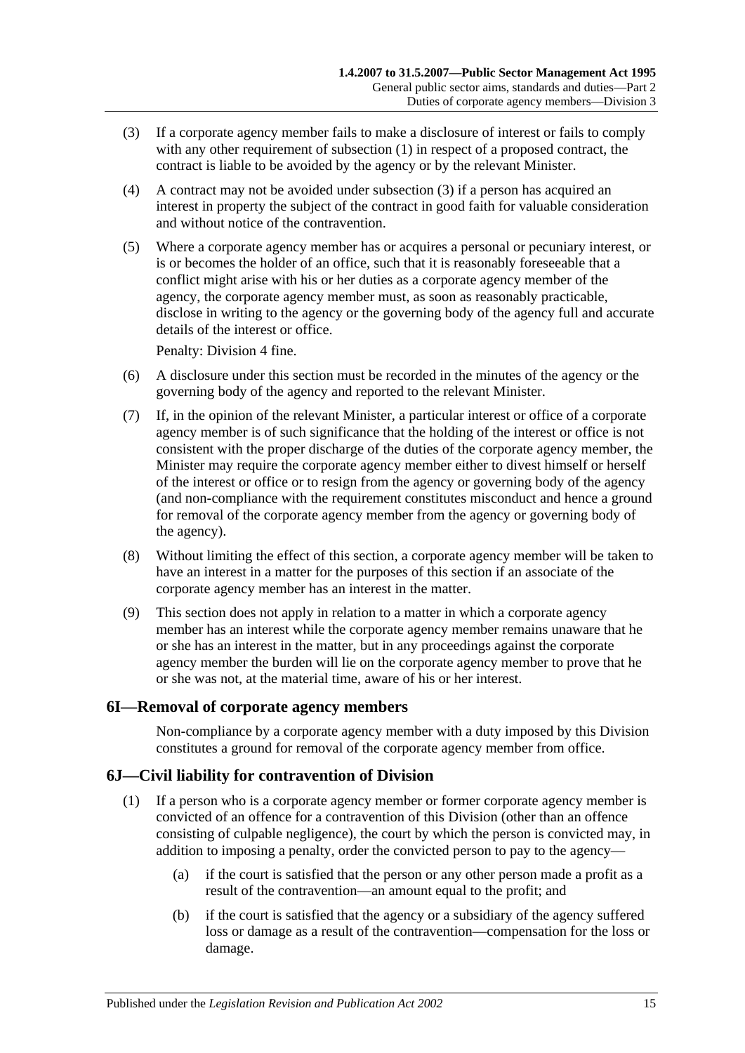(3) If a corporate agency member fails to make a disclosure of interest or fails to comply with any other requirement of subsection (1) in respect of a proposed contract, the contract is liable to be avoided by the agency or by the relevant Minister.

(4) A contract may not be avoided under subsection (3) if a person has acquired an interest in property the subject of the contract in good faith for valuable consideration and without notice of the contravention.

(5) Where a corporate agency member has or acquires a personal or pecuniary interest, or is or becomes the holder of an office, such that it is reasonably foreseeable that a conflict might arise with his or her duties as a corporate agency member of the agency, the corporate agency member must, as soon as reasonably practicable, disclose in writing to the agency or the governing body of the agency full and accurate details of the interest or office.

Penalty: Division 4 fine.

(6) A disclosure under this section must be recorded in the minutes of the agency or the governing body of the agency and reported to the relevant Minister.

(7) If, in the opinion of the relevant Minister, a particular interest or office of a corporate agency member is of such significance that the holding of the interest or office is not consistent with the proper discharge of the duties of the corporate agency member, the Minister may require the corporate agency member either to divest himself or herself of the interest or office or to resign from the agency or governing body of the agency (and non-compliance with the requirement constitutes misconduct and hence a ground for removal of the corporate agency member from the agency or governing body of the agency).

(8) Without limiting the effect of this section, a corporate agency member will be taken to have an interest in a matter for the purposes of this section if an associate of the corporate agency member has an interest in the matter.

(9) This section does not apply in relation to a matter in which a corporate agency member has an interest while the corporate agency member remains unaware that he or she has an interest in the matter, but in any proceedings against the corporate agency member the burden will lie on the corporate agency member to prove that he or she was not, at the material time, aware of his or her interest.

## 6I—Removal of corporate agency members

Non-compliance by a corporate agency member with a duty imposed by this Division constitutes a ground for removal of the corporate agency member from office.

## 6J—Civil liability for contravention of Division

(1) If a person who is a corporate agency member or former corporate agency member is convicted of an offence for a contravention of this Division (other than an offence consisting of culpable negligence), the court by which the person is convicted may, in addition to imposing a penalty, order the convicted person to pay to the agency—

(a) if the court is satisfied that the person or any other person made a profit as a result of the contravention—an amount equal to the profit; and

(b) if the court is satisfied that the agency or a subsidiary of the agency suffered loss or damage as a result of the contravention—compensation for the loss or damage.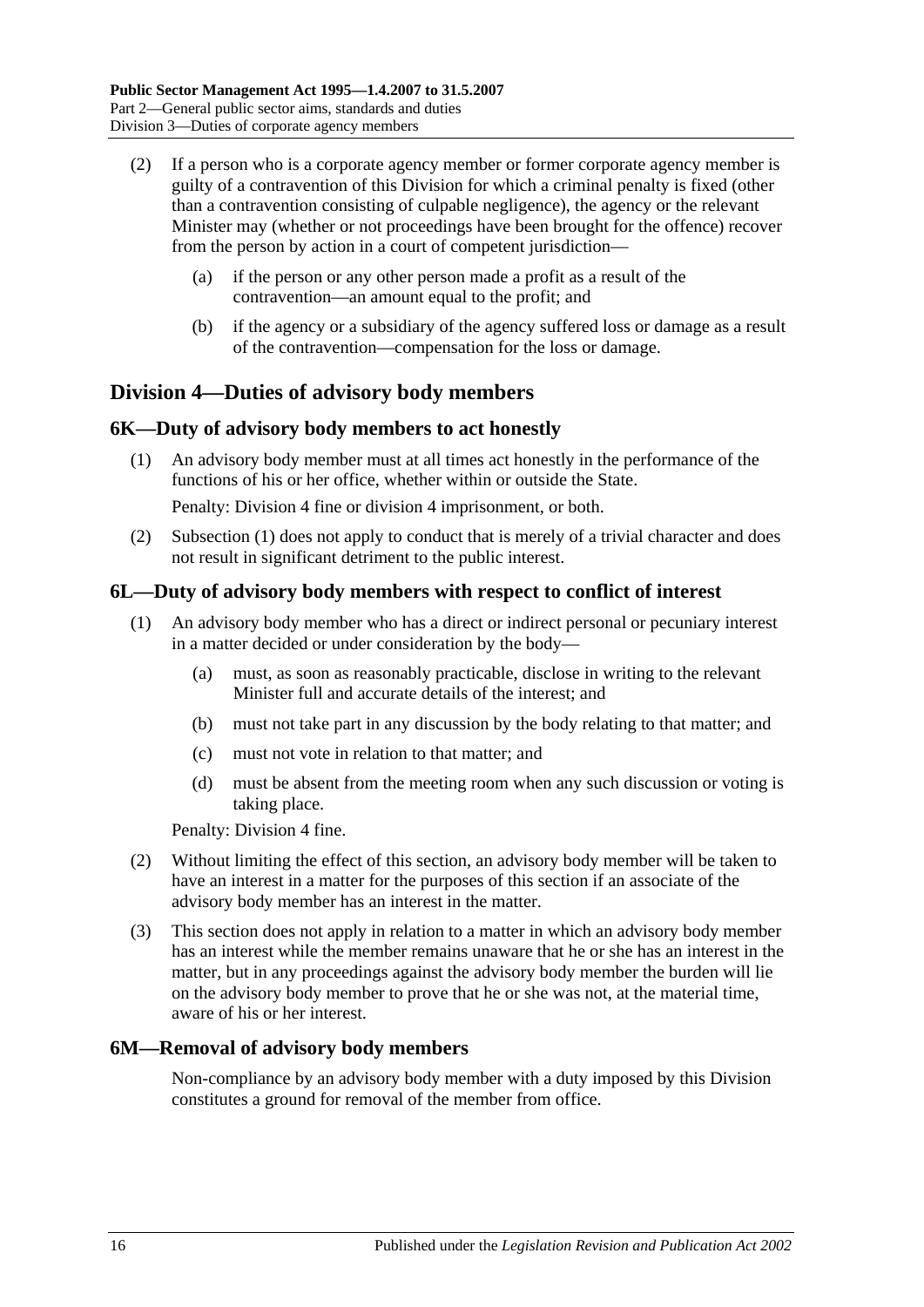(2) If a person who is a corporate agency member or former corporate agency member is guilty of a contravention of this Division for which a criminal penalty is fixed (other than a contravention consisting of culpable negligence), the agency or the relevant Minister may (whether or not proceedings have been brought for the offence) recover from the person by action in a court of competent jurisdiction—

(a) if the person or any other person made a profit as a result of the contravention—an amount equal to the profit; and

(b) if the agency or a subsidiary of the agency suffered loss or damage as a result of the contravention—compensation for the loss or damage.

## Division 4—Duties of advisory body members

### 6K—Duty of advisory body members to act honestly

(1) An advisory body member must at all times act honestly in the performance of the functions of his or her office, whether within or outside the State.

Penalty: Division 4 fine or division 4 imprisonment, or both.

(2) Subsection (1) does not apply to conduct that is merely of a trivial character and does not result in significant detriment to the public interest.

### 6L—Duty of advisory body members with respect to conflict of interest

(1) An advisory body member who has a direct or indirect personal or pecuniary interest in a matter decided or under consideration by the body—

(a) must, as soon as reasonably practicable, disclose in writing to the relevant Minister full and accurate details of the interest; and

(b) must not take part in any discussion by the body relating to that matter; and

(c) must not vote in relation to that matter; and

(d) must be absent from the meeting room when any such discussion or voting is taking place.

Penalty: Division 4 fine.

(2) Without limiting the effect of this section, an advisory body member will be taken to have an interest in a matter for the purposes of this section if an associate of the advisory body member has an interest in the matter.

(3) This section does not apply in relation to a matter in which an advisory body member has an interest while the member remains unaware that he or she has an interest in the matter, but in any proceedings against the advisory body member the burden will lie on the advisory body member to prove that he or she was not, at the material time, aware of his or her interest.

### 6M—Removal of advisory body members

Non-compliance by an advisory body member with a duty imposed by this Division constitutes a ground for removal of the member from office.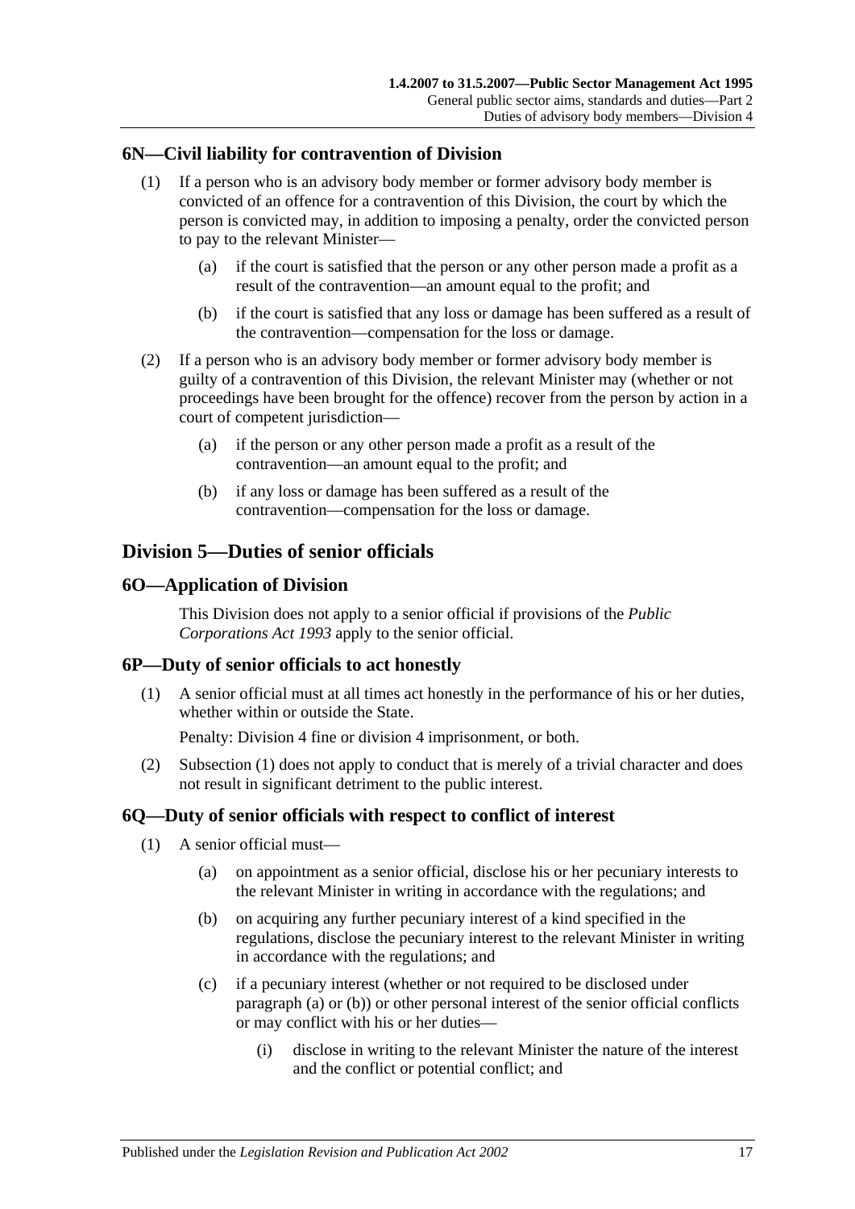### 6N—Civil liability for contravention of Division

(1) If a person who is an advisory body member or former advisory body member is convicted of an offence for a contravention of this Division, the court by which the person is convicted may, in addition to imposing a penalty, order the convicted person to pay to the relevant Minister—

(a) if the court is satisfied that the person or any other person made a profit as a result of the contravention—an amount equal to the profit; and

(b) if the court is satisfied that any loss or damage has been suffered as a result of the contravention—compensation for the loss or damage.

(2) If a person who is an advisory body member or former advisory body member is guilty of a contravention of this Division, the relevant Minister may (whether or not proceedings have been brought for the offence) recover from the person by action in a court of competent jurisdiction—

(a) if the person or any other person made a profit as a result of the contravention—an amount equal to the profit; and

(b) if any loss or damage has been suffered as a result of the contravention—compensation for the loss or damage.

## Division 5—Duties of senior officials

### 6O—Application of Division

This Division does not apply to a senior official if provisions of the *Public Corporations Act 1993* apply to the senior official.

### 6P—Duty of senior officials to act honestly

(1) A senior official must at all times act honestly in the performance of his or her duties, whether within or outside the State.

Penalty: Division 4 fine or division 4 imprisonment, or both.

(2) Subsection (1) does not apply to conduct that is merely of a trivial character and does not result in significant detriment to the public interest.

### 6Q—Duty of senior officials with respect to conflict of interest

(1) A senior official must—

(a) on appointment as a senior official, disclose his or her pecuniary interests to the relevant Minister in writing in accordance with the regulations; and

(b) on acquiring any further pecuniary interest of a kind specified in the regulations, disclose the pecuniary interest to the relevant Minister in writing in accordance with the regulations; and

(c) if a pecuniary interest (whether or not required to be disclosed under paragraph (a) or (b)) or other personal interest of the senior official conflicts or may conflict with his or her duties—

(i) disclose in writing to the relevant Minister the nature of the interest and the conflict or potential conflict; and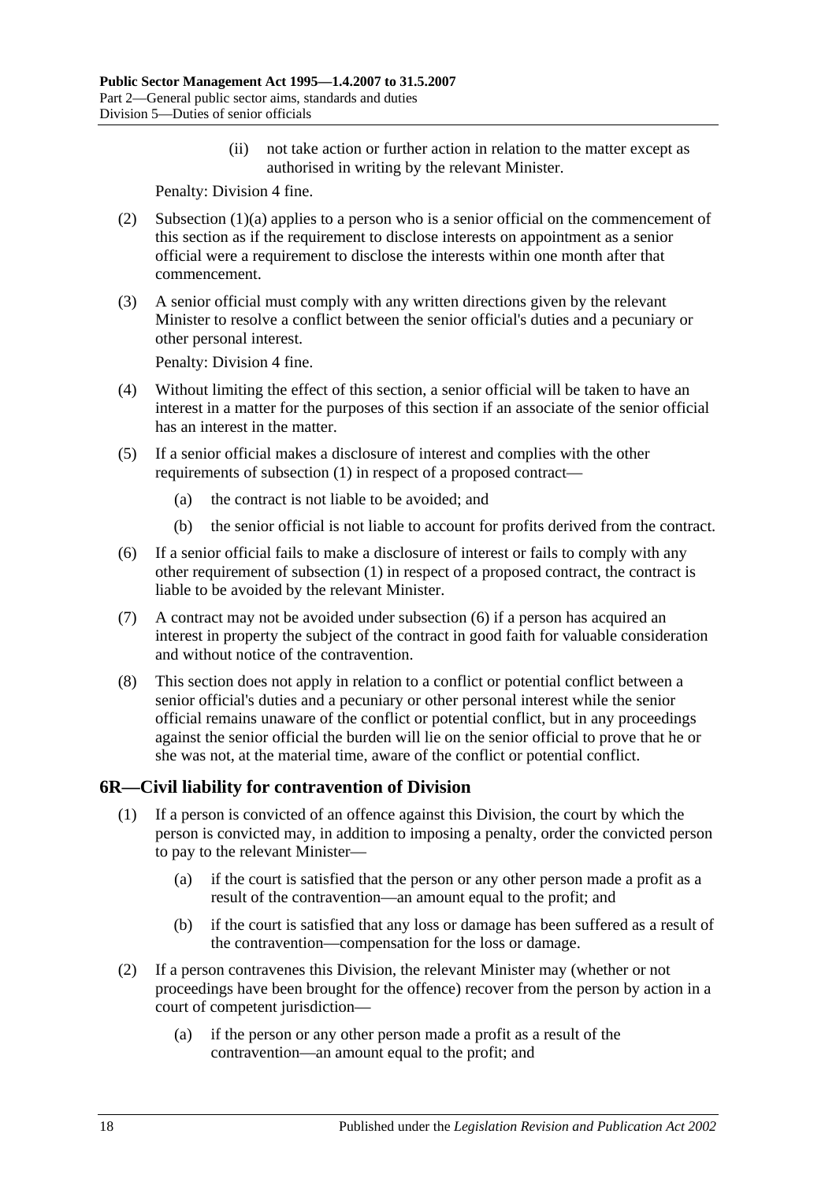(ii) not take action or further action in relation to the matter except as authorised in writing by the relevant Minister.

Penalty: Division 4 fine.

(2) Subsection (1)(a) applies to a person who is a senior official on the commencement of this section as if the requirement to disclose interests on appointment as a senior official were a requirement to disclose the interests within one month after that commencement.

(3) A senior official must comply with any written directions given by the relevant Minister to resolve a conflict between the senior official's duties and a pecuniary or other personal interest.

Penalty: Division 4 fine.

(4) Without limiting the effect of this section, a senior official will be taken to have an interest in a matter for the purposes of this section if an associate of the senior official has an interest in the matter.

(5) If a senior official makes a disclosure of interest and complies with the other requirements of subsection (1) in respect of a proposed contract—

(a) the contract is not liable to be avoided; and

(b) the senior official is not liable to account for profits derived from the contract.

(6) If a senior official fails to make a disclosure of interest or fails to comply with any other requirement of subsection (1) in respect of a proposed contract, the contract is liable to be avoided by the relevant Minister.

(7) A contract may not be avoided under subsection (6) if a person has acquired an interest in property the subject of the contract in good faith for valuable consideration and without notice of the contravention.

(8) This section does not apply in relation to a conflict or potential conflict between a senior official's duties and a pecuniary or other personal interest while the senior official remains unaware of the conflict or potential conflict, but in any proceedings against the senior official the burden will lie on the senior official to prove that he or she was not, at the material time, aware of the conflict or potential conflict.

## 6R—Civil liability for contravention of Division

(1) If a person is convicted of an offence against this Division, the court by which the person is convicted may, in addition to imposing a penalty, order the convicted person to pay to the relevant Minister—

(a) if the court is satisfied that the person or any other person made a profit as a result of the contravention—an amount equal to the profit; and

(b) if the court is satisfied that any loss or damage has been suffered as a result of the contravention—compensation for the loss or damage.

(2) If a person contravenes this Division, the relevant Minister may (whether or not proceedings have been brought for the offence) recover from the person by action in a court of competent jurisdiction—

(a) if the person or any other person made a profit as a result of the contravention—an amount equal to the profit; and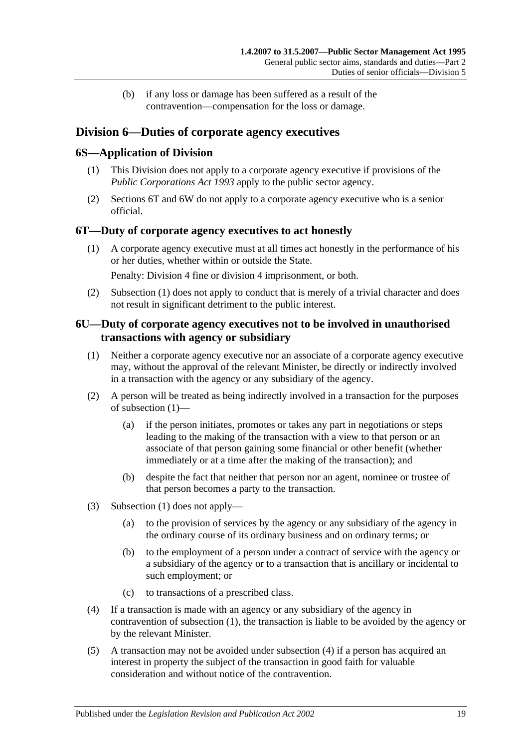(b) if any loss or damage has been suffered as a result of the contravention—compensation for the loss or damage.

## Division 6—Duties of corporate agency executives

### 6S—Application of Division

(1) This Division does not apply to a corporate agency executive if provisions of the *Public Corporations Act 1993* apply to the public sector agency.

(2) Sections 6T and 6W do not apply to a corporate agency executive who is a senior official.

### 6T—Duty of corporate agency executives to act honestly

(1) A corporate agency executive must at all times act honestly in the performance of his or her duties, whether within or outside the State.

Penalty: Division 4 fine or division 4 imprisonment, or both.

(2) Subsection (1) does not apply to conduct that is merely of a trivial character and does not result in significant detriment to the public interest.

### 6U—Duty of corporate agency executives not to be involved in unauthorised transactions with agency or subsidiary

(1) Neither a corporate agency executive nor an associate of a corporate agency executive may, without the approval of the relevant Minister, be directly or indirectly involved in a transaction with the agency or any subsidiary of the agency.

(2) A person will be treated as being indirectly involved in a transaction for the purposes of subsection (1)—

(a) if the person initiates, promotes or takes any part in negotiations or steps leading to the making of the transaction with a view to that person or an associate of that person gaining some financial or other benefit (whether immediately or at a time after the making of the transaction); and

(b) despite the fact that neither that person nor an agent, nominee or trustee of that person becomes a party to the transaction.

(3) Subsection (1) does not apply—

(a) to the provision of services by the agency or any subsidiary of the agency in the ordinary course of its ordinary business and on ordinary terms; or

(b) to the employment of a person under a contract of service with the agency or a subsidiary of the agency or to a transaction that is ancillary or incidental to such employment; or

(c) to transactions of a prescribed class.

(4) If a transaction is made with an agency or any subsidiary of the agency in contravention of subsection (1), the transaction is liable to be avoided by the agency or by the relevant Minister.

(5) A transaction may not be avoided under subsection (4) if a person has acquired an interest in property the subject of the transaction in good faith for valuable consideration and without notice of the contravention.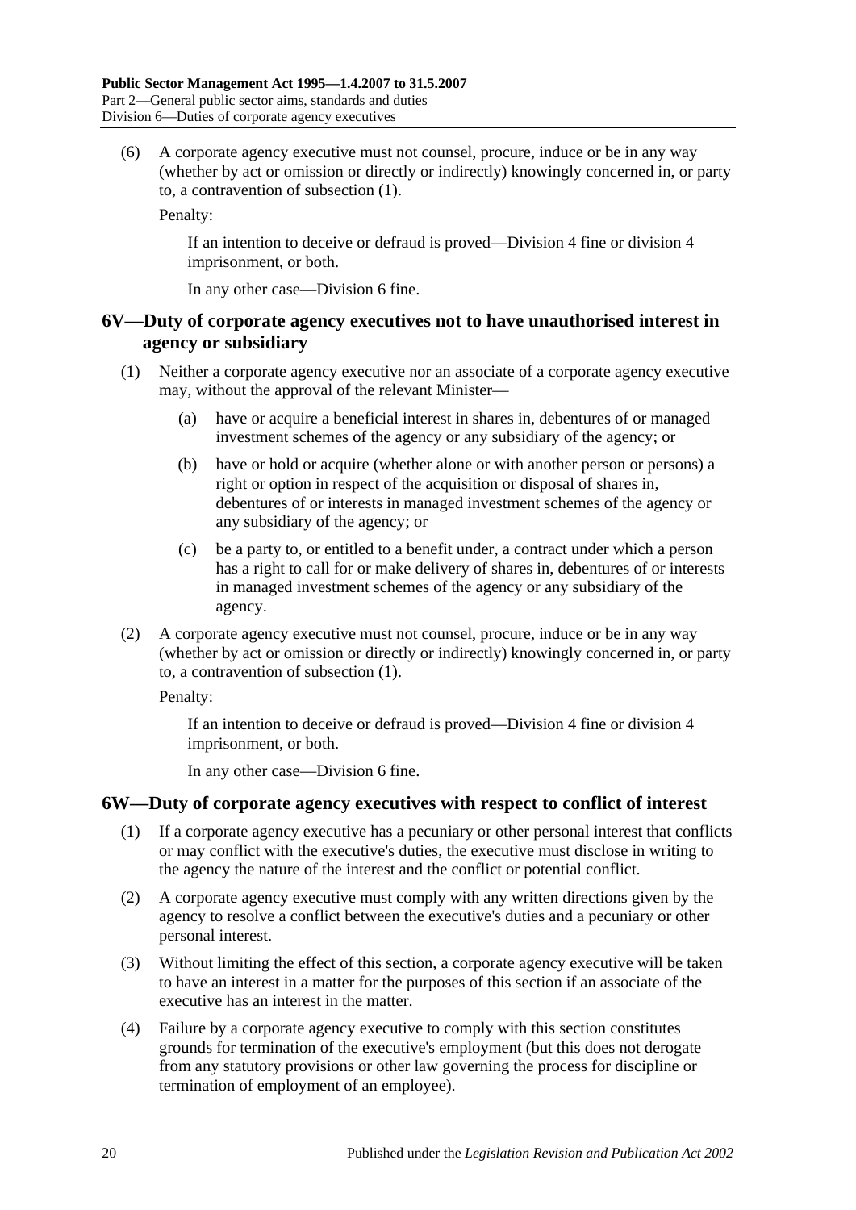(6) A corporate agency executive must not counsel, procure, induce or be in any way (whether by act or omission or directly or indirectly) knowingly concerned in, or party to, a contravention of subsection (1).

Penalty:

If an intention to deceive or defraud is proved—Division 4 fine or division 4 imprisonment, or both.

In any other case—Division 6 fine.

## 6V—Duty of corporate agency executives not to have unauthorised interest in agency or subsidiary

(1) Neither a corporate agency executive nor an associate of a corporate agency executive may, without the approval of the relevant Minister—

(a) have or acquire a beneficial interest in shares in, debentures of or managed investment schemes of the agency or any subsidiary of the agency; or

(b) have or hold or acquire (whether alone or with another person or persons) a right or option in respect of the acquisition or disposal of shares in, debentures of or interests in managed investment schemes of the agency or any subsidiary of the agency; or

(c) be a party to, or entitled to a benefit under, a contract under which a person has a right to call for or make delivery of shares in, debentures of or interests in managed investment schemes of the agency or any subsidiary of the agency.

(2) A corporate agency executive must not counsel, procure, induce or be in any way (whether by act or omission or directly or indirectly) knowingly concerned in, or party to, a contravention of subsection (1).

Penalty:

If an intention to deceive or defraud is proved—Division 4 fine or division 4 imprisonment, or both.

In any other case—Division 6 fine.

## 6W—Duty of corporate agency executives with respect to conflict of interest

(1) If a corporate agency executive has a pecuniary or other personal interest that conflicts or may conflict with the executive's duties, the executive must disclose in writing to the agency the nature of the interest and the conflict or potential conflict.

(2) A corporate agency executive must comply with any written directions given by the agency to resolve a conflict between the executive's duties and a pecuniary or other personal interest.

(3) Without limiting the effect of this section, a corporate agency executive will be taken to have an interest in a matter for the purposes of this section if an associate of the executive has an interest in the matter.

(4) Failure by a corporate agency executive to comply with this section constitutes grounds for termination of the executive's employment (but this does not derogate from any statutory provisions or other law governing the process for discipline or termination of employment of an employee).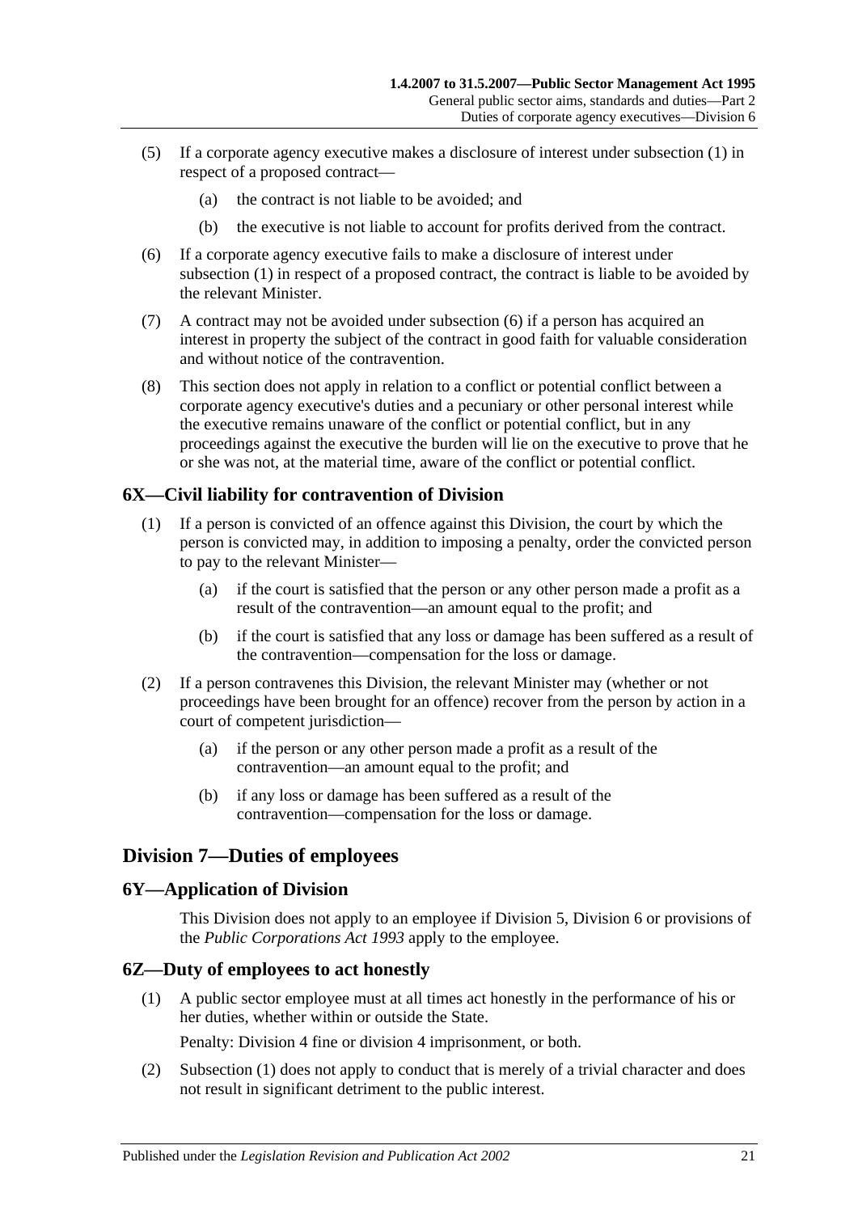(5) If a corporate agency executive makes a disclosure of interest under subsection (1) in respect of a proposed contract—

(a) the contract is not liable to be avoided; and

(b) the executive is not liable to account for profits derived from the contract.

(6) If a corporate agency executive fails to make a disclosure of interest under subsection (1) in respect of a proposed contract, the contract is liable to be avoided by the relevant Minister.

(7) A contract may not be avoided under subsection (6) if a person has acquired an interest in property the subject of the contract in good faith for valuable consideration and without notice of the contravention.

(8) This section does not apply in relation to a conflict or potential conflict between a corporate agency executive's duties and a pecuniary or other personal interest while the executive remains unaware of the conflict or potential conflict, but in any proceedings against the executive the burden will lie on the executive to prove that he or she was not, at the material time, aware of the conflict or potential conflict.

### 6X—Civil liability for contravention of Division

(1) If a person is convicted of an offence against this Division, the court by which the person is convicted may, in addition to imposing a penalty, order the convicted person to pay to the relevant Minister—

(a) if the court is satisfied that the person or any other person made a profit as a result of the contravention—an amount equal to the profit; and

(b) if the court is satisfied that any loss or damage has been suffered as a result of the contravention—compensation for the loss or damage.

(2) If a person contravenes this Division, the relevant Minister may (whether or not proceedings have been brought for an offence) recover from the person by action in a court of competent jurisdiction—

(a) if the person or any other person made a profit as a result of the contravention—an amount equal to the profit; and

(b) if any loss or damage has been suffered as a result of the contravention—compensation for the loss or damage.

## Division 7—Duties of employees

### 6Y—Application of Division

This Division does not apply to an employee if Division 5, Division 6 or provisions of the *Public Corporations Act 1993* apply to the employee.

### 6Z—Duty of employees to act honestly

(1) A public sector employee must at all times act honestly in the performance of his or her duties, whether within or outside the State.

Penalty: Division 4 fine or division 4 imprisonment, or both.

(2) Subsection (1) does not apply to conduct that is merely of a trivial character and does not result in significant detriment to the public interest.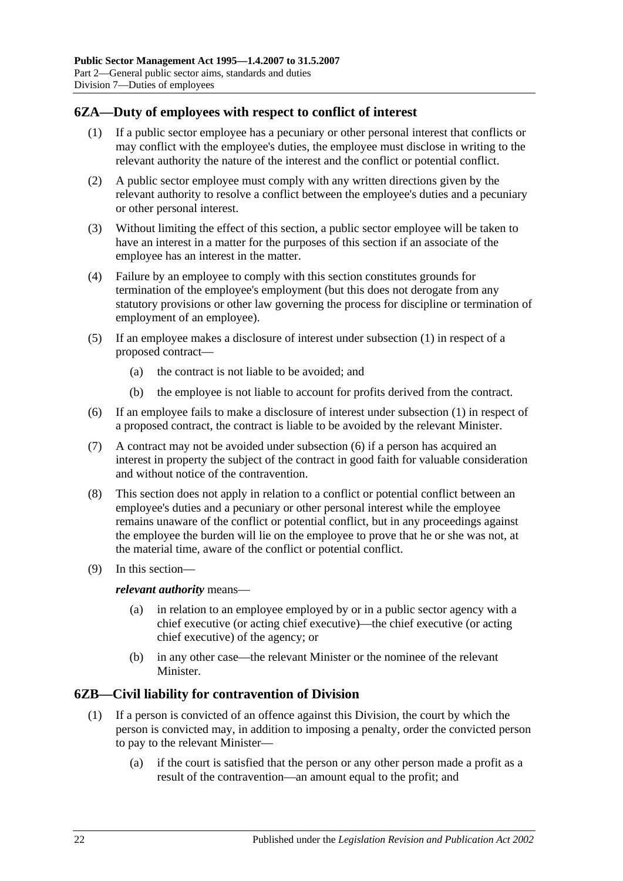## 6ZA—Duty of employees with respect to conflict of interest

(1) If a public sector employee has a pecuniary or other personal interest that conflicts or may conflict with the employee's duties, the employee must disclose in writing to the relevant authority the nature of the interest and the conflict or potential conflict.

(2) A public sector employee must comply with any written directions given by the relevant authority to resolve a conflict between the employee's duties and a pecuniary or other personal interest.

(3) Without limiting the effect of this section, a public sector employee will be taken to have an interest in a matter for the purposes of this section if an associate of the employee has an interest in the matter.

(4) Failure by an employee to comply with this section constitutes grounds for termination of the employee's employment (but this does not derogate from any statutory provisions or other law governing the process for discipline or termination of employment of an employee).

(5) If an employee makes a disclosure of interest under subsection (1) in respect of a proposed contract—

- (a) the contract is not liable to be avoided; and
- (b) the employee is not liable to account for profits derived from the contract.

(6) If an employee fails to make a disclosure of interest under subsection (1) in respect of a proposed contract, the contract is liable to be avoided by the relevant Minister.

(7) A contract may not be avoided under subsection (6) if a person has acquired an interest in property the subject of the contract in good faith for valuable consideration and without notice of the contravention.

(8) This section does not apply in relation to a conflict or potential conflict between an employee's duties and a pecuniary or other personal interest while the employee remains unaware of the conflict or potential conflict, but in any proceedings against the employee the burden will lie on the employee to prove that he or she was not, at the material time, aware of the conflict or potential conflict.

(9) In this section—

***relevant authority*** means—

- (a) in relation to an employee employed by or in a public sector agency with a chief executive (or acting chief executive)—the chief executive (or acting chief executive) of the agency; or
- (b) in any other case—the relevant Minister or the nominee of the relevant Minister.

## 6ZB—Civil liability for contravention of Division

(1) If a person is convicted of an offence against this Division, the court by which the person is convicted may, in addition to imposing a penalty, order the convicted person to pay to the relevant Minister—

- (a) if the court is satisfied that the person or any other person made a profit as a result of the contravention—an amount equal to the profit; and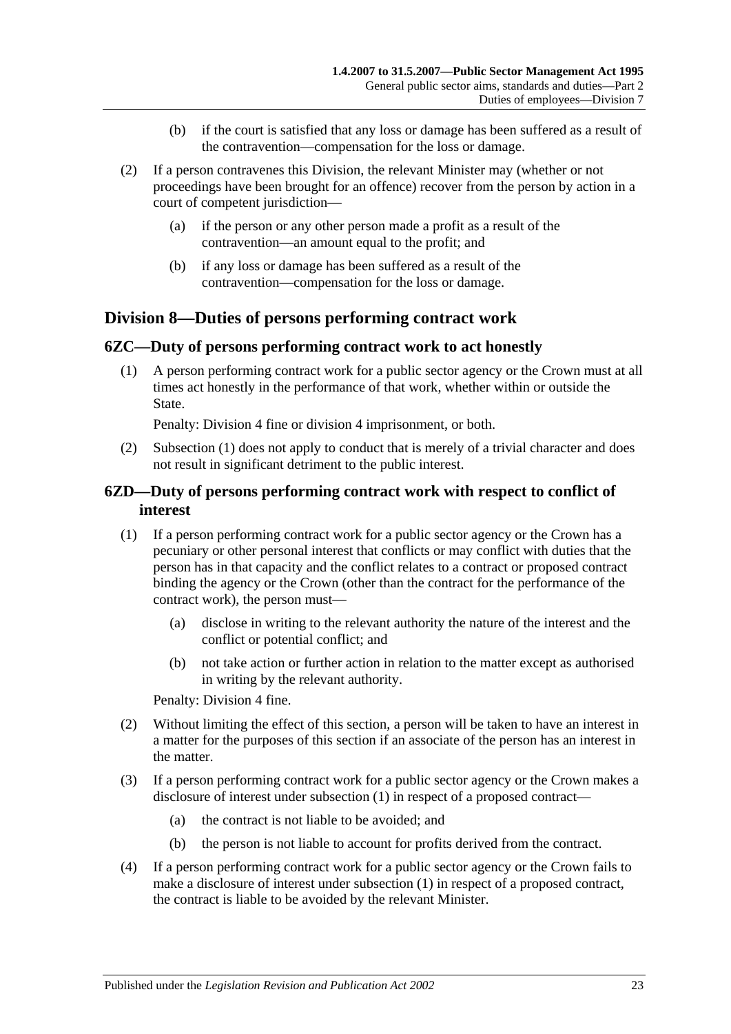(b) if the court is satisfied that any loss or damage has been suffered as a result of the contravention—compensation for the loss or damage.

(2) If a person contravenes this Division, the relevant Minister may (whether or not proceedings have been brought for an offence) recover from the person by action in a court of competent jurisdiction—

(a) if the person or any other person made a profit as a result of the contravention—an amount equal to the profit; and

(b) if any loss or damage has been suffered as a result of the contravention—compensation for the loss or damage.

## Division 8—Duties of persons performing contract work

### 6ZC—Duty of persons performing contract work to act honestly

(1) A person performing contract work for a public sector agency or the Crown must at all times act honestly in the performance of that work, whether within or outside the State.

Penalty: Division 4 fine or division 4 imprisonment, or both.

(2) Subsection (1) does not apply to conduct that is merely of a trivial character and does not result in significant detriment to the public interest.

### 6ZD—Duty of persons performing contract work with respect to conflict of interest

(1) If a person performing contract work for a public sector agency or the Crown has a pecuniary or other personal interest that conflicts or may conflict with duties that the person has in that capacity and the conflict relates to a contract or proposed contract binding the agency or the Crown (other than the contract for the performance of the contract work), the person must—

(a) disclose in writing to the relevant authority the nature of the interest and the conflict or potential conflict; and

(b) not take action or further action in relation to the matter except as authorised in writing by the relevant authority.

Penalty: Division 4 fine.

(2) Without limiting the effect of this section, a person will be taken to have an interest in a matter for the purposes of this section if an associate of the person has an interest in the matter.

(3) If a person performing contract work for a public sector agency or the Crown makes a disclosure of interest under subsection (1) in respect of a proposed contract—

(a) the contract is not liable to be avoided; and

(b) the person is not liable to account for profits derived from the contract.

(4) If a person performing contract work for a public sector agency or the Crown fails to make a disclosure of interest under subsection (1) in respect of a proposed contract, the contract is liable to be avoided by the relevant Minister.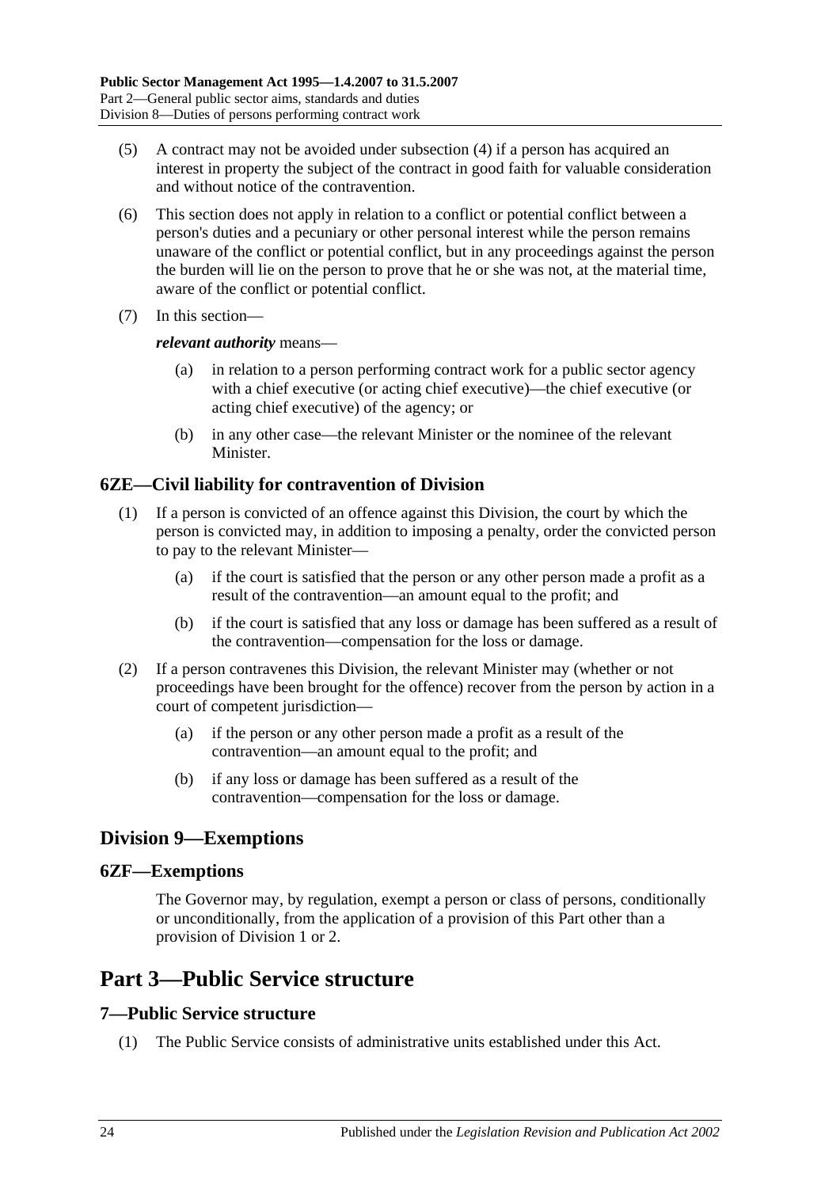(5) A contract may not be avoided under subsection (4) if a person has acquired an interest in property the subject of the contract in good faith for valuable consideration and without notice of the contravention.

(6) This section does not apply in relation to a conflict or potential conflict between a person's duties and a pecuniary or other personal interest while the person remains unaware of the conflict or potential conflict, but in any proceedings against the person the burden will lie on the person to prove that he or she was not, at the material time, aware of the conflict or potential conflict.

(7) In this section—

***relevant authority*** means—

(a) in relation to a person performing contract work for a public sector agency with a chief executive (or acting chief executive)—the chief executive (or acting chief executive) of the agency; or

(b) in any other case—the relevant Minister or the nominee of the relevant Minister.

### 6ZE—Civil liability for contravention of Division

(1) If a person is convicted of an offence against this Division, the court by which the person is convicted may, in addition to imposing a penalty, order the convicted person to pay to the relevant Minister—

(a) if the court is satisfied that the person or any other person made a profit as a result of the contravention—an amount equal to the profit; and

(b) if the court is satisfied that any loss or damage has been suffered as a result of the contravention—compensation for the loss or damage.

(2) If a person contravenes this Division, the relevant Minister may (whether or not proceedings have been brought for the offence) recover from the person by action in a court of competent jurisdiction—

(a) if the person or any other person made a profit as a result of the contravention—an amount equal to the profit; and

(b) if any loss or damage has been suffered as a result of the contravention—compensation for the loss or damage.

## Division 9—Exemptions

### 6ZF—Exemptions

The Governor may, by regulation, exempt a person or class of persons, conditionally or unconditionally, from the application of a provision of this Part other than a provision of Division 1 or 2.

# Part 3—Public Service structure

### 7—Public Service structure

(1) The Public Service consists of administrative units established under this Act.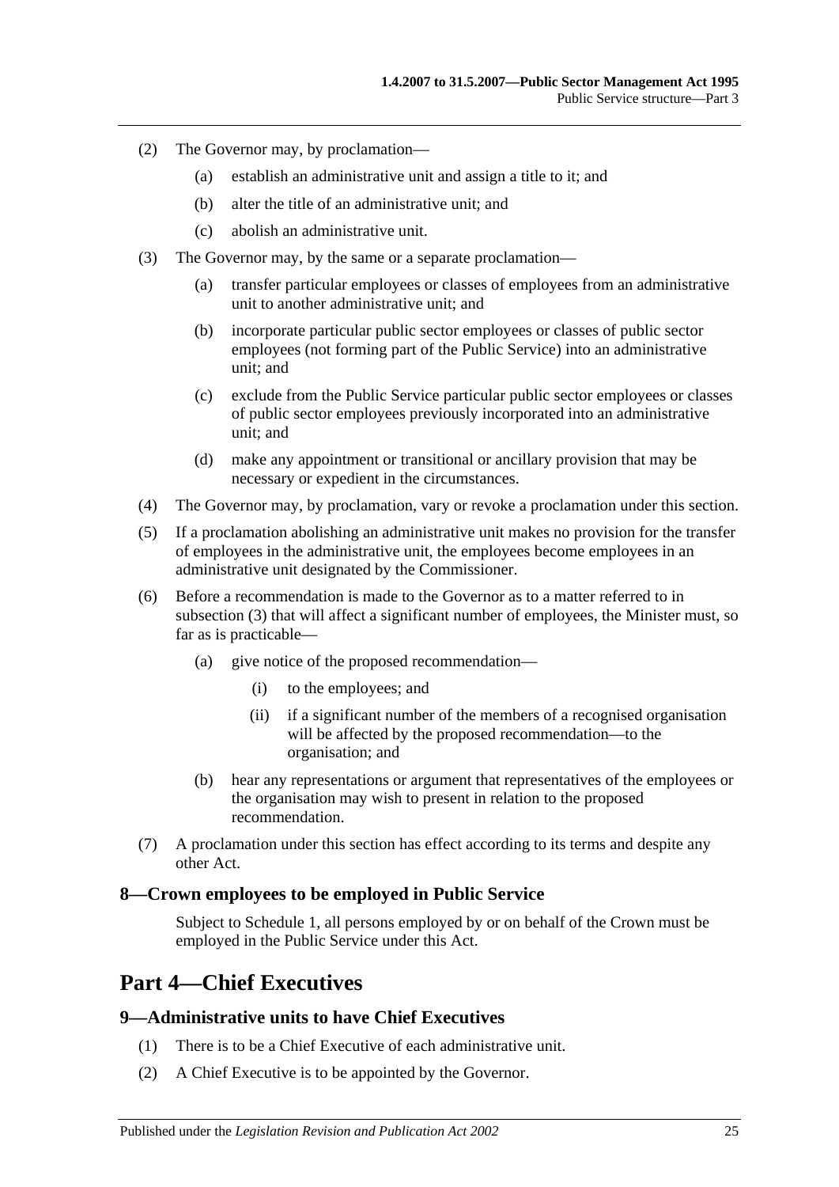(2) The Governor may, by proclamation—

(a) establish an administrative unit and assign a title to it; and

(b) alter the title of an administrative unit; and

(c) abolish an administrative unit.

(3) The Governor may, by the same or a separate proclamation—

(a) transfer particular employees or classes of employees from an administrative unit to another administrative unit; and

(b) incorporate particular public sector employees or classes of public sector employees (not forming part of the Public Service) into an administrative unit; and

(c) exclude from the Public Service particular public sector employees or classes of public sector employees previously incorporated into an administrative unit; and

(d) make any appointment or transitional or ancillary provision that may be necessary or expedient in the circumstances.

(4) The Governor may, by proclamation, vary or revoke a proclamation under this section.

(5) If a proclamation abolishing an administrative unit makes no provision for the transfer of employees in the administrative unit, the employees become employees in an administrative unit designated by the Commissioner.

(6) Before a recommendation is made to the Governor as to a matter referred to in subsection (3) that will affect a significant number of employees, the Minister must, so far as is practicable—

(a) give notice of the proposed recommendation—

(i) to the employees; and

(ii) if a significant number of the members of a recognised organisation will be affected by the proposed recommendation—to the organisation; and

(b) hear any representations or argument that representatives of the employees or the organisation may wish to present in relation to the proposed recommendation.

(7) A proclamation under this section has effect according to its terms and despite any other Act.

### 8—Crown employees to be employed in Public Service

Subject to Schedule 1, all persons employed by or on behalf of the Crown must be employed in the Public Service under this Act.

## Part 4—Chief Executives

### 9—Administrative units to have Chief Executives

(1) There is to be a Chief Executive of each administrative unit.

(2) A Chief Executive is to be appointed by the Governor.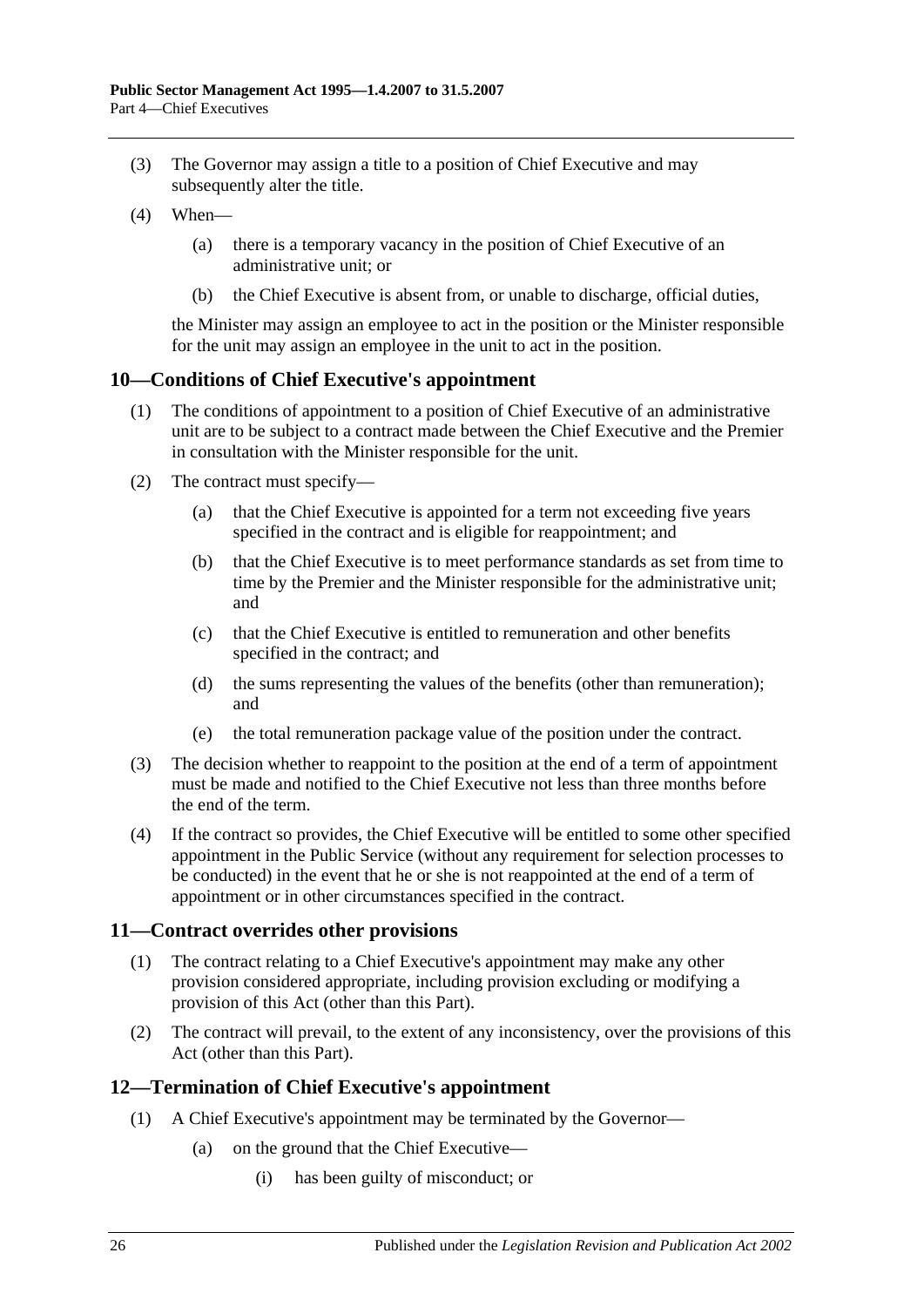(3) The Governor may assign a title to a position of Chief Executive and may subsequently alter the title.

(4) When—

(a) there is a temporary vacancy in the position of Chief Executive of an administrative unit; or

(b) the Chief Executive is absent from, or unable to discharge, official duties,

the Minister may assign an employee to act in the position or the Minister responsible for the unit may assign an employee in the unit to act in the position.

## 10—Conditions of Chief Executive's appointment

(1) The conditions of appointment to a position of Chief Executive of an administrative unit are to be subject to a contract made between the Chief Executive and the Premier in consultation with the Minister responsible for the unit.

(2) The contract must specify—

(a) that the Chief Executive is appointed for a term not exceeding five years specified in the contract and is eligible for reappointment; and

(b) that the Chief Executive is to meet performance standards as set from time to time by the Premier and the Minister responsible for the administrative unit; and

(c) that the Chief Executive is entitled to remuneration and other benefits specified in the contract; and

(d) the sums representing the values of the benefits (other than remuneration); and

(e) the total remuneration package value of the position under the contract.

(3) The decision whether to reappoint to the position at the end of a term of appointment must be made and notified to the Chief Executive not less than three months before the end of the term.

(4) If the contract so provides, the Chief Executive will be entitled to some other specified appointment in the Public Service (without any requirement for selection processes to be conducted) in the event that he or she is not reappointed at the end of a term of appointment or in other circumstances specified in the contract.

## 11—Contract overrides other provisions

(1) The contract relating to a Chief Executive's appointment may make any other provision considered appropriate, including provision excluding or modifying a provision of this Act (other than this Part).

(2) The contract will prevail, to the extent of any inconsistency, over the provisions of this Act (other than this Part).

## 12—Termination of Chief Executive's appointment

(1) A Chief Executive's appointment may be terminated by the Governor—

(a) on the ground that the Chief Executive—

(i) has been guilty of misconduct; or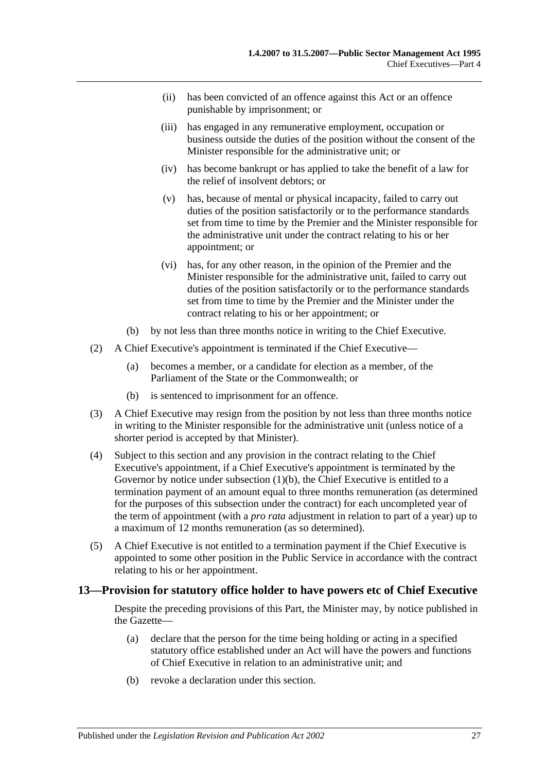(ii) has been convicted of an offence against this Act or an offence punishable by imprisonment; or

(iii) has engaged in any remunerative employment, occupation or business outside the duties of the position without the consent of the Minister responsible for the administrative unit; or

(iv) has become bankrupt or has applied to take the benefit of a law for the relief of insolvent debtors; or

(v) has, because of mental or physical incapacity, failed to carry out duties of the position satisfactorily or to the performance standards set from time to time by the Premier and the Minister responsible for the administrative unit under the contract relating to his or her appointment; or

(vi) has, for any other reason, in the opinion of the Premier and the Minister responsible for the administrative unit, failed to carry out duties of the position satisfactorily or to the performance standards set from time to time by the Premier and the Minister under the contract relating to his or her appointment; or

(b) by not less than three months notice in writing to the Chief Executive.

(2) A Chief Executive's appointment is terminated if the Chief Executive—

(a) becomes a member, or a candidate for election as a member, of the Parliament of the State or the Commonwealth; or

(b) is sentenced to imprisonment for an offence.

(3) A Chief Executive may resign from the position by not less than three months notice in writing to the Minister responsible for the administrative unit (unless notice of a shorter period is accepted by that Minister).

(4) Subject to this section and any provision in the contract relating to the Chief Executive's appointment, if a Chief Executive's appointment is terminated by the Governor by notice under subsection (1)(b), the Chief Executive is entitled to a termination payment of an amount equal to three months remuneration (as determined for the purposes of this subsection under the contract) for each uncompleted year of the term of appointment (with a *pro rata* adjustment in relation to part of a year) up to a maximum of 12 months remuneration (as so determined).

(5) A Chief Executive is not entitled to a termination payment if the Chief Executive is appointed to some other position in the Public Service in accordance with the contract relating to his or her appointment.

## 13—Provision for statutory office holder to have powers etc of Chief Executive

Despite the preceding provisions of this Part, the Minister may, by notice published in the Gazette—

(a) declare that the person for the time being holding or acting in a specified statutory office established under an Act will have the powers and functions of Chief Executive in relation to an administrative unit; and

(b) revoke a declaration under this section.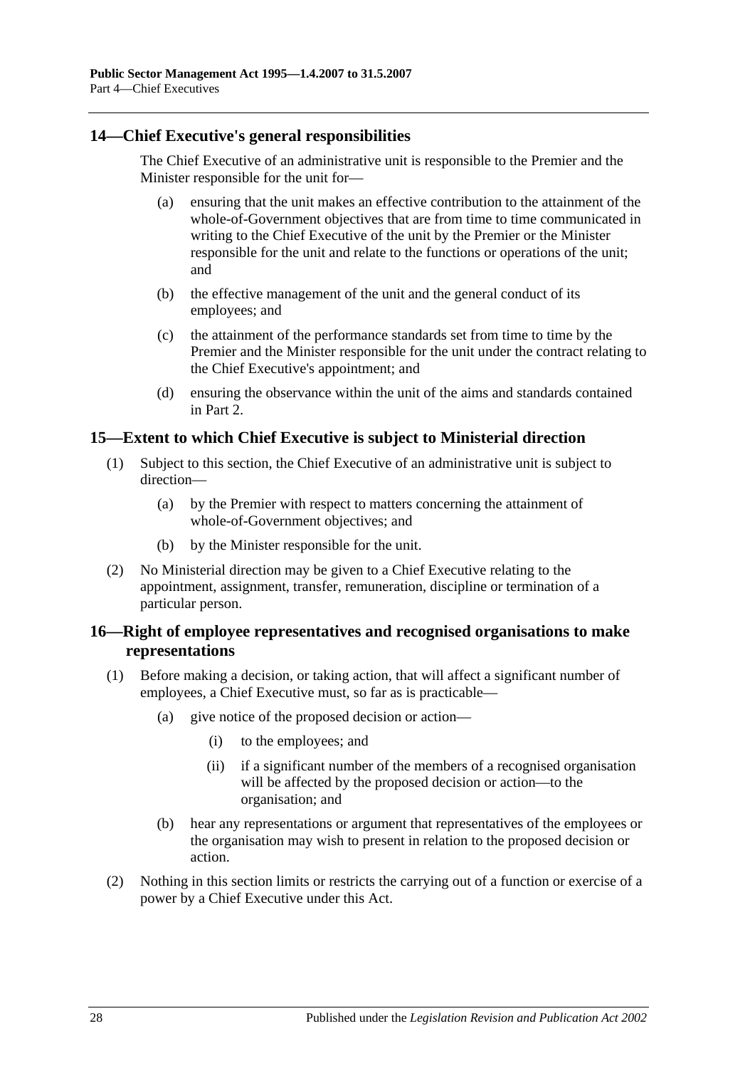## 14—Chief Executive's general responsibilities

The Chief Executive of an administrative unit is responsible to the Premier and the Minister responsible for the unit for—

- (a) ensuring that the unit makes an effective contribution to the attainment of the whole-of-Government objectives that are from time to time communicated in writing to the Chief Executive of the unit by the Premier or the Minister responsible for the unit and relate to the functions or operations of the unit; and
- (b) the effective management of the unit and the general conduct of its employees; and
- (c) the attainment of the performance standards set from time to time by the Premier and the Minister responsible for the unit under the contract relating to the Chief Executive's appointment; and
- (d) ensuring the observance within the unit of the aims and standards contained in Part 2.

## 15—Extent to which Chief Executive is subject to Ministerial direction

(1) Subject to this section, the Chief Executive of an administrative unit is subject to direction—

- (a) by the Premier with respect to matters concerning the attainment of whole-of-Government objectives; and
- (b) by the Minister responsible for the unit.

(2) No Ministerial direction may be given to a Chief Executive relating to the appointment, assignment, transfer, remuneration, discipline or termination of a particular person.

## 16—Right of employee representatives and recognised organisations to make representations

(1) Before making a decision, or taking action, that will affect a significant number of employees, a Chief Executive must, so far as is practicable—

- (a) give notice of the proposed decision or action—
  - (i) to the employees; and
  - (ii) if a significant number of the members of a recognised organisation will be affected by the proposed decision or action—to the organisation; and
- (b) hear any representations or argument that representatives of the employees or the organisation may wish to present in relation to the proposed decision or action.

(2) Nothing in this section limits or restricts the carrying out of a function or exercise of a power by a Chief Executive under this Act.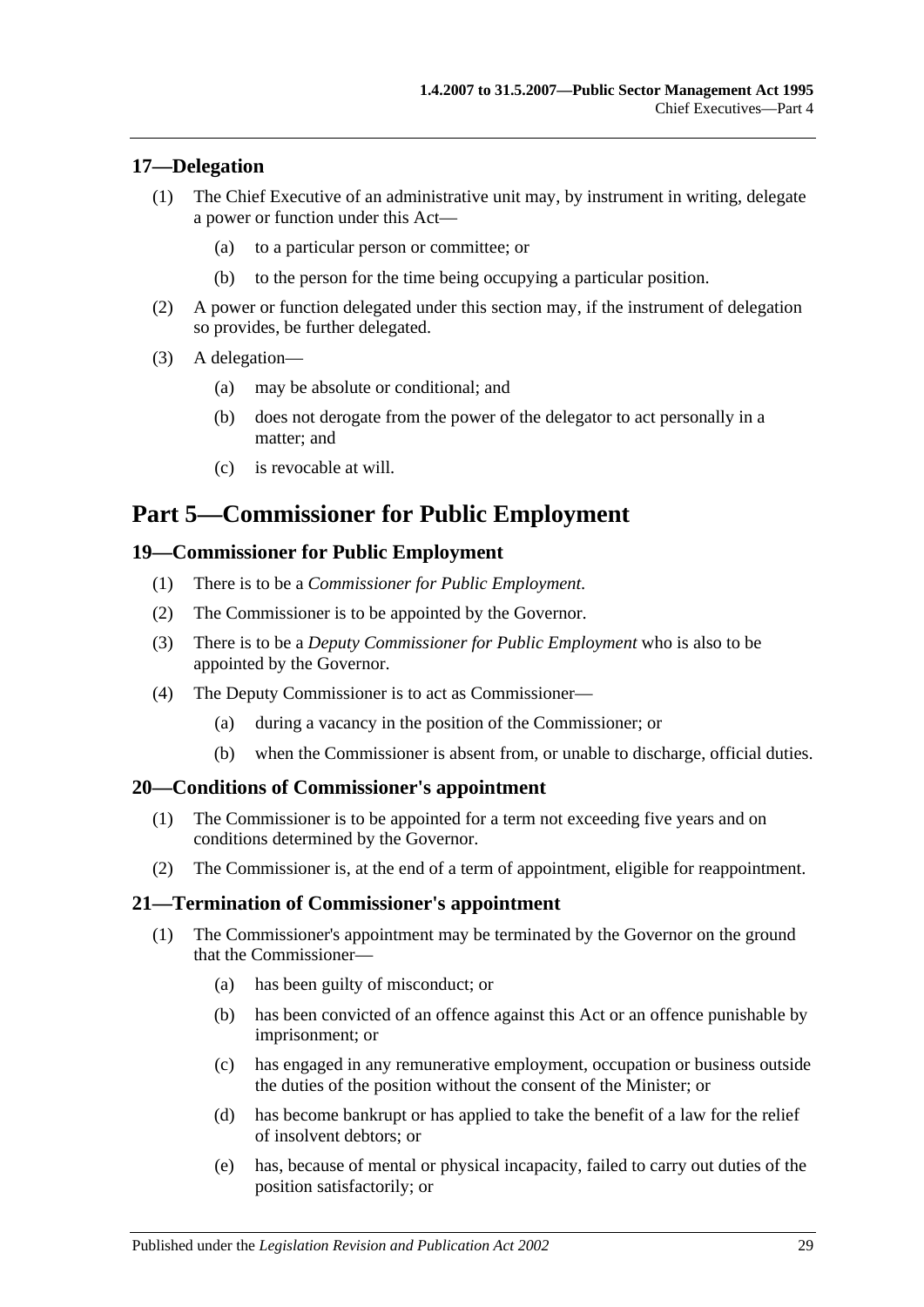### 17—Delegation

(1) The Chief Executive of an administrative unit may, by instrument in writing, delegate a power or function under this Act—

(a) to a particular person or committee; or

(b) to the person for the time being occupying a particular position.

(2) A power or function delegated under this section may, if the instrument of delegation so provides, be further delegated.

(3) A delegation—

(a) may be absolute or conditional; and

(b) does not derogate from the power of the delegator to act personally in a matter; and

(c) is revocable at will.

## Part 5—Commissioner for Public Employment

### 19—Commissioner for Public Employment

(1) There is to be a *Commissioner for Public Employment*.

(2) The Commissioner is to be appointed by the Governor.

(3) There is to be a *Deputy Commissioner for Public Employment* who is also to be appointed by the Governor.

(4) The Deputy Commissioner is to act as Commissioner—

(a) during a vacancy in the position of the Commissioner; or

(b) when the Commissioner is absent from, or unable to discharge, official duties.

### 20—Conditions of Commissioner's appointment

(1) The Commissioner is to be appointed for a term not exceeding five years and on conditions determined by the Governor.

(2) The Commissioner is, at the end of a term of appointment, eligible for reappointment.

### 21—Termination of Commissioner's appointment

(1) The Commissioner's appointment may be terminated by the Governor on the ground that the Commissioner—

(a) has been guilty of misconduct; or

(b) has been convicted of an offence against this Act or an offence punishable by imprisonment; or

(c) has engaged in any remunerative employment, occupation or business outside the duties of the position without the consent of the Minister; or

(d) has become bankrupt or has applied to take the benefit of a law for the relief of insolvent debtors; or

(e) has, because of mental or physical incapacity, failed to carry out duties of the position satisfactorily; or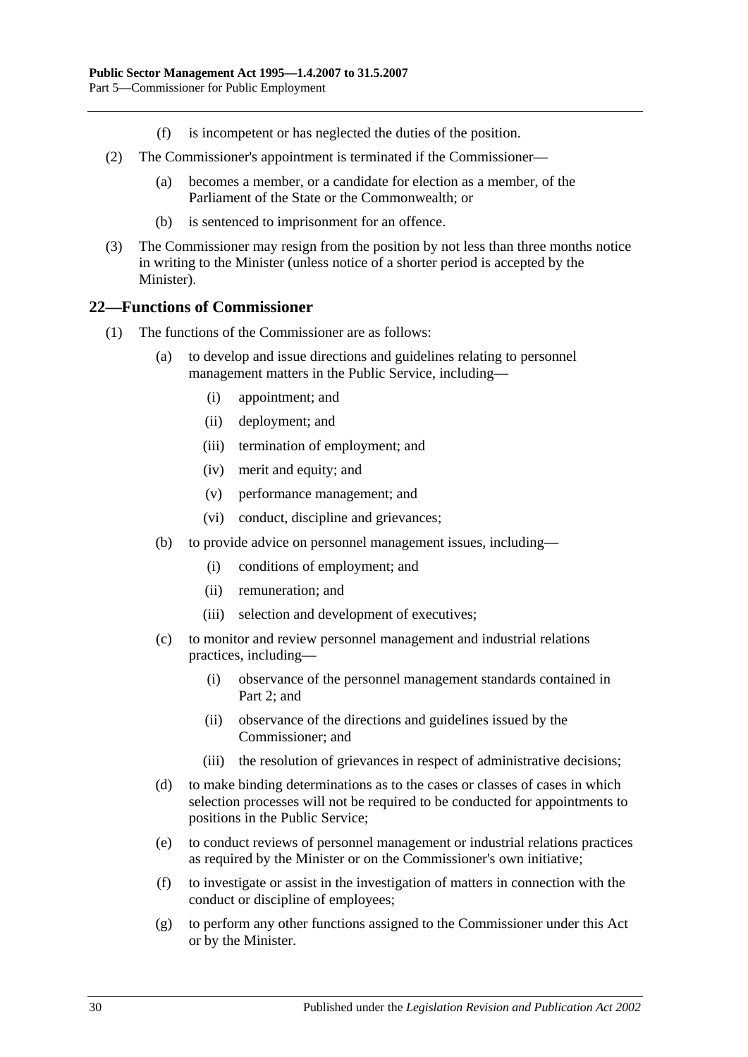(f) is incompetent or has neglected the duties of the position.

(2) The Commissioner's appointment is terminated if the Commissioner—

(a) becomes a member, or a candidate for election as a member, of the Parliament of the State or the Commonwealth; or

(b) is sentenced to imprisonment for an offence.

(3) The Commissioner may resign from the position by not less than three months notice in writing to the Minister (unless notice of a shorter period is accepted by the Minister).

## 22—Functions of Commissioner

(1) The functions of the Commissioner are as follows:

(a) to develop and issue directions and guidelines relating to personnel management matters in the Public Service, including—

(i) appointment; and

(ii) deployment; and

(iii) termination of employment; and

(iv) merit and equity; and

(v) performance management; and

(vi) conduct, discipline and grievances;

(b) to provide advice on personnel management issues, including—

(i) conditions of employment; and

(ii) remuneration; and

(iii) selection and development of executives;

(c) to monitor and review personnel management and industrial relations practices, including—

(i) observance of the personnel management standards contained in Part 2; and

(ii) observance of the directions and guidelines issued by the Commissioner; and

(iii) the resolution of grievances in respect of administrative decisions;

(d) to make binding determinations as to the cases or classes of cases in which selection processes will not be required to be conducted for appointments to positions in the Public Service;

(e) to conduct reviews of personnel management or industrial relations practices as required by the Minister or on the Commissioner's own initiative;

(f) to investigate or assist in the investigation of matters in connection with the conduct or discipline of employees;

(g) to perform any other functions assigned to the Commissioner under this Act or by the Minister.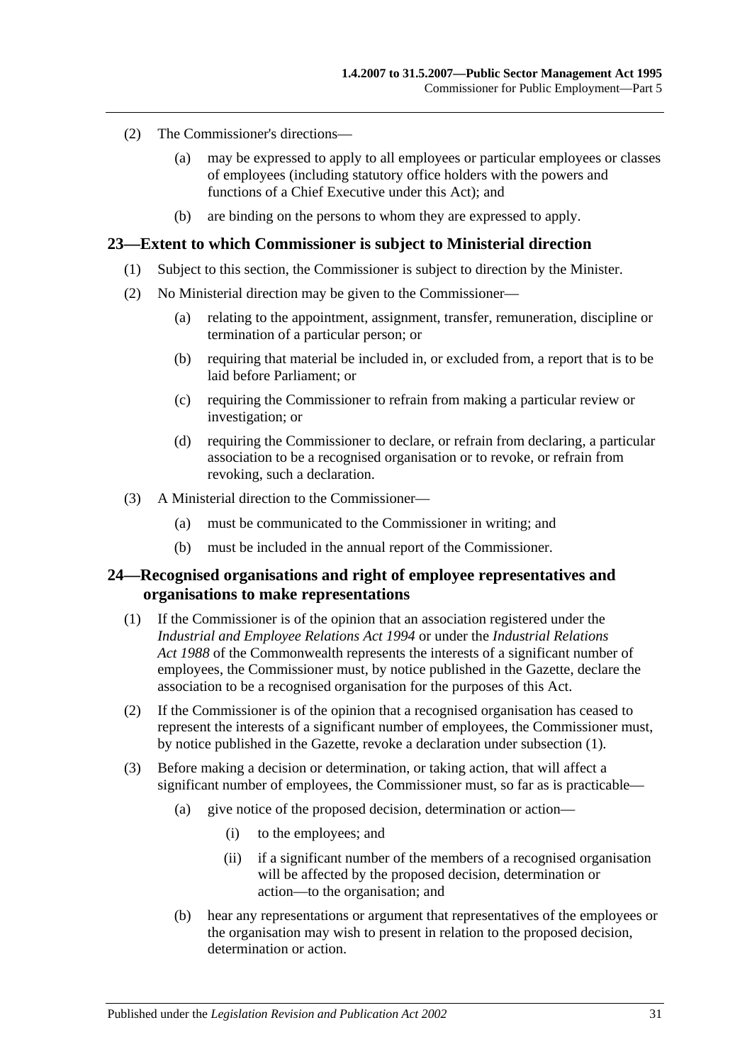(2) The Commissioner's directions—

(a) may be expressed to apply to all employees or particular employees or classes of employees (including statutory office holders with the powers and functions of a Chief Executive under this Act); and

(b) are binding on the persons to whom they are expressed to apply.

## 23—Extent to which Commissioner is subject to Ministerial direction

(1) Subject to this section, the Commissioner is subject to direction by the Minister.

(2) No Ministerial direction may be given to the Commissioner—

(a) relating to the appointment, assignment, transfer, remuneration, discipline or termination of a particular person; or

(b) requiring that material be included in, or excluded from, a report that is to be laid before Parliament; or

(c) requiring the Commissioner to refrain from making a particular review or investigation; or

(d) requiring the Commissioner to declare, or refrain from declaring, a particular association to be a recognised organisation or to revoke, or refrain from revoking, such a declaration.

(3) A Ministerial direction to the Commissioner—

(a) must be communicated to the Commissioner in writing; and

(b) must be included in the annual report of the Commissioner.

## 24—Recognised organisations and right of employee representatives and organisations to make representations

(1) If the Commissioner is of the opinion that an association registered under the *Industrial and Employee Relations Act 1994* or under the *Industrial Relations Act 1988* of the Commonwealth represents the interests of a significant number of employees, the Commissioner must, by notice published in the Gazette, declare the association to be a recognised organisation for the purposes of this Act.

(2) If the Commissioner is of the opinion that a recognised organisation has ceased to represent the interests of a significant number of employees, the Commissioner must, by notice published in the Gazette, revoke a declaration under subsection (1).

(3) Before making a decision or determination, or taking action, that will affect a significant number of employees, the Commissioner must, so far as is practicable—

(a) give notice of the proposed decision, determination or action—

(i) to the employees; and

(ii) if a significant number of the members of a recognised organisation will be affected by the proposed decision, determination or action—to the organisation; and

(b) hear any representations or argument that representatives of the employees or the organisation may wish to present in relation to the proposed decision, determination or action.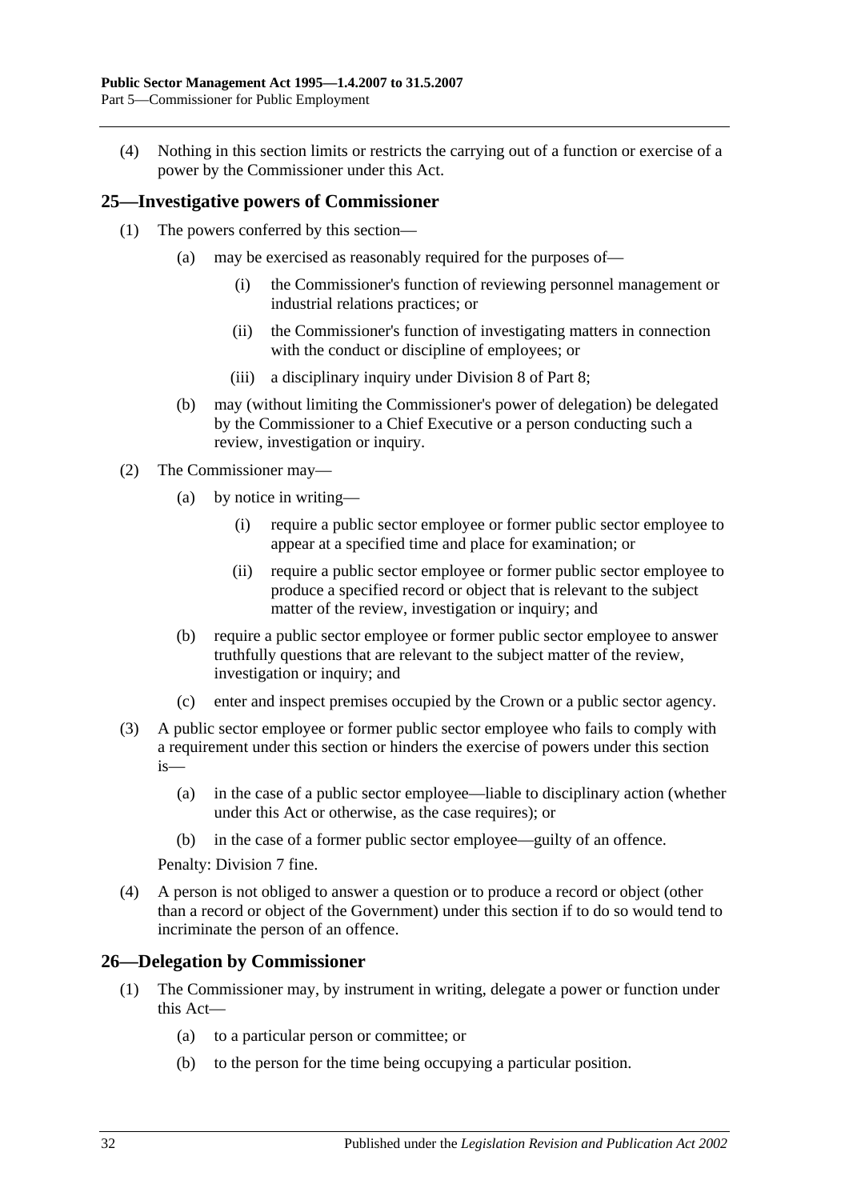(4) Nothing in this section limits or restricts the carrying out of a function or exercise of a power by the Commissioner under this Act.

## 25—Investigative powers of Commissioner

(1) The powers conferred by this section—

(a) may be exercised as reasonably required for the purposes of—

(i) the Commissioner's function of reviewing personnel management or industrial relations practices; or

(ii) the Commissioner's function of investigating matters in connection with the conduct or discipline of employees; or

(iii) a disciplinary inquiry under Division 8 of Part 8;

(b) may (without limiting the Commissioner's power of delegation) be delegated by the Commissioner to a Chief Executive or a person conducting such a review, investigation or inquiry.

(2) The Commissioner may—

(a) by notice in writing—

(i) require a public sector employee or former public sector employee to appear at a specified time and place for examination; or

(ii) require a public sector employee or former public sector employee to produce a specified record or object that is relevant to the subject matter of the review, investigation or inquiry; and

(b) require a public sector employee or former public sector employee to answer truthfully questions that are relevant to the subject matter of the review, investigation or inquiry; and

(c) enter and inspect premises occupied by the Crown or a public sector agency.

(3) A public sector employee or former public sector employee who fails to comply with a requirement under this section or hinders the exercise of powers under this section is—

(a) in the case of a public sector employee—liable to disciplinary action (whether under this Act or otherwise, as the case requires); or

(b) in the case of a former public sector employee—guilty of an offence.

Penalty: Division 7 fine.

(4) A person is not obliged to answer a question or to produce a record or object (other than a record or object of the Government) under this section if to do so would tend to incriminate the person of an offence.

## 26—Delegation by Commissioner

(1) The Commissioner may, by instrument in writing, delegate a power or function under this Act—

(a) to a particular person or committee; or

(b) to the person for the time being occupying a particular position.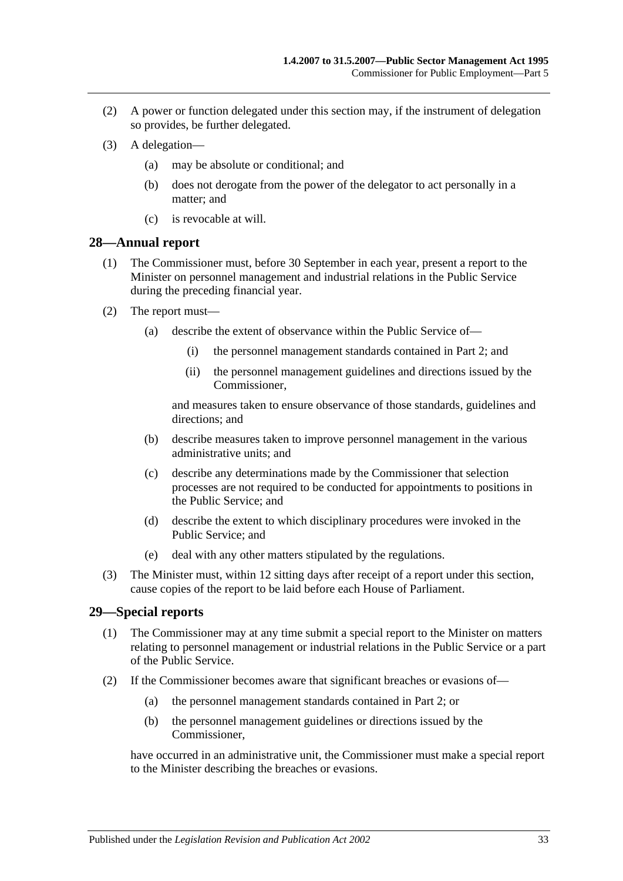(2) A power or function delegated under this section may, if the instrument of delegation so provides, be further delegated.

(3) A delegation—

(a) may be absolute or conditional; and

(b) does not derogate from the power of the delegator to act personally in a matter; and

(c) is revocable at will.

## 28—Annual report

(1) The Commissioner must, before 30 September in each year, present a report to the Minister on personnel management and industrial relations in the Public Service during the preceding financial year.

(2) The report must—

(a) describe the extent of observance within the Public Service of—

(i) the personnel management standards contained in Part 2; and

(ii) the personnel management guidelines and directions issued by the Commissioner,

and measures taken to ensure observance of those standards, guidelines and directions; and

(b) describe measures taken to improve personnel management in the various administrative units; and

(c) describe any determinations made by the Commissioner that selection processes are not required to be conducted for appointments to positions in the Public Service; and

(d) describe the extent to which disciplinary procedures were invoked in the Public Service; and

(e) deal with any other matters stipulated by the regulations.

(3) The Minister must, within 12 sitting days after receipt of a report under this section, cause copies of the report to be laid before each House of Parliament.

## 29—Special reports

(1) The Commissioner may at any time submit a special report to the Minister on matters relating to personnel management or industrial relations in the Public Service or a part of the Public Service.

(2) If the Commissioner becomes aware that significant breaches or evasions of—

(a) the personnel management standards contained in Part 2; or

(b) the personnel management guidelines or directions issued by the Commissioner,

have occurred in an administrative unit, the Commissioner must make a special report to the Minister describing the breaches or evasions.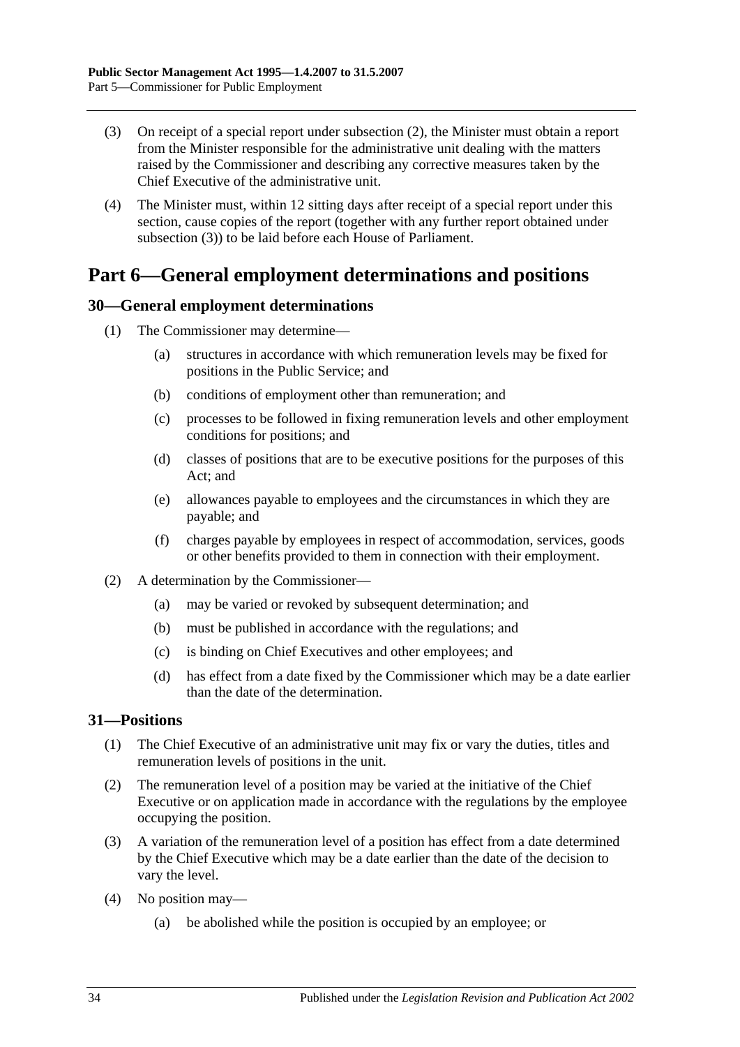(3) On receipt of a special report under subsection (2), the Minister must obtain a report from the Minister responsible for the administrative unit dealing with the matters raised by the Commissioner and describing any corrective measures taken by the Chief Executive of the administrative unit.

(4) The Minister must, within 12 sitting days after receipt of a special report under this section, cause copies of the report (together with any further report obtained under subsection (3)) to be laid before each House of Parliament.

# Part 6—General employment determinations and positions

## 30—General employment determinations

(1) The Commissioner may determine—

(a) structures in accordance with which remuneration levels may be fixed for positions in the Public Service; and

(b) conditions of employment other than remuneration; and

(c) processes to be followed in fixing remuneration levels and other employment conditions for positions; and

(d) classes of positions that are to be executive positions for the purposes of this Act; and

(e) allowances payable to employees and the circumstances in which they are payable; and

(f) charges payable by employees in respect of accommodation, services, goods or other benefits provided to them in connection with their employment.

(2) A determination by the Commissioner—

(a) may be varied or revoked by subsequent determination; and

(b) must be published in accordance with the regulations; and

(c) is binding on Chief Executives and other employees; and

(d) has effect from a date fixed by the Commissioner which may be a date earlier than the date of the determination.

## 31—Positions

(1) The Chief Executive of an administrative unit may fix or vary the duties, titles and remuneration levels of positions in the unit.

(2) The remuneration level of a position may be varied at the initiative of the Chief Executive or on application made in accordance with the regulations by the employee occupying the position.

(3) A variation of the remuneration level of a position has effect from a date determined by the Chief Executive which may be a date earlier than the date of the decision to vary the level.

(4) No position may—

(a) be abolished while the position is occupied by an employee; or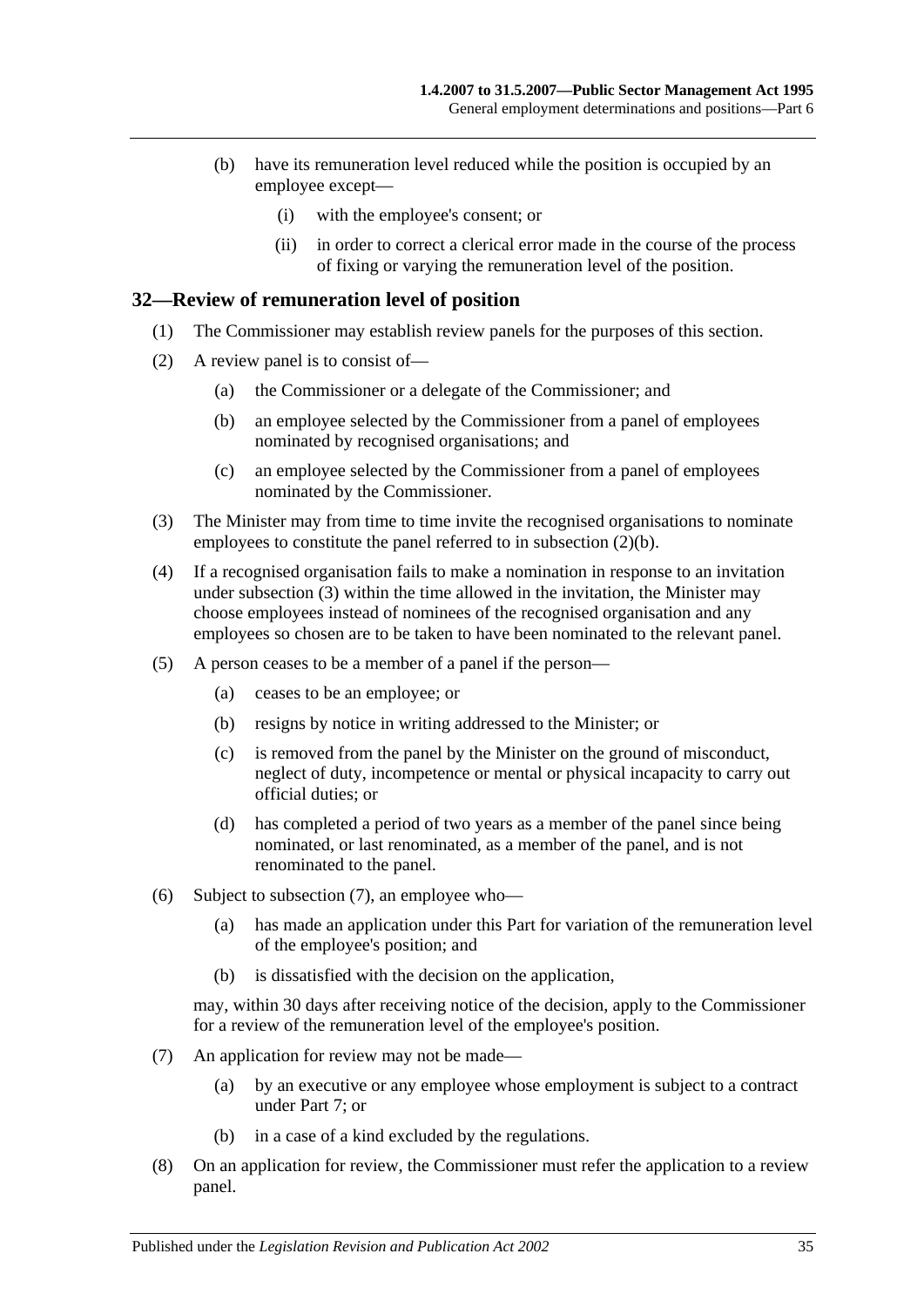(b) have its remuneration level reduced while the position is occupied by an employee except—

(i) with the employee's consent; or

(ii) in order to correct a clerical error made in the course of the process of fixing or varying the remuneration level of the position.

## 32—Review of remuneration level of position

(1) The Commissioner may establish review panels for the purposes of this section.

(2) A review panel is to consist of—

(a) the Commissioner or a delegate of the Commissioner; and

(b) an employee selected by the Commissioner from a panel of employees nominated by recognised organisations; and

(c) an employee selected by the Commissioner from a panel of employees nominated by the Commissioner.

(3) The Minister may from time to time invite the recognised organisations to nominate employees to constitute the panel referred to in subsection (2)(b).

(4) If a recognised organisation fails to make a nomination in response to an invitation under subsection (3) within the time allowed in the invitation, the Minister may choose employees instead of nominees of the recognised organisation and any employees so chosen are to be taken to have been nominated to the relevant panel.

(5) A person ceases to be a member of a panel if the person—

(a) ceases to be an employee; or

(b) resigns by notice in writing addressed to the Minister; or

(c) is removed from the panel by the Minister on the ground of misconduct, neglect of duty, incompetence or mental or physical incapacity to carry out official duties; or

(d) has completed a period of two years as a member of the panel since being nominated, or last renominated, as a member of the panel, and is not renominated to the panel.

(6) Subject to subsection (7), an employee who—

(a) has made an application under this Part for variation of the remuneration level of the employee's position; and

(b) is dissatisfied with the decision on the application,

may, within 30 days after receiving notice of the decision, apply to the Commissioner for a review of the remuneration level of the employee's position.

(7) An application for review may not be made—

(a) by an executive or any employee whose employment is subject to a contract under Part 7; or

(b) in a case of a kind excluded by the regulations.

(8) On an application for review, the Commissioner must refer the application to a review panel.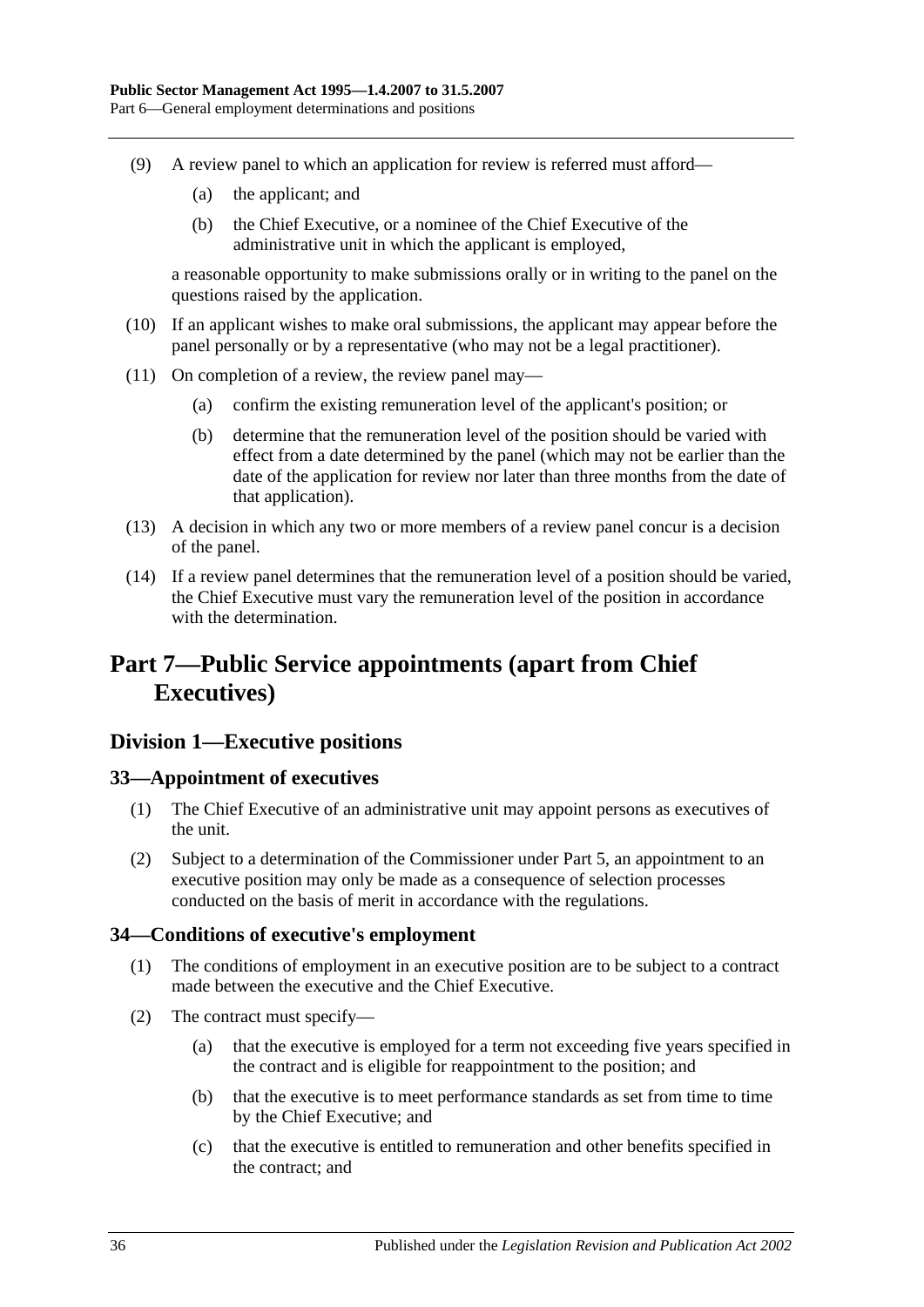(9) A review panel to which an application for review is referred must afford—

(a) the applicant; and

(b) the Chief Executive, or a nominee of the Chief Executive of the administrative unit in which the applicant is employed,

a reasonable opportunity to make submissions orally or in writing to the panel on the questions raised by the application.

(10) If an applicant wishes to make oral submissions, the applicant may appear before the panel personally or by a representative (who may not be a legal practitioner).

(11) On completion of a review, the review panel may—

(a) confirm the existing remuneration level of the applicant's position; or

(b) determine that the remuneration level of the position should be varied with effect from a date determined by the panel (which may not be earlier than the date of the application for review nor later than three months from the date of that application).

(13) A decision in which any two or more members of a review panel concur is a decision of the panel.

(14) If a review panel determines that the remuneration level of a position should be varied, the Chief Executive must vary the remuneration level of the position in accordance with the determination.

# Part 7—Public Service appointments (apart from Chief Executives)

## Division 1—Executive positions

### 33—Appointment of executives

(1) The Chief Executive of an administrative unit may appoint persons as executives of the unit.

(2) Subject to a determination of the Commissioner under Part 5, an appointment to an executive position may only be made as a consequence of selection processes conducted on the basis of merit in accordance with the regulations.

### 34—Conditions of executive's employment

(1) The conditions of employment in an executive position are to be subject to a contract made between the executive and the Chief Executive.

(2) The contract must specify—

(a) that the executive is employed for a term not exceeding five years specified in the contract and is eligible for reappointment to the position; and

(b) that the executive is to meet performance standards as set from time to time by the Chief Executive; and

(c) that the executive is entitled to remuneration and other benefits specified in the contract; and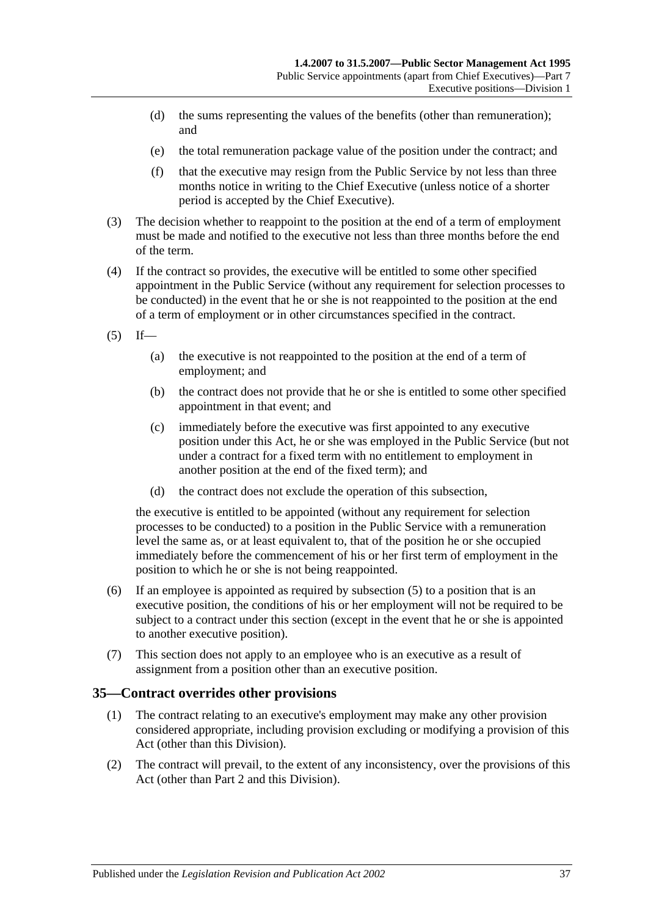(d) the sums representing the values of the benefits (other than remuneration); and

(e) the total remuneration package value of the position under the contract; and

(f) that the executive may resign from the Public Service by not less than three months notice in writing to the Chief Executive (unless notice of a shorter period is accepted by the Chief Executive).

(3) The decision whether to reappoint to the position at the end of a term of employment must be made and notified to the executive not less than three months before the end of the term.

(4) If the contract so provides, the executive will be entitled to some other specified appointment in the Public Service (without any requirement for selection processes to be conducted) in the event that he or she is not reappointed to the position at the end of a term of employment or in other circumstances specified in the contract.

(5) If—

(a) the executive is not reappointed to the position at the end of a term of employment; and

(b) the contract does not provide that he or she is entitled to some other specified appointment in that event; and

(c) immediately before the executive was first appointed to any executive position under this Act, he or she was employed in the Public Service (but not under a contract for a fixed term with no entitlement to employment in another position at the end of the fixed term); and

(d) the contract does not exclude the operation of this subsection,

the executive is entitled to be appointed (without any requirement for selection processes to be conducted) to a position in the Public Service with a remuneration level the same as, or at least equivalent to, that of the position he or she occupied immediately before the commencement of his or her first term of employment in the position to which he or she is not being reappointed.

(6) If an employee is appointed as required by subsection (5) to a position that is an executive position, the conditions of his or her employment will not be required to be subject to a contract under this section (except in the event that he or she is appointed to another executive position).

(7) This section does not apply to an employee who is an executive as a result of assignment from a position other than an executive position.

## 35—Contract overrides other provisions

(1) The contract relating to an executive's employment may make any other provision considered appropriate, including provision excluding or modifying a provision of this Act (other than this Division).

(2) The contract will prevail, to the extent of any inconsistency, over the provisions of this Act (other than Part 2 and this Division).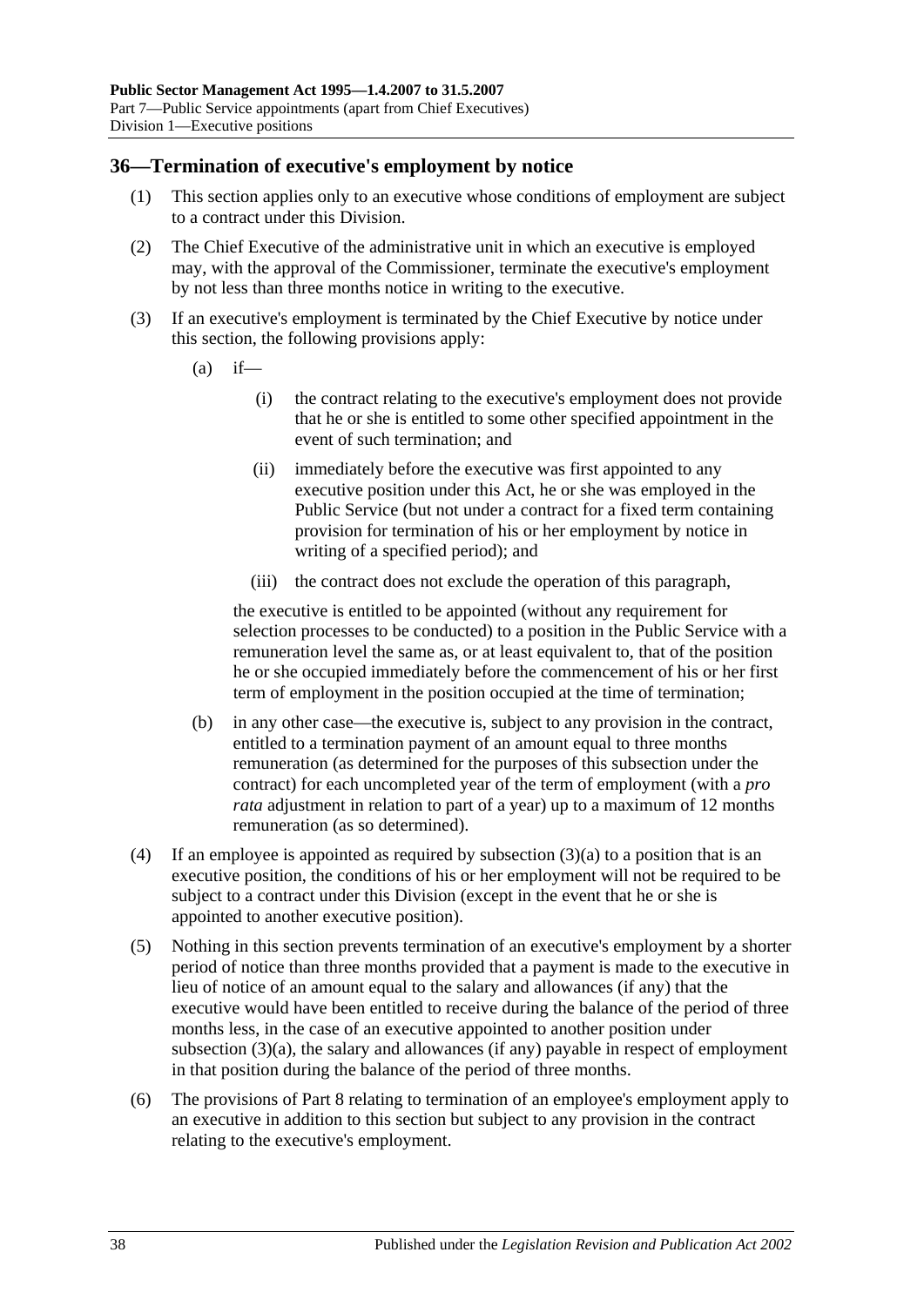## 36—Termination of executive's employment by notice

(1) This section applies only to an executive whose conditions of employment are subject to a contract under this Division.

(2) The Chief Executive of the administrative unit in which an executive is employed may, with the approval of the Commissioner, terminate the executive's employment by not less than three months notice in writing to the executive.

(3) If an executive's employment is terminated by the Chief Executive by notice under this section, the following provisions apply:

(a) if—

(i) the contract relating to the executive's employment does not provide that he or she is entitled to some other specified appointment in the event of such termination; and

(ii) immediately before the executive was first appointed to any executive position under this Act, he or she was employed in the Public Service (but not under a contract for a fixed term containing provision for termination of his or her employment by notice in writing of a specified period); and

(iii) the contract does not exclude the operation of this paragraph,

the executive is entitled to be appointed (without any requirement for selection processes to be conducted) to a position in the Public Service with a remuneration level the same as, or at least equivalent to, that of the position he or she occupied immediately before the commencement of his or her first term of employment in the position occupied at the time of termination;

(b) in any other case—the executive is, subject to any provision in the contract, entitled to a termination payment of an amount equal to three months remuneration (as determined for the purposes of this subsection under the contract) for each uncompleted year of the term of employment (with a *pro rata* adjustment in relation to part of a year) up to a maximum of 12 months remuneration (as so determined).

(4) If an employee is appointed as required by subsection (3)(a) to a position that is an executive position, the conditions of his or her employment will not be required to be subject to a contract under this Division (except in the event that he or she is appointed to another executive position).

(5) Nothing in this section prevents termination of an executive's employment by a shorter period of notice than three months provided that a payment is made to the executive in lieu of notice of an amount equal to the salary and allowances (if any) that the executive would have been entitled to receive during the balance of the period of three months less, in the case of an executive appointed to another position under subsection (3)(a), the salary and allowances (if any) payable in respect of employment in that position during the balance of the period of three months.

(6) The provisions of Part 8 relating to termination of an employee's employment apply to an executive in addition to this section but subject to any provision in the contract relating to the executive's employment.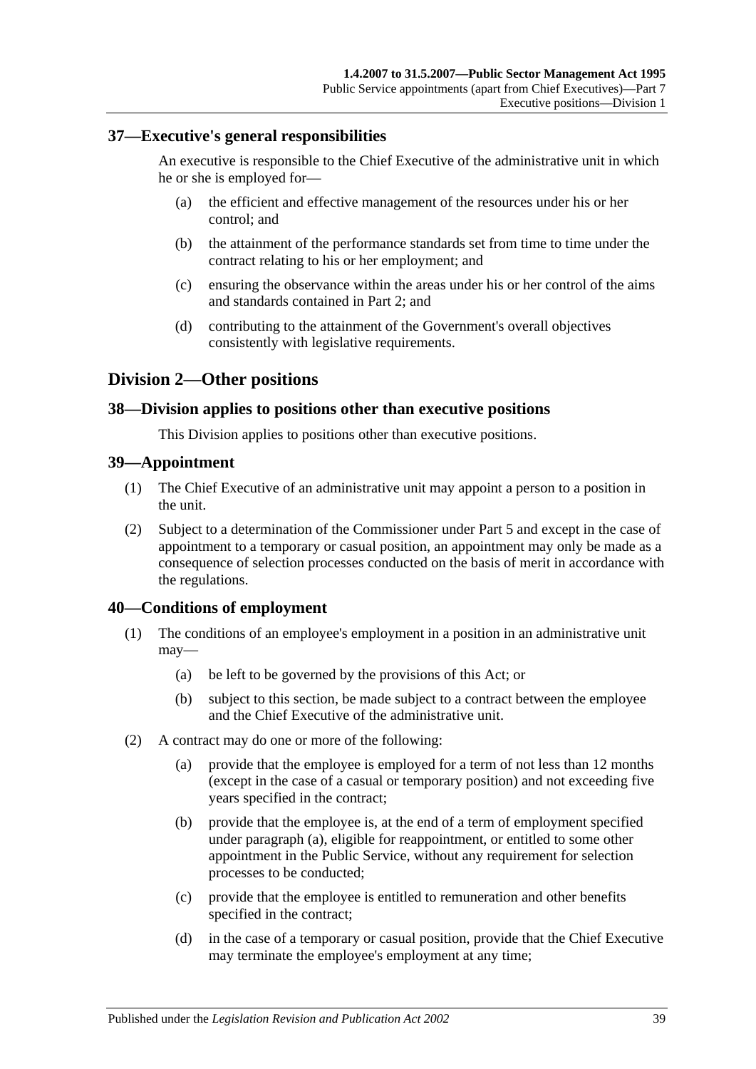## 37—Executive's general responsibilities

An executive is responsible to the Chief Executive of the administrative unit in which he or she is employed for—

(a) the efficient and effective management of the resources under his or her control; and

(b) the attainment of the performance standards set from time to time under the contract relating to his or her employment; and

(c) ensuring the observance within the areas under his or her control of the aims and standards contained in Part 2; and

(d) contributing to the attainment of the Government's overall objectives consistently with legislative requirements.

# Division 2—Other positions

## 38—Division applies to positions other than executive positions

This Division applies to positions other than executive positions.

## 39—Appointment

(1) The Chief Executive of an administrative unit may appoint a person to a position in the unit.

(2) Subject to a determination of the Commissioner under Part 5 and except in the case of appointment to a temporary or casual position, an appointment may only be made as a consequence of selection processes conducted on the basis of merit in accordance with the regulations.

## 40—Conditions of employment

(1) The conditions of an employee's employment in a position in an administrative unit may—

(a) be left to be governed by the provisions of this Act; or

(b) subject to this section, be made subject to a contract between the employee and the Chief Executive of the administrative unit.

(2) A contract may do one or more of the following:

(a) provide that the employee is employed for a term of not less than 12 months (except in the case of a casual or temporary position) and not exceeding five years specified in the contract;

(b) provide that the employee is, at the end of a term of employment specified under paragraph (a), eligible for reappointment, or entitled to some other appointment in the Public Service, without any requirement for selection processes to be conducted;

(c) provide that the employee is entitled to remuneration and other benefits specified in the contract;

(d) in the case of a temporary or casual position, provide that the Chief Executive may terminate the employee's employment at any time;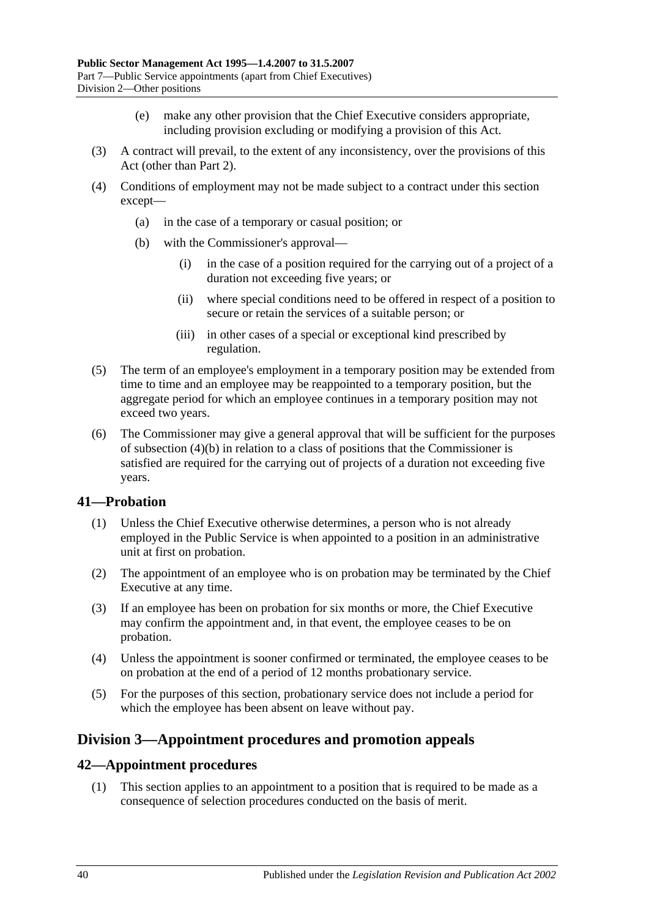(e) make any other provision that the Chief Executive considers appropriate, including provision excluding or modifying a provision of this Act.

(3) A contract will prevail, to the extent of any inconsistency, over the provisions of this Act (other than Part 2).

(4) Conditions of employment may not be made subject to a contract under this section except—

(a) in the case of a temporary or casual position; or

(b) with the Commissioner's approval—

(i) in the case of a position required for the carrying out of a project of a duration not exceeding five years; or

(ii) where special conditions need to be offered in respect of a position to secure or retain the services of a suitable person; or

(iii) in other cases of a special or exceptional kind prescribed by regulation.

(5) The term of an employee's employment in a temporary position may be extended from time to time and an employee may be reappointed to a temporary position, but the aggregate period for which an employee continues in a temporary position may not exceed two years.

(6) The Commissioner may give a general approval that will be sufficient for the purposes of subsection (4)(b) in relation to a class of positions that the Commissioner is satisfied are required for the carrying out of projects of a duration not exceeding five years.

## 41—Probation

(1) Unless the Chief Executive otherwise determines, a person who is not already employed in the Public Service is when appointed to a position in an administrative unit at first on probation.

(2) The appointment of an employee who is on probation may be terminated by the Chief Executive at any time.

(3) If an employee has been on probation for six months or more, the Chief Executive may confirm the appointment and, in that event, the employee ceases to be on probation.

(4) Unless the appointment is sooner confirmed or terminated, the employee ceases to be on probation at the end of a period of 12 months probationary service.

(5) For the purposes of this section, probationary service does not include a period for which the employee has been absent on leave without pay.

# Division 3—Appointment procedures and promotion appeals

## 42—Appointment procedures

(1) This section applies to an appointment to a position that is required to be made as a consequence of selection procedures conducted on the basis of merit.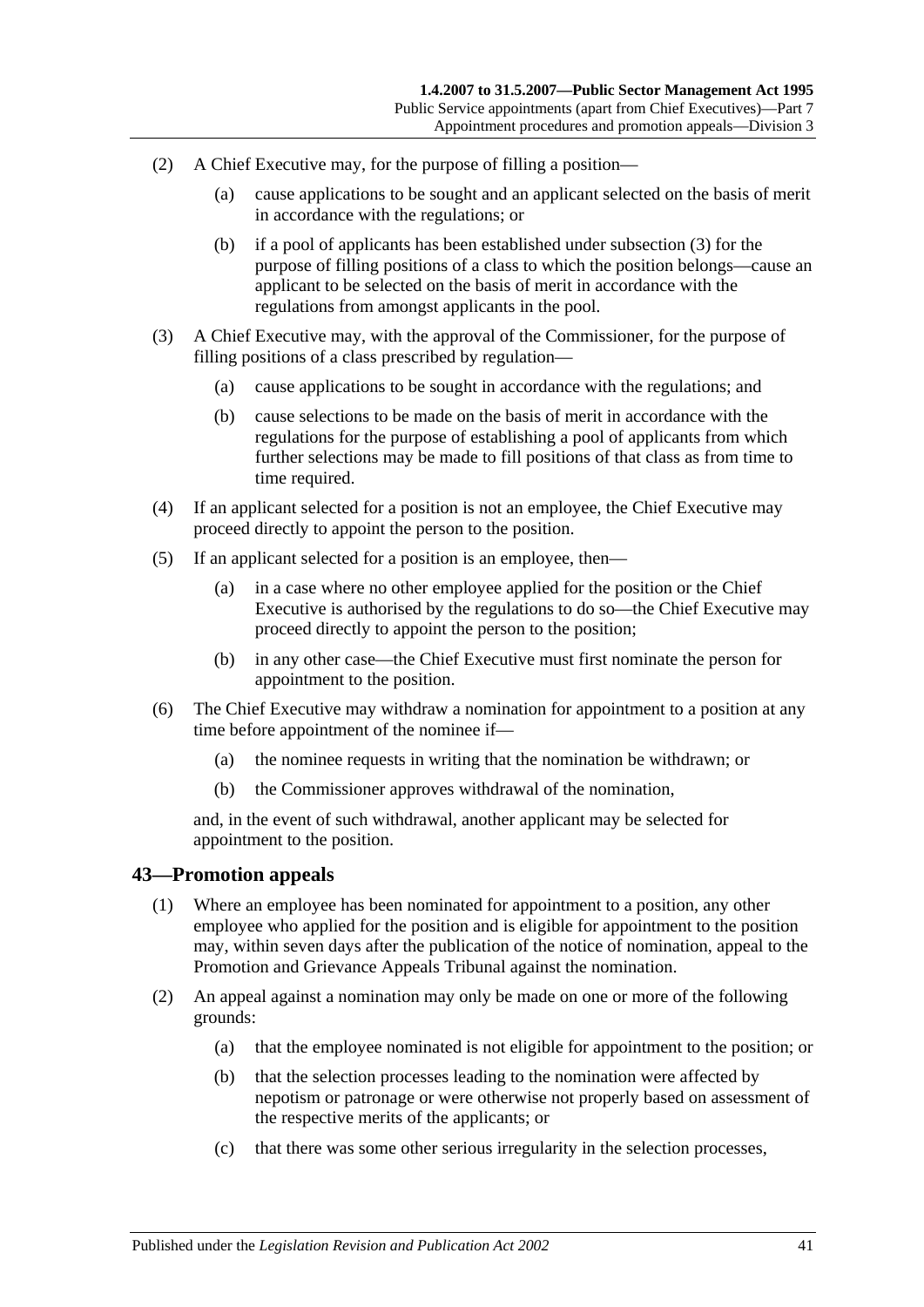(2) A Chief Executive may, for the purpose of filling a position—

(a) cause applications to be sought and an applicant selected on the basis of merit in accordance with the regulations; or

(b) if a pool of applicants has been established under subsection (3) for the purpose of filling positions of a class to which the position belongs—cause an applicant to be selected on the basis of merit in accordance with the regulations from amongst applicants in the pool.

(3) A Chief Executive may, with the approval of the Commissioner, for the purpose of filling positions of a class prescribed by regulation—

(a) cause applications to be sought in accordance with the regulations; and

(b) cause selections to be made on the basis of merit in accordance with the regulations for the purpose of establishing a pool of applicants from which further selections may be made to fill positions of that class as from time to time required.

(4) If an applicant selected for a position is not an employee, the Chief Executive may proceed directly to appoint the person to the position.

(5) If an applicant selected for a position is an employee, then—

(a) in a case where no other employee applied for the position or the Chief Executive is authorised by the regulations to do so—the Chief Executive may proceed directly to appoint the person to the position;

(b) in any other case—the Chief Executive must first nominate the person for appointment to the position.

(6) The Chief Executive may withdraw a nomination for appointment to a position at any time before appointment of the nominee if—

(a) the nominee requests in writing that the nomination be withdrawn; or

(b) the Commissioner approves withdrawal of the nomination,

and, in the event of such withdrawal, another applicant may be selected for appointment to the position.

## 43—Promotion appeals

(1) Where an employee has been nominated for appointment to a position, any other employee who applied for the position and is eligible for appointment to the position may, within seven days after the publication of the notice of nomination, appeal to the Promotion and Grievance Appeals Tribunal against the nomination.

(2) An appeal against a nomination may only be made on one or more of the following grounds:

(a) that the employee nominated is not eligible for appointment to the position; or

(b) that the selection processes leading to the nomination were affected by nepotism or patronage or were otherwise not properly based on assessment of the respective merits of the applicants; or

(c) that there was some other serious irregularity in the selection processes,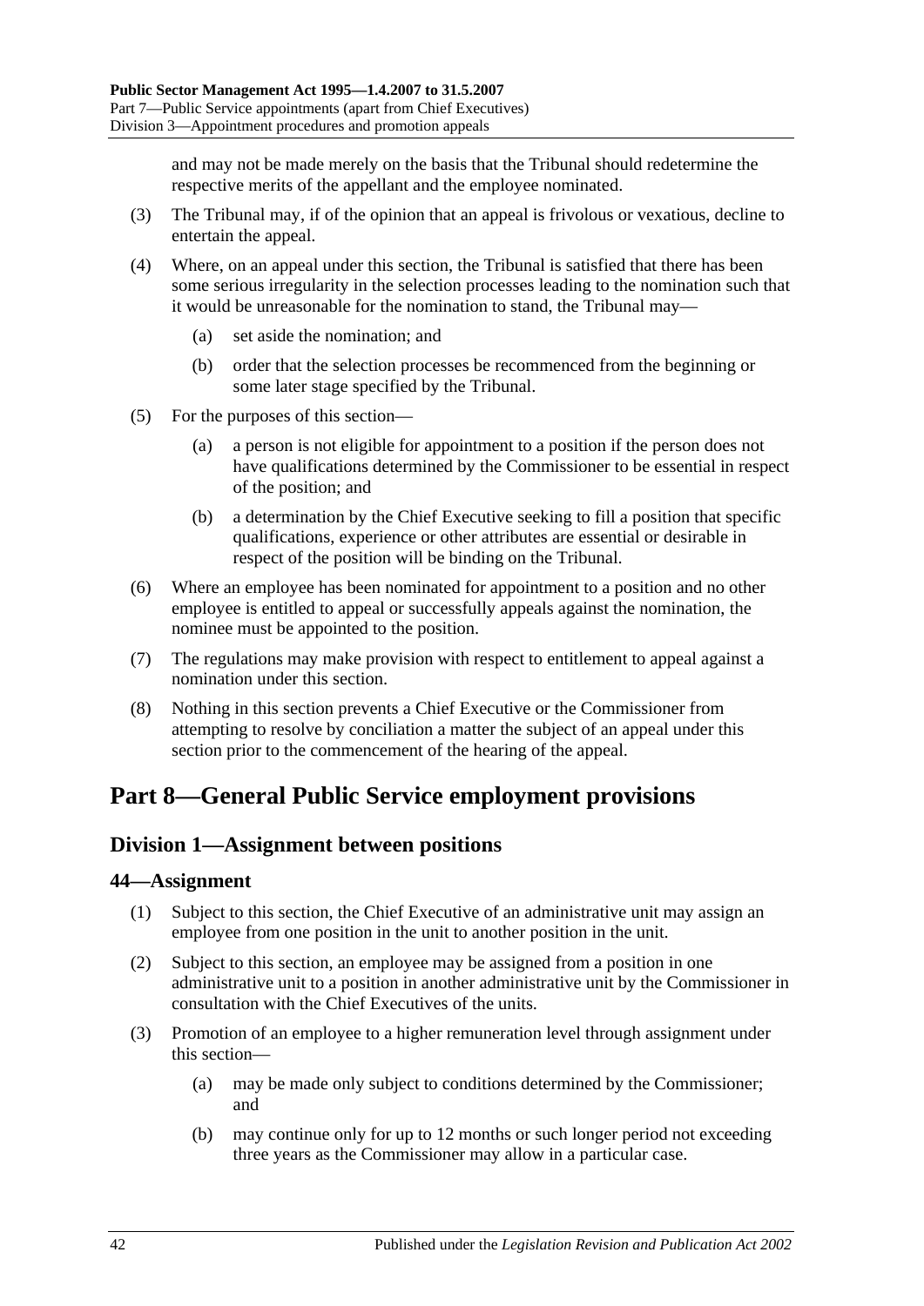and may not be made merely on the basis that the Tribunal should redetermine the respective merits of the appellant and the employee nominated.

(3) The Tribunal may, if of the opinion that an appeal is frivolous or vexatious, decline to entertain the appeal.

(4) Where, on an appeal under this section, the Tribunal is satisfied that there has been some serious irregularity in the selection processes leading to the nomination such that it would be unreasonable for the nomination to stand, the Tribunal may—

(a) set aside the nomination; and

(b) order that the selection processes be recommenced from the beginning or some later stage specified by the Tribunal.

(5) For the purposes of this section—

(a) a person is not eligible for appointment to a position if the person does not have qualifications determined by the Commissioner to be essential in respect of the position; and

(b) a determination by the Chief Executive seeking to fill a position that specific qualifications, experience or other attributes are essential or desirable in respect of the position will be binding on the Tribunal.

(6) Where an employee has been nominated for appointment to a position and no other employee is entitled to appeal or successfully appeals against the nomination, the nominee must be appointed to the position.

(7) The regulations may make provision with respect to entitlement to appeal against a nomination under this section.

(8) Nothing in this section prevents a Chief Executive or the Commissioner from attempting to resolve by conciliation a matter the subject of an appeal under this section prior to the commencement of the hearing of the appeal.

# Part 8—General Public Service employment provisions

## Division 1—Assignment between positions

### 44—Assignment

(1) Subject to this section, the Chief Executive of an administrative unit may assign an employee from one position in the unit to another position in the unit.

(2) Subject to this section, an employee may be assigned from a position in one administrative unit to a position in another administrative unit by the Commissioner in consultation with the Chief Executives of the units.

(3) Promotion of an employee to a higher remuneration level through assignment under this section—

(a) may be made only subject to conditions determined by the Commissioner; and

(b) may continue only for up to 12 months or such longer period not exceeding three years as the Commissioner may allow in a particular case.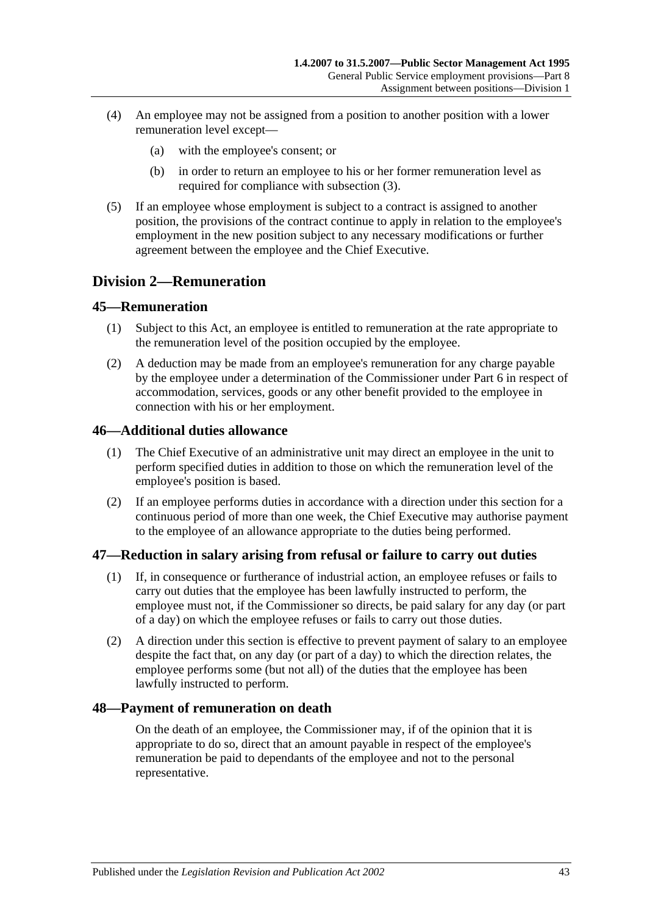(4) An employee may not be assigned from a position to another position with a lower remuneration level except—

(a) with the employee's consent; or

(b) in order to return an employee to his or her former remuneration level as required for compliance with subsection (3).

(5) If an employee whose employment is subject to a contract is assigned to another position, the provisions of the contract continue to apply in relation to the employee's employment in the new position subject to any necessary modifications or further agreement between the employee and the Chief Executive.

## Division 2—Remuneration

### 45—Remuneration

(1) Subject to this Act, an employee is entitled to remuneration at the rate appropriate to the remuneration level of the position occupied by the employee.

(2) A deduction may be made from an employee's remuneration for any charge payable by the employee under a determination of the Commissioner under Part 6 in respect of accommodation, services, goods or any other benefit provided to the employee in connection with his or her employment.

### 46—Additional duties allowance

(1) The Chief Executive of an administrative unit may direct an employee in the unit to perform specified duties in addition to those on which the remuneration level of the employee's position is based.

(2) If an employee performs duties in accordance with a direction under this section for a continuous period of more than one week, the Chief Executive may authorise payment to the employee of an allowance appropriate to the duties being performed.

### 47—Reduction in salary arising from refusal or failure to carry out duties

(1) If, in consequence or furtherance of industrial action, an employee refuses or fails to carry out duties that the employee has been lawfully instructed to perform, the employee must not, if the Commissioner so directs, be paid salary for any day (or part of a day) on which the employee refuses or fails to carry out those duties.

(2) A direction under this section is effective to prevent payment of salary to an employee despite the fact that, on any day (or part of a day) to which the direction relates, the employee performs some (but not all) of the duties that the employee has been lawfully instructed to perform.

### 48—Payment of remuneration on death

On the death of an employee, the Commissioner may, if of the opinion that it is appropriate to do so, direct that an amount payable in respect of the employee's remuneration be paid to dependants of the employee and not to the personal representative.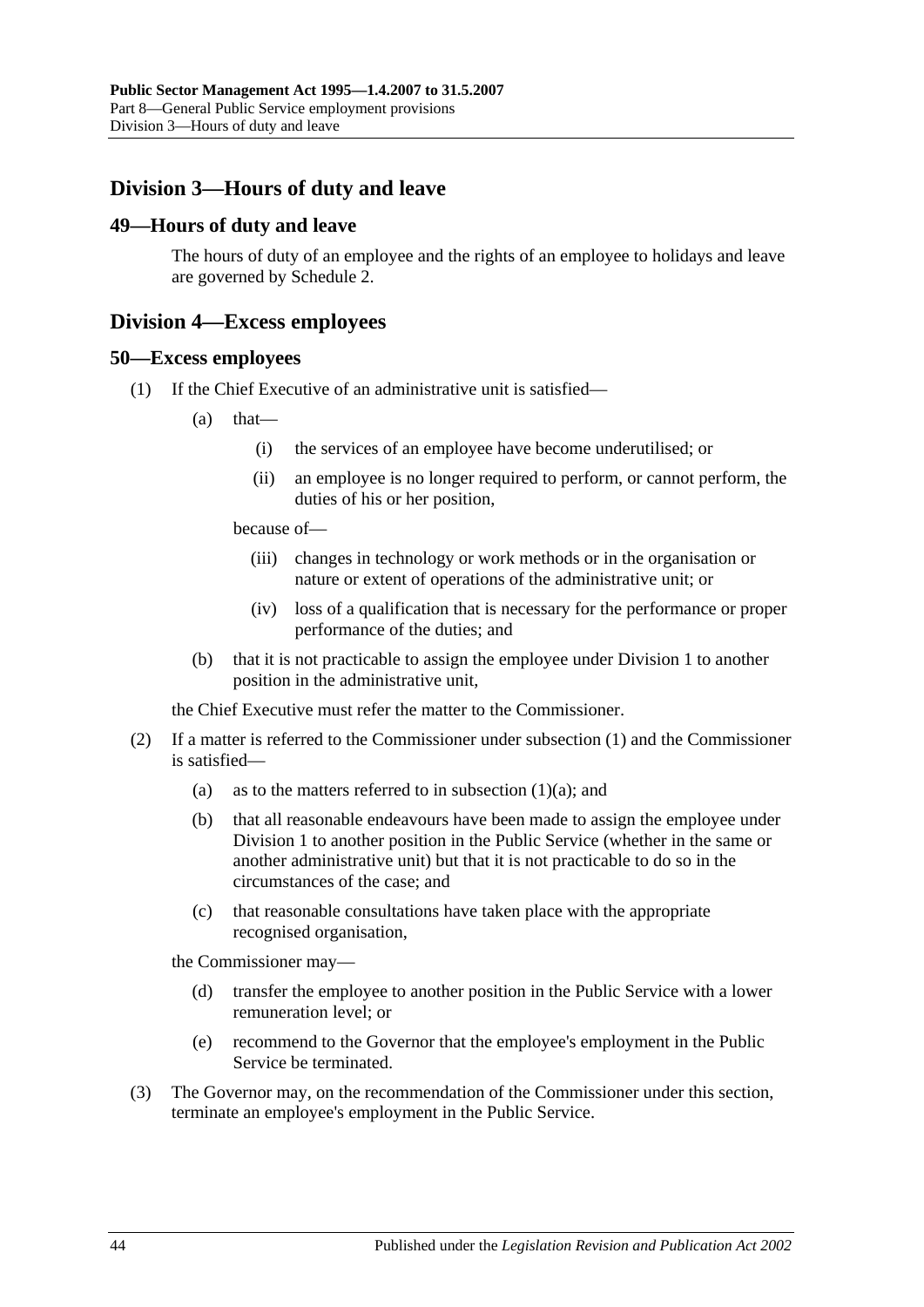## Division 3—Hours of duty and leave

### 49—Hours of duty and leave

The hours of duty of an employee and the rights of an employee to holidays and leave are governed by Schedule 2.

## Division 4—Excess employees

### 50—Excess employees

(1) If the Chief Executive of an administrative unit is satisfied—

(a) that—

(i) the services of an employee have become underutilised; or

(ii) an employee is no longer required to perform, or cannot perform, the duties of his or her position,

because of—

(iii) changes in technology or work methods or in the organisation or nature or extent of operations of the administrative unit; or

(iv) loss of a qualification that is necessary for the performance or proper performance of the duties; and

(b) that it is not practicable to assign the employee under Division 1 to another position in the administrative unit,

the Chief Executive must refer the matter to the Commissioner.

(2) If a matter is referred to the Commissioner under subsection (1) and the Commissioner is satisfied—

(a) as to the matters referred to in subsection (1)(a); and

(b) that all reasonable endeavours have been made to assign the employee under Division 1 to another position in the Public Service (whether in the same or another administrative unit) but that it is not practicable to do so in the circumstances of the case; and

(c) that reasonable consultations have taken place with the appropriate recognised organisation,

the Commissioner may—

(d) transfer the employee to another position in the Public Service with a lower remuneration level; or

(e) recommend to the Governor that the employee's employment in the Public Service be terminated.

(3) The Governor may, on the recommendation of the Commissioner under this section, terminate an employee's employment in the Public Service.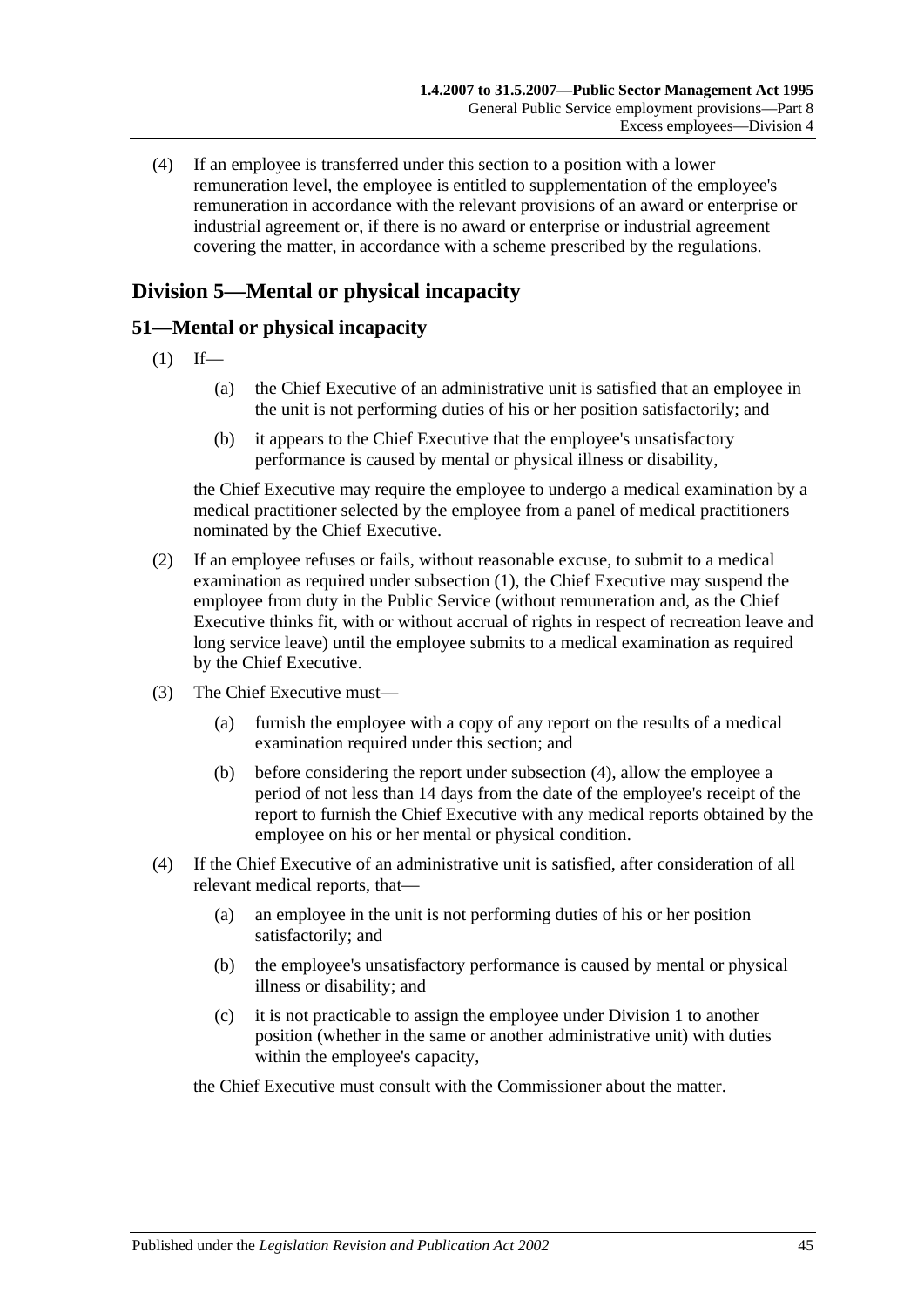(4) If an employee is transferred under this section to a position with a lower remuneration level, the employee is entitled to supplementation of the employee's remuneration in accordance with the relevant provisions of an award or enterprise or industrial agreement or, if there is no award or enterprise or industrial agreement covering the matter, in accordance with a scheme prescribed by the regulations.

## Division 5—Mental or physical incapacity

### 51—Mental or physical incapacity

(1) If—

(a) the Chief Executive of an administrative unit is satisfied that an employee in the unit is not performing duties of his or her position satisfactorily; and

(b) it appears to the Chief Executive that the employee's unsatisfactory performance is caused by mental or physical illness or disability,

the Chief Executive may require the employee to undergo a medical examination by a medical practitioner selected by the employee from a panel of medical practitioners nominated by the Chief Executive.

(2) If an employee refuses or fails, without reasonable excuse, to submit to a medical examination as required under subsection (1), the Chief Executive may suspend the employee from duty in the Public Service (without remuneration and, as the Chief Executive thinks fit, with or without accrual of rights in respect of recreation leave and long service leave) until the employee submits to a medical examination as required by the Chief Executive.

(3) The Chief Executive must—

(a) furnish the employee with a copy of any report on the results of a medical examination required under this section; and

(b) before considering the report under subsection (4), allow the employee a period of not less than 14 days from the date of the employee's receipt of the report to furnish the Chief Executive with any medical reports obtained by the employee on his or her mental or physical condition.

(4) If the Chief Executive of an administrative unit is satisfied, after consideration of all relevant medical reports, that—

(a) an employee in the unit is not performing duties of his or her position satisfactorily; and

(b) the employee's unsatisfactory performance is caused by mental or physical illness or disability; and

(c) it is not practicable to assign the employee under Division 1 to another position (whether in the same or another administrative unit) with duties within the employee's capacity,

the Chief Executive must consult with the Commissioner about the matter.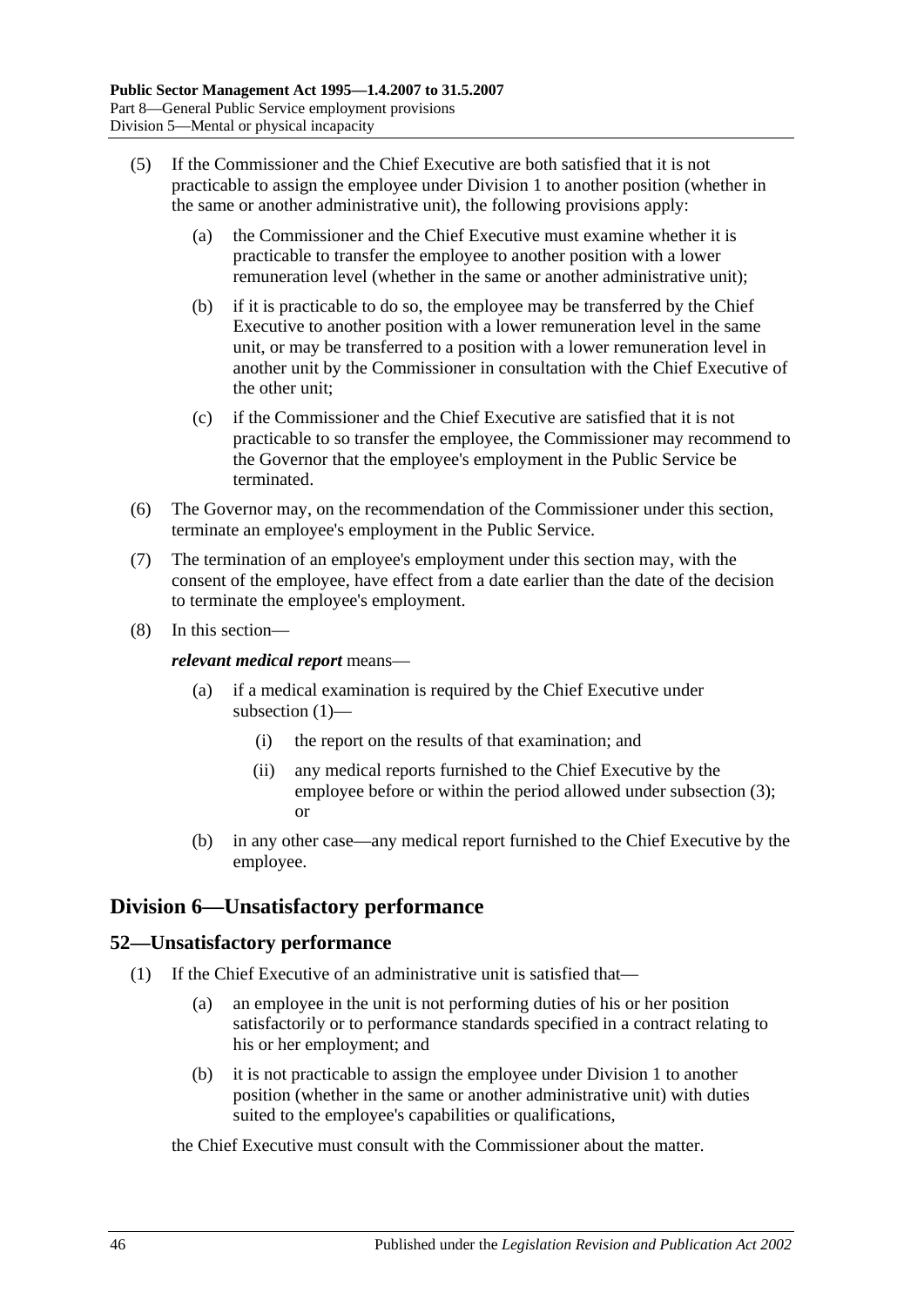(5) If the Commissioner and the Chief Executive are both satisfied that it is not practicable to assign the employee under Division 1 to another position (whether in the same or another administrative unit), the following provisions apply:

(a) the Commissioner and the Chief Executive must examine whether it is practicable to transfer the employee to another position with a lower remuneration level (whether in the same or another administrative unit);

(b) if it is practicable to do so, the employee may be transferred by the Chief Executive to another position with a lower remuneration level in the same unit, or may be transferred to a position with a lower remuneration level in another unit by the Commissioner in consultation with the Chief Executive of the other unit;

(c) if the Commissioner and the Chief Executive are satisfied that it is not practicable to so transfer the employee, the Commissioner may recommend to the Governor that the employee's employment in the Public Service be terminated.

(6) The Governor may, on the recommendation of the Commissioner under this section, terminate an employee's employment in the Public Service.

(7) The termination of an employee's employment under this section may, with the consent of the employee, have effect from a date earlier than the date of the decision to terminate the employee's employment.

(8) In this section—

***relevant medical report*** means—

(a) if a medical examination is required by the Chief Executive under subsection (1)—

(i) the report on the results of that examination; and

(ii) any medical reports furnished to the Chief Executive by the employee before or within the period allowed under subsection (3); or

(b) in any other case—any medical report furnished to the Chief Executive by the employee.

## Division 6—Unsatisfactory performance

### 52—Unsatisfactory performance

(1) If the Chief Executive of an administrative unit is satisfied that—

(a) an employee in the unit is not performing duties of his or her position satisfactorily or to performance standards specified in a contract relating to his or her employment; and

(b) it is not practicable to assign the employee under Division 1 to another position (whether in the same or another administrative unit) with duties suited to the employee's capabilities or qualifications,

the Chief Executive must consult with the Commissioner about the matter.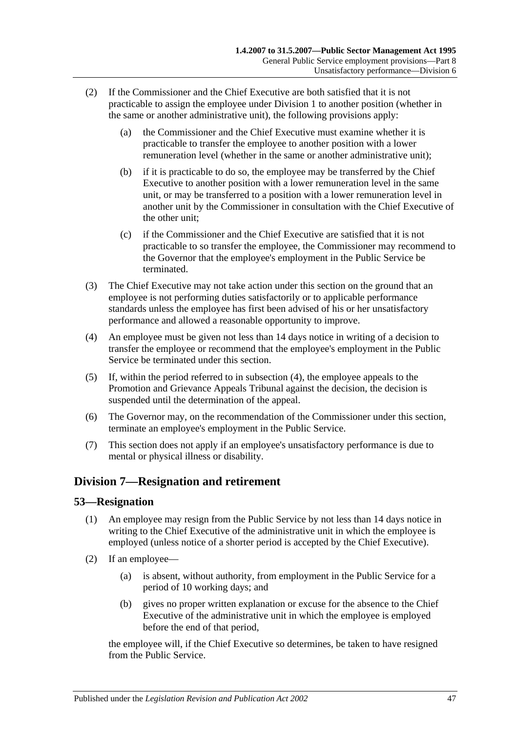(2) If the Commissioner and the Chief Executive are both satisfied that it is not practicable to assign the employee under Division 1 to another position (whether in the same or another administrative unit), the following provisions apply:

 (a) the Commissioner and the Chief Executive must examine whether it is practicable to transfer the employee to another position with a lower remuneration level (whether in the same or another administrative unit);

 (b) if it is practicable to do so, the employee may be transferred by the Chief Executive to another position with a lower remuneration level in the same unit, or may be transferred to a position with a lower remuneration level in another unit by the Commissioner in consultation with the Chief Executive of the other unit;

 (c) if the Commissioner and the Chief Executive are satisfied that it is not practicable to so transfer the employee, the Commissioner may recommend to the Governor that the employee's employment in the Public Service be terminated.

(3) The Chief Executive may not take action under this section on the ground that an employee is not performing duties satisfactorily or to applicable performance standards unless the employee has first been advised of his or her unsatisfactory performance and allowed a reasonable opportunity to improve.

(4) An employee must be given not less than 14 days notice in writing of a decision to transfer the employee or recommend that the employee's employment in the Public Service be terminated under this section.

(5) If, within the period referred to in subsection (4), the employee appeals to the Promotion and Grievance Appeals Tribunal against the decision, the decision is suspended until the determination of the appeal.

(6) The Governor may, on the recommendation of the Commissioner under this section, terminate an employee's employment in the Public Service.

(7) This section does not apply if an employee's unsatisfactory performance is due to mental or physical illness or disability.

## Division 7—Resignation and retirement

### 53—Resignation

(1) An employee may resign from the Public Service by not less than 14 days notice in writing to the Chief Executive of the administrative unit in which the employee is employed (unless notice of a shorter period is accepted by the Chief Executive).

(2) If an employee—

 (a) is absent, without authority, from employment in the Public Service for a period of 10 working days; and

 (b) gives no proper written explanation or excuse for the absence to the Chief Executive of the administrative unit in which the employee is employed before the end of that period,

the employee will, if the Chief Executive so determines, be taken to have resigned from the Public Service.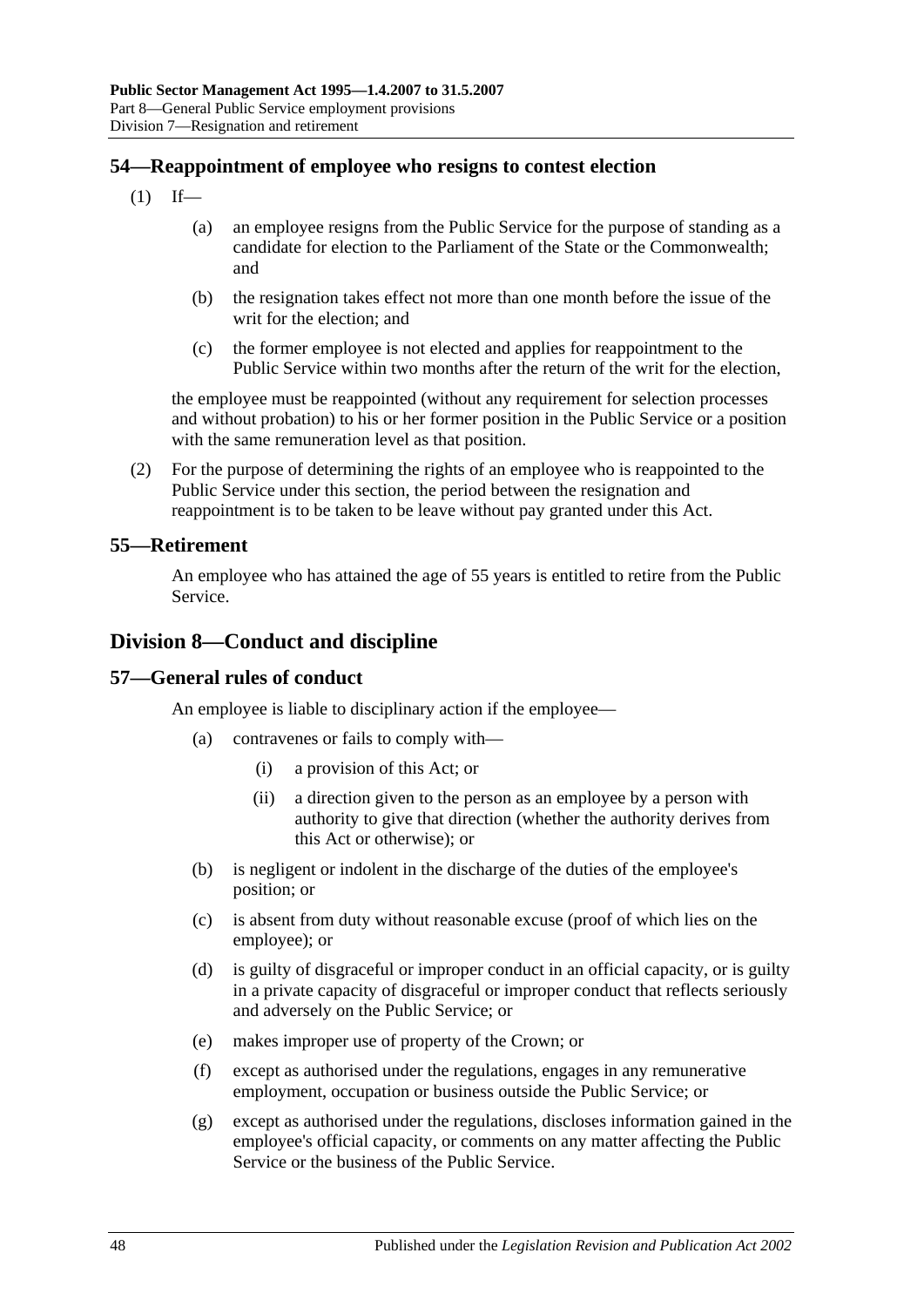## 54—Reappointment of employee who resigns to contest election

(1) If—

  (a) an employee resigns from the Public Service for the purpose of standing as a candidate for election to the Parliament of the State or the Commonwealth; and

  (b) the resignation takes effect not more than one month before the issue of the writ for the election; and

  (c) the former employee is not elected and applies for reappointment to the Public Service within two months after the return of the writ for the election,

the employee must be reappointed (without any requirement for selection processes and without probation) to his or her former position in the Public Service or a position with the same remuneration level as that position.

(2) For the purpose of determining the rights of an employee who is reappointed to the Public Service under this section, the period between the resignation and reappointment is to be taken to be leave without pay granted under this Act.

## 55—Retirement

An employee who has attained the age of 55 years is entitled to retire from the Public Service.

# Division 8—Conduct and discipline

## 57—General rules of conduct

An employee is liable to disciplinary action if the employee—

  (a) contravenes or fails to comply with—

    (i) a provision of this Act; or

    (ii) a direction given to the person as an employee by a person with authority to give that direction (whether the authority derives from this Act or otherwise); or

  (b) is negligent or indolent in the discharge of the duties of the employee's position; or

  (c) is absent from duty without reasonable excuse (proof of which lies on the employee); or

  (d) is guilty of disgraceful or improper conduct in an official capacity, or is guilty in a private capacity of disgraceful or improper conduct that reflects seriously and adversely on the Public Service; or

  (e) makes improper use of property of the Crown; or

  (f) except as authorised under the regulations, engages in any remunerative employment, occupation or business outside the Public Service; or

  (g) except as authorised under the regulations, discloses information gained in the employee's official capacity, or comments on any matter affecting the Public Service or the business of the Public Service.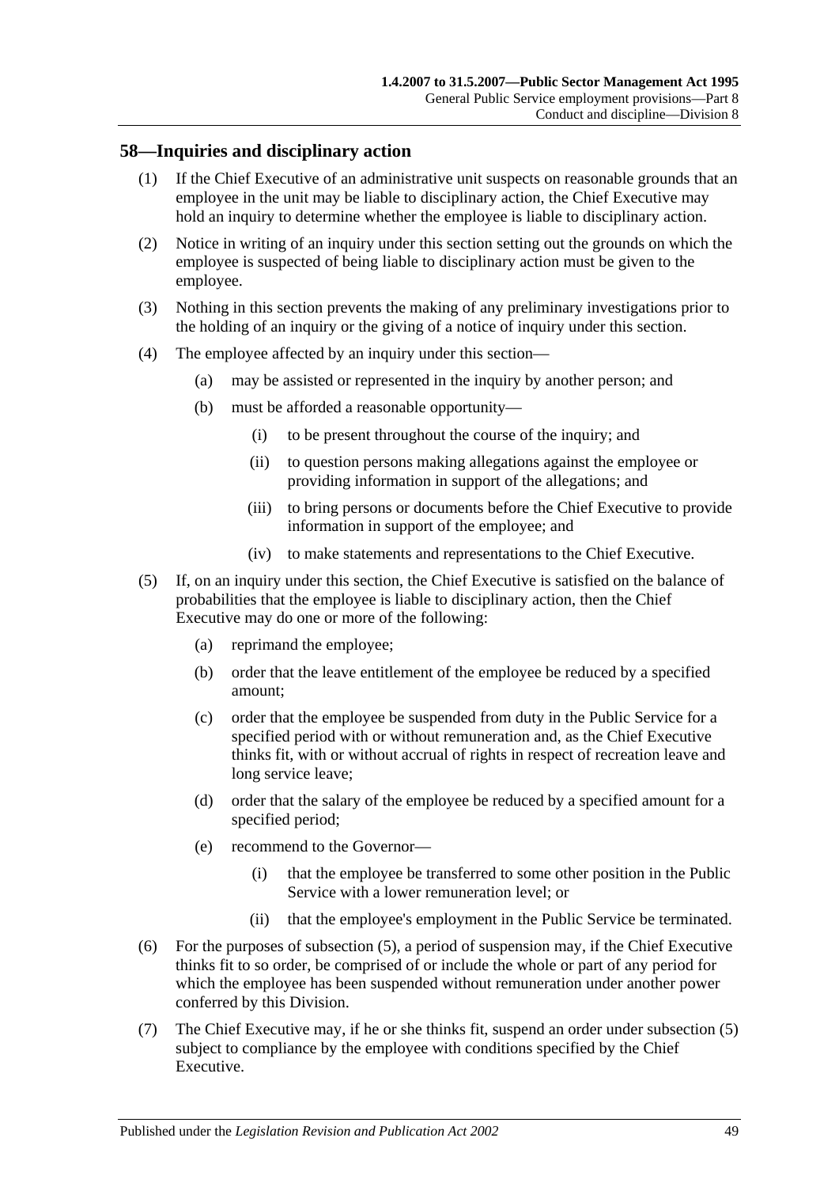## 58—Inquiries and disciplinary action

(1) If the Chief Executive of an administrative unit suspects on reasonable grounds that an employee in the unit may be liable to disciplinary action, the Chief Executive may hold an inquiry to determine whether the employee is liable to disciplinary action.

(2) Notice in writing of an inquiry under this section setting out the grounds on which the employee is suspected of being liable to disciplinary action must be given to the employee.

(3) Nothing in this section prevents the making of any preliminary investigations prior to the holding of an inquiry or the giving of a notice of inquiry under this section.

(4) The employee affected by an inquiry under this section—

- (a) may be assisted or represented in the inquiry by another person; and
- (b) must be afforded a reasonable opportunity—
  - (i) to be present throughout the course of the inquiry; and
  - (ii) to question persons making allegations against the employee or providing information in support of the allegations; and
  - (iii) to bring persons or documents before the Chief Executive to provide information in support of the employee; and
  - (iv) to make statements and representations to the Chief Executive.

(5) If, on an inquiry under this section, the Chief Executive is satisfied on the balance of probabilities that the employee is liable to disciplinary action, then the Chief Executive may do one or more of the following:

- (a) reprimand the employee;
- (b) order that the leave entitlement of the employee be reduced by a specified amount;
- (c) order that the employee be suspended from duty in the Public Service for a specified period with or without remuneration and, as the Chief Executive thinks fit, with or without accrual of rights in respect of recreation leave and long service leave;
- (d) order that the salary of the employee be reduced by a specified amount for a specified period;
- (e) recommend to the Governor—
  - (i) that the employee be transferred to some other position in the Public Service with a lower remuneration level; or
  - (ii) that the employee's employment in the Public Service be terminated.

(6) For the purposes of subsection (5), a period of suspension may, if the Chief Executive thinks fit to so order, be comprised of or include the whole or part of any period for which the employee has been suspended without remuneration under another power conferred by this Division.

(7) The Chief Executive may, if he or she thinks fit, suspend an order under subsection (5) subject to compliance by the employee with conditions specified by the Chief Executive.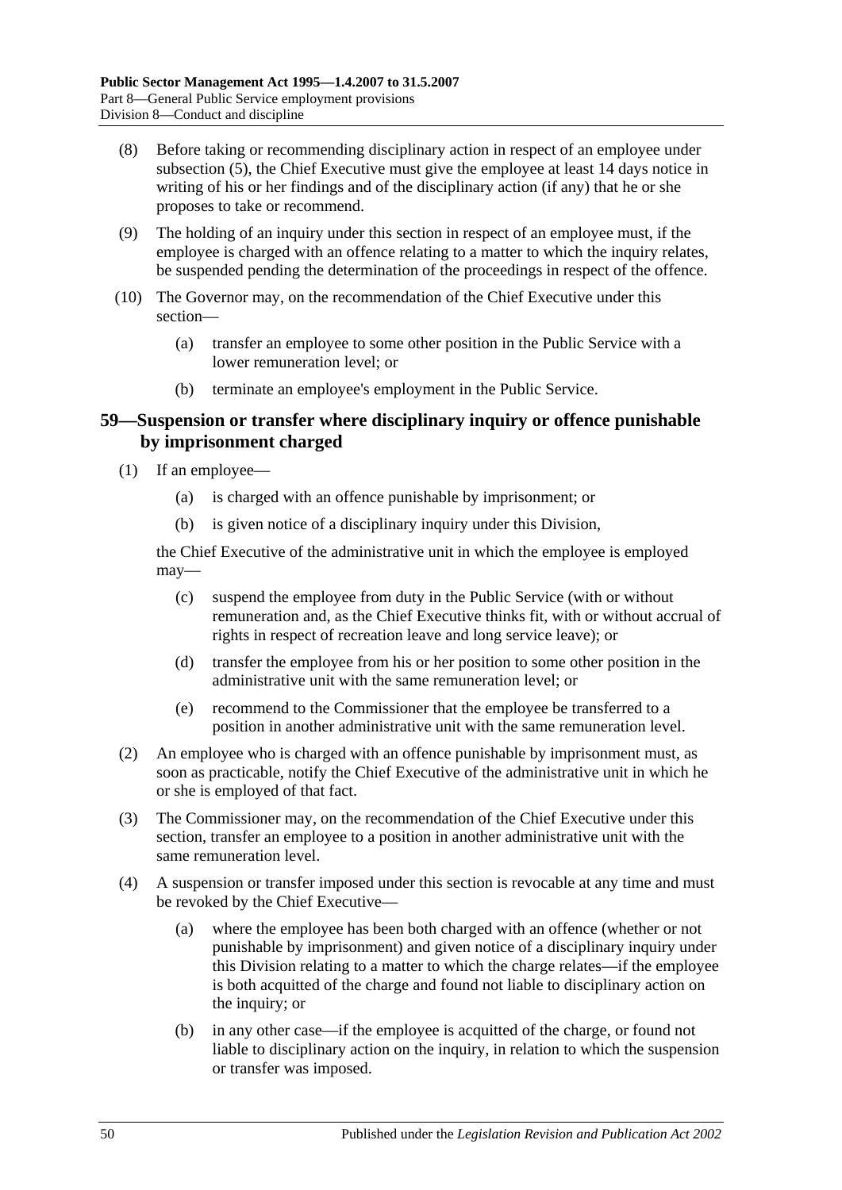(8) Before taking or recommending disciplinary action in respect of an employee under subsection (5), the Chief Executive must give the employee at least 14 days notice in writing of his or her findings and of the disciplinary action (if any) that he or she proposes to take or recommend.

(9) The holding of an inquiry under this section in respect of an employee must, if the employee is charged with an offence relating to a matter to which the inquiry relates, be suspended pending the determination of the proceedings in respect of the offence.

(10) The Governor may, on the recommendation of the Chief Executive under this section—

(a) transfer an employee to some other position in the Public Service with a lower remuneration level; or

(b) terminate an employee's employment in the Public Service.

## 59—Suspension or transfer where disciplinary inquiry or offence punishable by imprisonment charged

(1) If an employee—

(a) is charged with an offence punishable by imprisonment; or

(b) is given notice of a disciplinary inquiry under this Division,

the Chief Executive of the administrative unit in which the employee is employed may—

(c) suspend the employee from duty in the Public Service (with or without remuneration and, as the Chief Executive thinks fit, with or without accrual of rights in respect of recreation leave and long service leave); or

(d) transfer the employee from his or her position to some other position in the administrative unit with the same remuneration level; or

(e) recommend to the Commissioner that the employee be transferred to a position in another administrative unit with the same remuneration level.

(2) An employee who is charged with an offence punishable by imprisonment must, as soon as practicable, notify the Chief Executive of the administrative unit in which he or she is employed of that fact.

(3) The Commissioner may, on the recommendation of the Chief Executive under this section, transfer an employee to a position in another administrative unit with the same remuneration level.

(4) A suspension or transfer imposed under this section is revocable at any time and must be revoked by the Chief Executive—

(a) where the employee has been both charged with an offence (whether or not punishable by imprisonment) and given notice of a disciplinary inquiry under this Division relating to a matter to which the charge relates—if the employee is both acquitted of the charge and found not liable to disciplinary action on the inquiry; or

(b) in any other case—if the employee is acquitted of the charge, or found not liable to disciplinary action on the inquiry, in relation to which the suspension or transfer was imposed.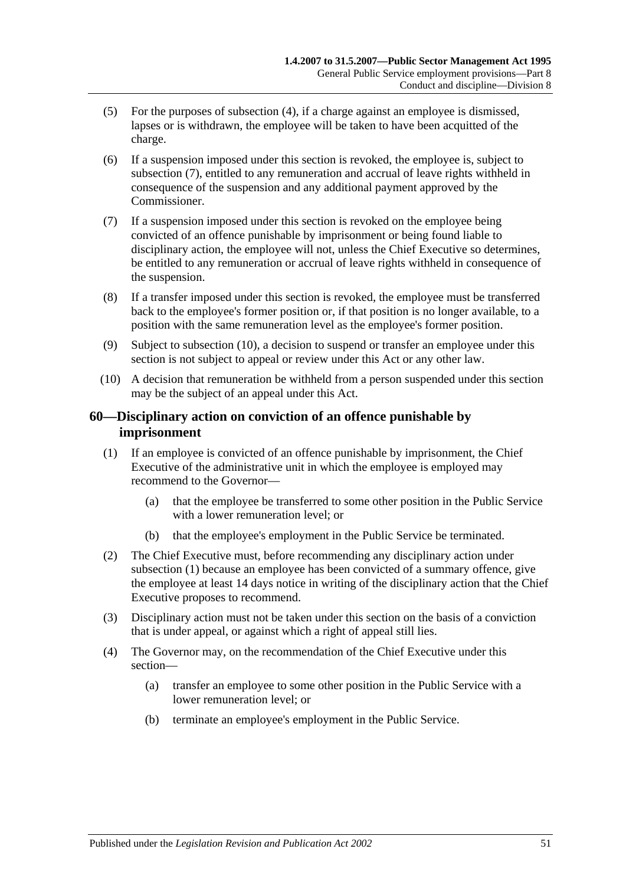(5) For the purposes of subsection (4), if a charge against an employee is dismissed, lapses or is withdrawn, the employee will be taken to have been acquitted of the charge.

(6) If a suspension imposed under this section is revoked, the employee is, subject to subsection (7), entitled to any remuneration and accrual of leave rights withheld in consequence of the suspension and any additional payment approved by the Commissioner.

(7) If a suspension imposed under this section is revoked on the employee being convicted of an offence punishable by imprisonment or being found liable to disciplinary action, the employee will not, unless the Chief Executive so determines, be entitled to any remuneration or accrual of leave rights withheld in consequence of the suspension.

(8) If a transfer imposed under this section is revoked, the employee must be transferred back to the employee's former position or, if that position is no longer available, to a position with the same remuneration level as the employee's former position.

(9) Subject to subsection (10), a decision to suspend or transfer an employee under this section is not subject to appeal or review under this Act or any other law.

(10) A decision that remuneration be withheld from a person suspended under this section may be the subject of an appeal under this Act.

## 60—Disciplinary action on conviction of an offence punishable by imprisonment

(1) If an employee is convicted of an offence punishable by imprisonment, the Chief Executive of the administrative unit in which the employee is employed may recommend to the Governor—

(a) that the employee be transferred to some other position in the Public Service with a lower remuneration level; or

(b) that the employee's employment in the Public Service be terminated.

(2) The Chief Executive must, before recommending any disciplinary action under subsection (1) because an employee has been convicted of a summary offence, give the employee at least 14 days notice in writing of the disciplinary action that the Chief Executive proposes to recommend.

(3) Disciplinary action must not be taken under this section on the basis of a conviction that is under appeal, or against which a right of appeal still lies.

(4) The Governor may, on the recommendation of the Chief Executive under this section—

(a) transfer an employee to some other position in the Public Service with a lower remuneration level; or

(b) terminate an employee's employment in the Public Service.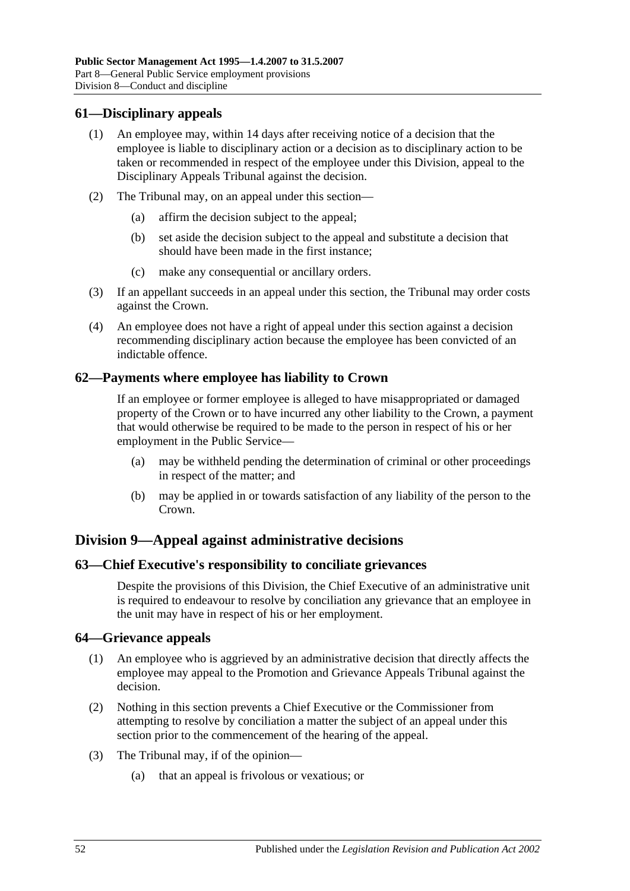## 61—Disciplinary appeals

(1) An employee may, within 14 days after receiving notice of a decision that the employee is liable to disciplinary action or a decision as to disciplinary action to be taken or recommended in respect of the employee under this Division, appeal to the Disciplinary Appeals Tribunal against the decision.

(2) The Tribunal may, on an appeal under this section—

(a) affirm the decision subject to the appeal;

(b) set aside the decision subject to the appeal and substitute a decision that should have been made in the first instance;

(c) make any consequential or ancillary orders.

(3) If an appellant succeeds in an appeal under this section, the Tribunal may order costs against the Crown.

(4) An employee does not have a right of appeal under this section against a decision recommending disciplinary action because the employee has been convicted of an indictable offence.

## 62—Payments where employee has liability to Crown

If an employee or former employee is alleged to have misappropriated or damaged property of the Crown or to have incurred any other liability to the Crown, a payment that would otherwise be required to be made to the person in respect of his or her employment in the Public Service—

(a) may be withheld pending the determination of criminal or other proceedings in respect of the matter; and

(b) may be applied in or towards satisfaction of any liability of the person to the Crown.

# Division 9—Appeal against administrative decisions

## 63—Chief Executive's responsibility to conciliate grievances

Despite the provisions of this Division, the Chief Executive of an administrative unit is required to endeavour to resolve by conciliation any grievance that an employee in the unit may have in respect of his or her employment.

## 64—Grievance appeals

(1) An employee who is aggrieved by an administrative decision that directly affects the employee may appeal to the Promotion and Grievance Appeals Tribunal against the decision.

(2) Nothing in this section prevents a Chief Executive or the Commissioner from attempting to resolve by conciliation a matter the subject of an appeal under this section prior to the commencement of the hearing of the appeal.

(3) The Tribunal may, if of the opinion—

(a) that an appeal is frivolous or vexatious; or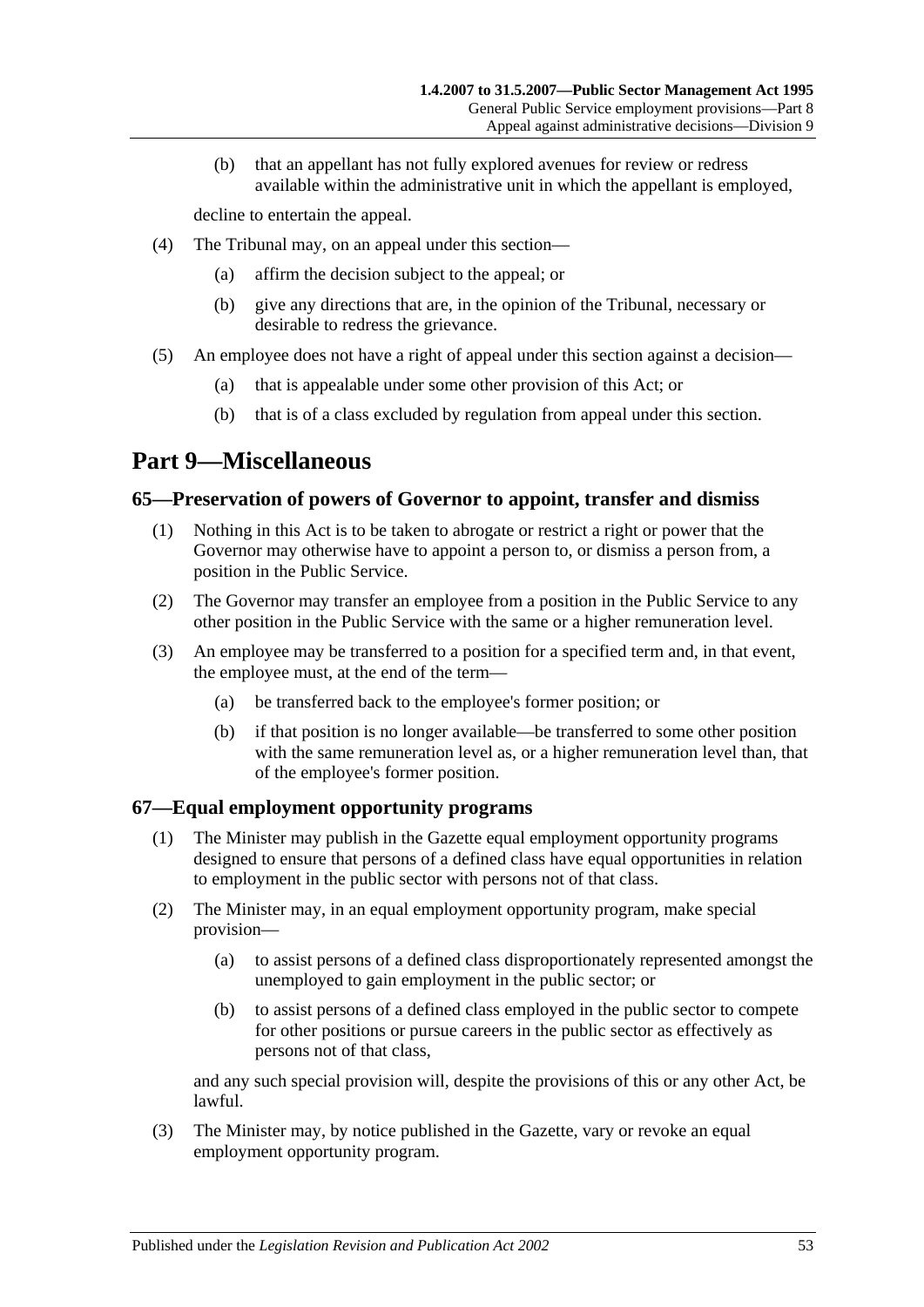(b) that an appellant has not fully explored avenues for review or redress available within the administrative unit in which the appellant is employed,

decline to entertain the appeal.

(4) The Tribunal may, on an appeal under this section—

(a) affirm the decision subject to the appeal; or

(b) give any directions that are, in the opinion of the Tribunal, necessary or desirable to redress the grievance.

(5) An employee does not have a right of appeal under this section against a decision—

(a) that is appealable under some other provision of this Act; or

(b) that is of a class excluded by regulation from appeal under this section.

# Part 9—Miscellaneous

## 65—Preservation of powers of Governor to appoint, transfer and dismiss

(1) Nothing in this Act is to be taken to abrogate or restrict a right or power that the Governor may otherwise have to appoint a person to, or dismiss a person from, a position in the Public Service.

(2) The Governor may transfer an employee from a position in the Public Service to any other position in the Public Service with the same or a higher remuneration level.

(3) An employee may be transferred to a position for a specified term and, in that event, the employee must, at the end of the term—

(a) be transferred back to the employee's former position; or

(b) if that position is no longer available—be transferred to some other position with the same remuneration level as, or a higher remuneration level than, that of the employee's former position.

## 67—Equal employment opportunity programs

(1) The Minister may publish in the Gazette equal employment opportunity programs designed to ensure that persons of a defined class have equal opportunities in relation to employment in the public sector with persons not of that class.

(2) The Minister may, in an equal employment opportunity program, make special provision—

(a) to assist persons of a defined class disproportionately represented amongst the unemployed to gain employment in the public sector; or

(b) to assist persons of a defined class employed in the public sector to compete for other positions or pursue careers in the public sector as effectively as persons not of that class,

and any such special provision will, despite the provisions of this or any other Act, be lawful.

(3) The Minister may, by notice published in the Gazette, vary or revoke an equal employment opportunity program.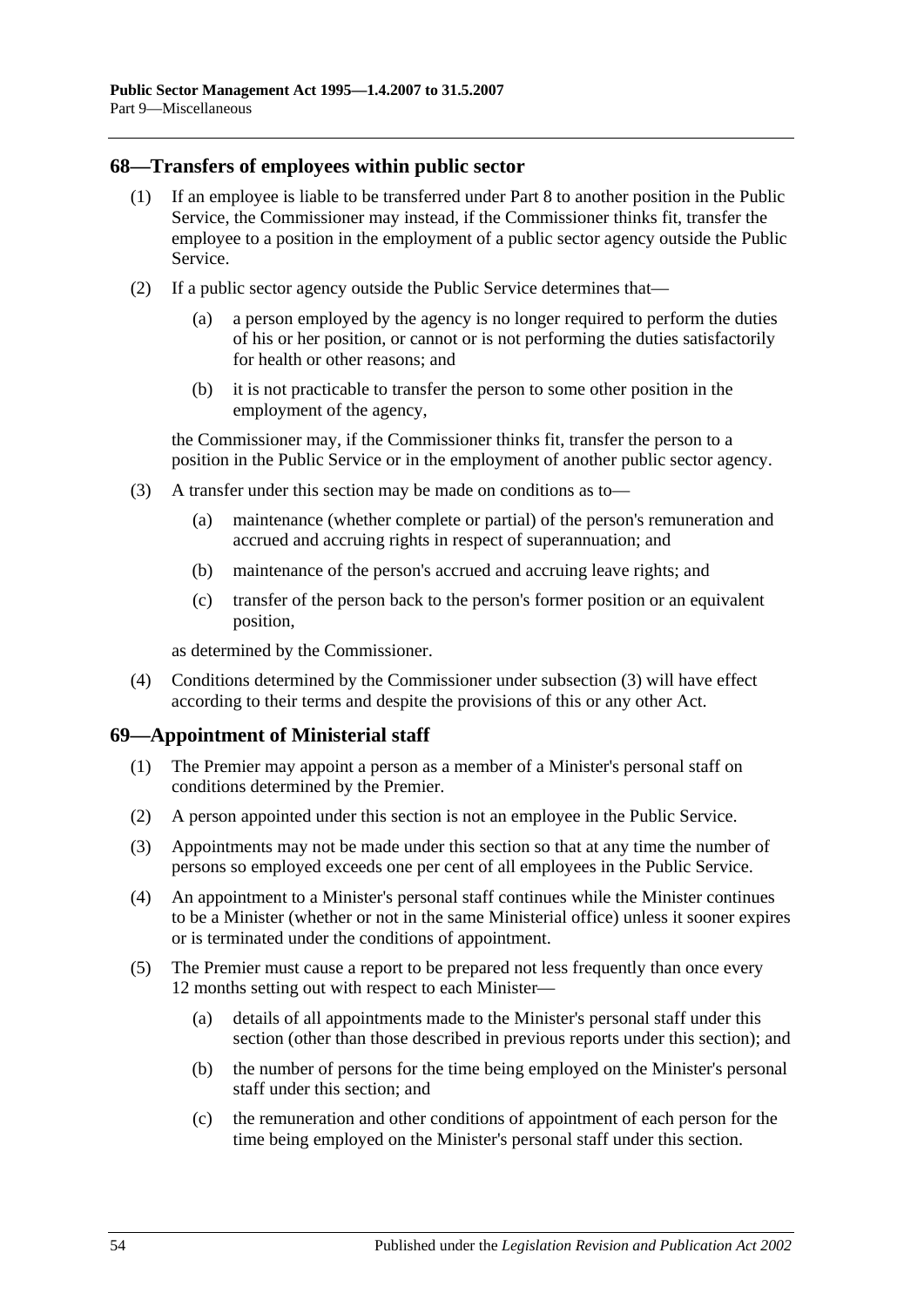## 68—Transfers of employees within public sector

(1) If an employee is liable to be transferred under Part 8 to another position in the Public Service, the Commissioner may instead, if the Commissioner thinks fit, transfer the employee to a position in the employment of a public sector agency outside the Public Service.

(2) If a public sector agency outside the Public Service determines that—

- (a) a person employed by the agency is no longer required to perform the duties of his or her position, or cannot or is not performing the duties satisfactorily for health or other reasons; and
- (b) it is not practicable to transfer the person to some other position in the employment of the agency,

the Commissioner may, if the Commissioner thinks fit, transfer the person to a position in the Public Service or in the employment of another public sector agency.

(3) A transfer under this section may be made on conditions as to—

- (a) maintenance (whether complete or partial) of the person's remuneration and accrued and accruing rights in respect of superannuation; and
- (b) maintenance of the person's accrued and accruing leave rights; and
- (c) transfer of the person back to the person's former position or an equivalent position,

as determined by the Commissioner.

(4) Conditions determined by the Commissioner under subsection (3) will have effect according to their terms and despite the provisions of this or any other Act.

## 69—Appointment of Ministerial staff

(1) The Premier may appoint a person as a member of a Minister's personal staff on conditions determined by the Premier.

(2) A person appointed under this section is not an employee in the Public Service.

(3) Appointments may not be made under this section so that at any time the number of persons so employed exceeds one per cent of all employees in the Public Service.

(4) An appointment to a Minister's personal staff continues while the Minister continues to be a Minister (whether or not in the same Ministerial office) unless it sooner expires or is terminated under the conditions of appointment.

(5) The Premier must cause a report to be prepared not less frequently than once every 12 months setting out with respect to each Minister—

- (a) details of all appointments made to the Minister's personal staff under this section (other than those described in previous reports under this section); and
- (b) the number of persons for the time being employed on the Minister's personal staff under this section; and
- (c) the remuneration and other conditions of appointment of each person for the time being employed on the Minister's personal staff under this section.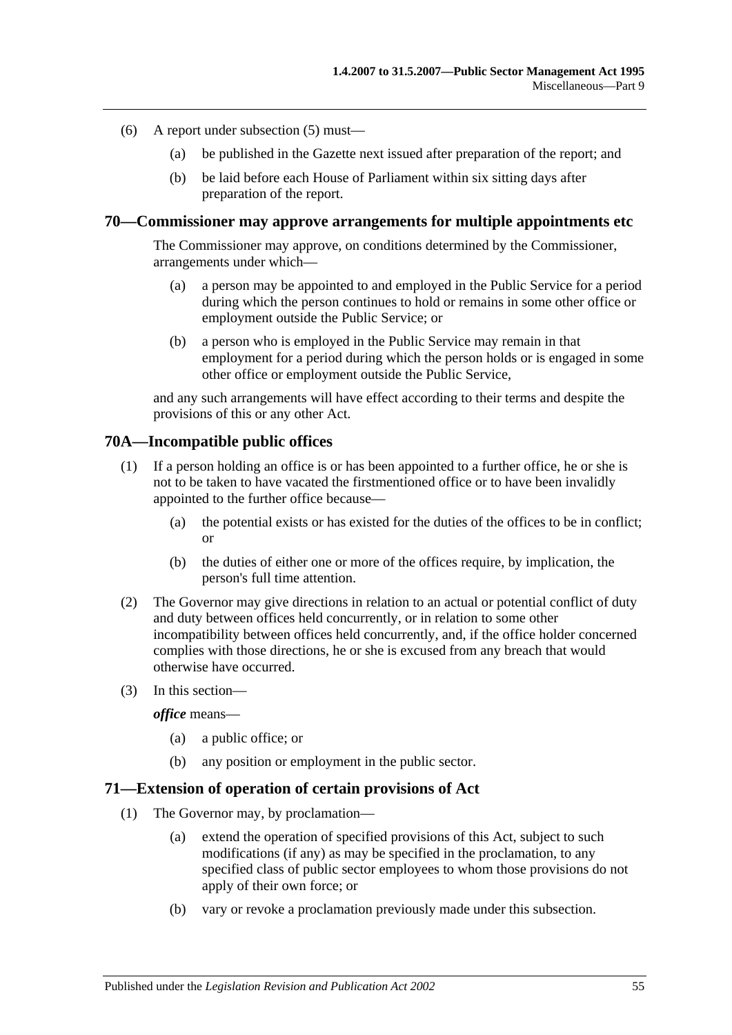(6) A report under subsection (5) must—

(a) be published in the Gazette next issued after preparation of the report; and

(b) be laid before each House of Parliament within six sitting days after preparation of the report.

## 70—Commissioner may approve arrangements for multiple appointments etc

The Commissioner may approve, on conditions determined by the Commissioner, arrangements under which—

(a) a person may be appointed to and employed in the Public Service for a period during which the person continues to hold or remains in some other office or employment outside the Public Service; or

(b) a person who is employed in the Public Service may remain in that employment for a period during which the person holds or is engaged in some other office or employment outside the Public Service,

and any such arrangements will have effect according to their terms and despite the provisions of this or any other Act.

## 70A—Incompatible public offices

(1) If a person holding an office is or has been appointed to a further office, he or she is not to be taken to have vacated the firstmentioned office or to have been invalidly appointed to the further office because—

(a) the potential exists or has existed for the duties of the offices to be in conflict; or

(b) the duties of either one or more of the offices require, by implication, the person's full time attention.

(2) The Governor may give directions in relation to an actual or potential conflict of duty and duty between offices held concurrently, or in relation to some other incompatibility between offices held concurrently, and, if the office holder concerned complies with those directions, he or she is excused from any breach that would otherwise have occurred.

(3) In this section—

***office*** means—

(a) a public office; or

(b) any position or employment in the public sector.

## 71—Extension of operation of certain provisions of Act

(1) The Governor may, by proclamation—

(a) extend the operation of specified provisions of this Act, subject to such modifications (if any) as may be specified in the proclamation, to any specified class of public sector employees to whom those provisions do not apply of their own force; or

(b) vary or revoke a proclamation previously made under this subsection.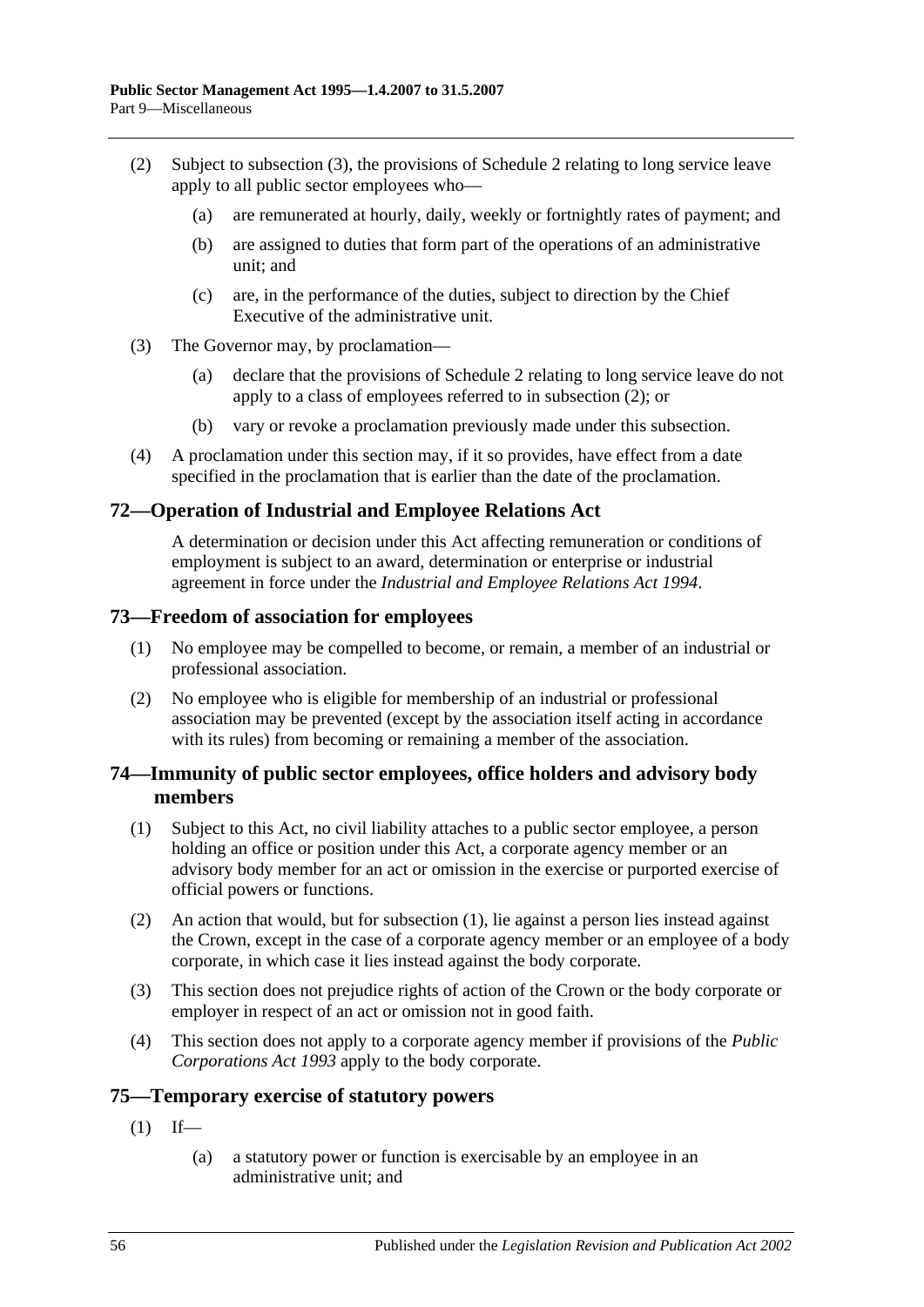(2) Subject to subsection (3), the provisions of Schedule 2 relating to long service leave apply to all public sector employees who—

(a) are remunerated at hourly, daily, weekly or fortnightly rates of payment; and

(b) are assigned to duties that form part of the operations of an administrative unit; and

(c) are, in the performance of the duties, subject to direction by the Chief Executive of the administrative unit.

(3) The Governor may, by proclamation—

(a) declare that the provisions of Schedule 2 relating to long service leave do not apply to a class of employees referred to in subsection (2); or

(b) vary or revoke a proclamation previously made under this subsection.

(4) A proclamation under this section may, if it so provides, have effect from a date specified in the proclamation that is earlier than the date of the proclamation.

## 72—Operation of Industrial and Employee Relations Act

A determination or decision under this Act affecting remuneration or conditions of employment is subject to an award, determination or enterprise or industrial agreement in force under the *Industrial and Employee Relations Act 1994*.

## 73—Freedom of association for employees

(1) No employee may be compelled to become, or remain, a member of an industrial or professional association.

(2) No employee who is eligible for membership of an industrial or professional association may be prevented (except by the association itself acting in accordance with its rules) from becoming or remaining a member of the association.

## 74—Immunity of public sector employees, office holders and advisory body members

(1) Subject to this Act, no civil liability attaches to a public sector employee, a person holding an office or position under this Act, a corporate agency member or an advisory body member for an act or omission in the exercise or purported exercise of official powers or functions.

(2) An action that would, but for subsection (1), lie against a person lies instead against the Crown, except in the case of a corporate agency member or an employee of a body corporate, in which case it lies instead against the body corporate.

(3) This section does not prejudice rights of action of the Crown or the body corporate or employer in respect of an act or omission not in good faith.

(4) This section does not apply to a corporate agency member if provisions of the *Public Corporations Act 1993* apply to the body corporate.

## 75—Temporary exercise of statutory powers

(1) If—

(a) a statutory power or function is exercisable by an employee in an administrative unit; and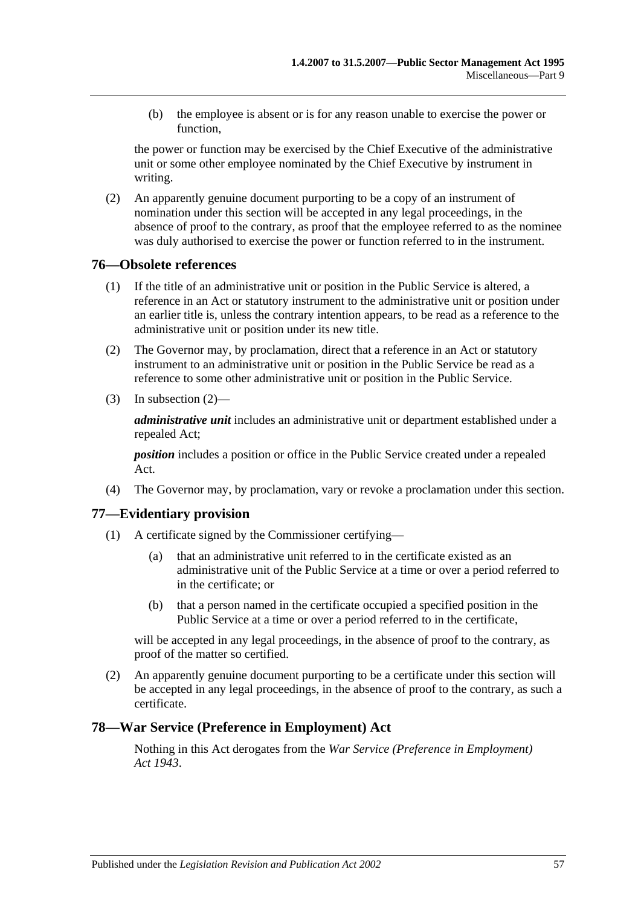(b) the employee is absent or is for any reason unable to exercise the power or function,

the power or function may be exercised by the Chief Executive of the administrative unit or some other employee nominated by the Chief Executive by instrument in writing.

(2) An apparently genuine document purporting to be a copy of an instrument of nomination under this section will be accepted in any legal proceedings, in the absence of proof to the contrary, as proof that the employee referred to as the nominee was duly authorised to exercise the power or function referred to in the instrument.

## 76—Obsolete references

(1) If the title of an administrative unit or position in the Public Service is altered, a reference in an Act or statutory instrument to the administrative unit or position under an earlier title is, unless the contrary intention appears, to be read as a reference to the administrative unit or position under its new title.

(2) The Governor may, by proclamation, direct that a reference in an Act or statutory instrument to an administrative unit or position in the Public Service be read as a reference to some other administrative unit or position in the Public Service.

(3) In subsection (2)—

***administrative unit*** includes an administrative unit or department established under a repealed Act;

***position*** includes a position or office in the Public Service created under a repealed Act.

(4) The Governor may, by proclamation, vary or revoke a proclamation under this section.

## 77—Evidentiary provision

(1) A certificate signed by the Commissioner certifying—

(a) that an administrative unit referred to in the certificate existed as an administrative unit of the Public Service at a time or over a period referred to in the certificate; or

(b) that a person named in the certificate occupied a specified position in the Public Service at a time or over a period referred to in the certificate,

will be accepted in any legal proceedings, in the absence of proof to the contrary, as proof of the matter so certified.

(2) An apparently genuine document purporting to be a certificate under this section will be accepted in any legal proceedings, in the absence of proof to the contrary, as such a certificate.

## 78—War Service (Preference in Employment) Act

Nothing in this Act derogates from the *War Service (Preference in Employment) Act 1943*.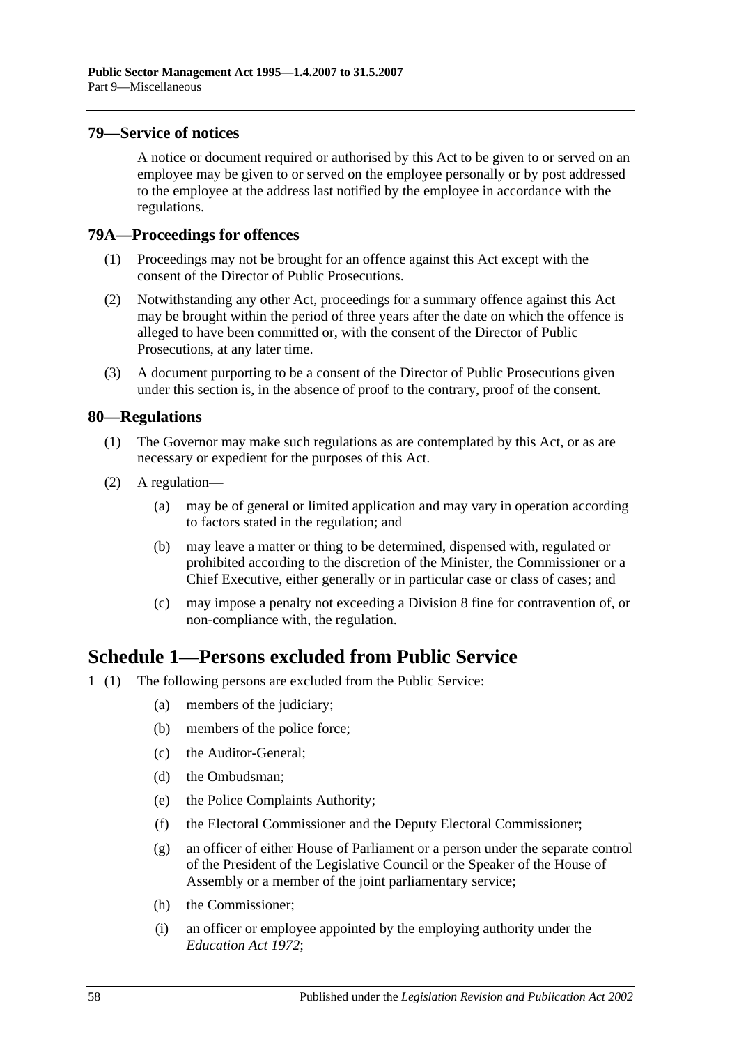### 79—Service of notices

A notice or document required or authorised by this Act to be given to or served on an employee may be given to or served on the employee personally or by post addressed to the employee at the address last notified by the employee in accordance with the regulations.

### 79A—Proceedings for offences

(1) Proceedings may not be brought for an offence against this Act except with the consent of the Director of Public Prosecutions.

(2) Notwithstanding any other Act, proceedings for a summary offence against this Act may be brought within the period of three years after the date on which the offence is alleged to have been committed or, with the consent of the Director of Public Prosecutions, at any later time.

(3) A document purporting to be a consent of the Director of Public Prosecutions given under this section is, in the absence of proof to the contrary, proof of the consent.

### 80—Regulations

(1) The Governor may make such regulations as are contemplated by this Act, or as are necessary or expedient for the purposes of this Act.

(2) A regulation—

(a) may be of general or limited application and may vary in operation according to factors stated in the regulation; and

(b) may leave a matter or thing to be determined, dispensed with, regulated or prohibited according to the discretion of the Minister, the Commissioner or a Chief Executive, either generally or in particular case or class of cases; and

(c) may impose a penalty not exceeding a Division 8 fine for contravention of, or non-compliance with, the regulation.

## Schedule 1—Persons excluded from Public Service

1 (1) The following persons are excluded from the Public Service:

(a) members of the judiciary;

(b) members of the police force;

(c) the Auditor-General;

(d) the Ombudsman;

(e) the Police Complaints Authority;

(f) the Electoral Commissioner and the Deputy Electoral Commissioner;

(g) an officer of either House of Parliament or a person under the separate control of the President of the Legislative Council or the Speaker of the House of Assembly or a member of the joint parliamentary service;

(h) the Commissioner;

(i) an officer or employee appointed by the employing authority under the *Education Act 1972*;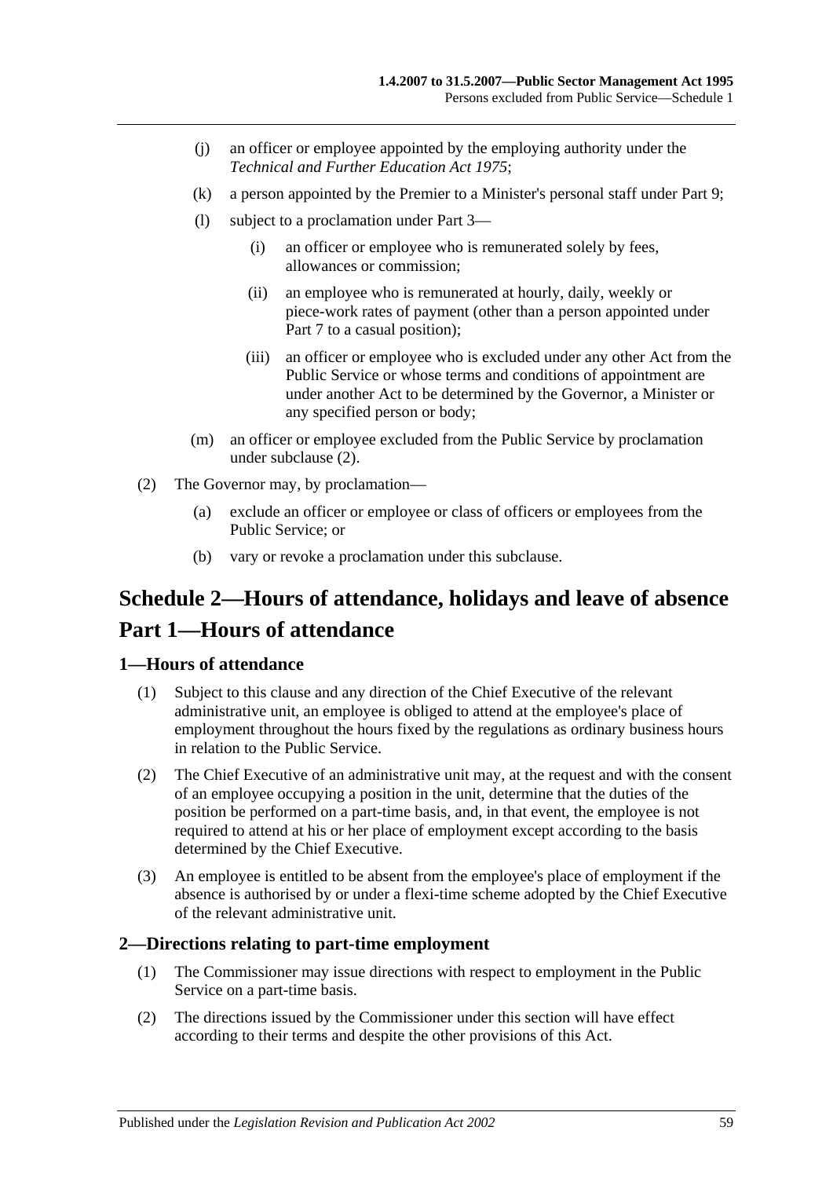(j) an officer or employee appointed by the employing authority under the *Technical and Further Education Act 1975*;

(k) a person appointed by the Premier to a Minister's personal staff under Part 9;

(l) subject to a proclamation under Part 3—

(i) an officer or employee who is remunerated solely by fees, allowances or commission;

(ii) an employee who is remunerated at hourly, daily, weekly or piece-work rates of payment (other than a person appointed under Part 7 to a casual position);

(iii) an officer or employee who is excluded under any other Act from the Public Service or whose terms and conditions of appointment are under another Act to be determined by the Governor, a Minister or any specified person or body;

(m) an officer or employee excluded from the Public Service by proclamation under subclause (2).

(2) The Governor may, by proclamation—

(a) exclude an officer or employee or class of officers or employees from the Public Service; or

(b) vary or revoke a proclamation under this subclause.

# Schedule 2—Hours of attendance, holidays and leave of absence

# Part 1—Hours of attendance

## 1—Hours of attendance

(1) Subject to this clause and any direction of the Chief Executive of the relevant administrative unit, an employee is obliged to attend at the employee's place of employment throughout the hours fixed by the regulations as ordinary business hours in relation to the Public Service.

(2) The Chief Executive of an administrative unit may, at the request and with the consent of an employee occupying a position in the unit, determine that the duties of the position be performed on a part-time basis, and, in that event, the employee is not required to attend at his or her place of employment except according to the basis determined by the Chief Executive.

(3) An employee is entitled to be absent from the employee's place of employment if the absence is authorised by or under a flexi-time scheme adopted by the Chief Executive of the relevant administrative unit.

## 2—Directions relating to part-time employment

(1) The Commissioner may issue directions with respect to employment in the Public Service on a part-time basis.

(2) The directions issued by the Commissioner under this section will have effect according to their terms and despite the other provisions of this Act.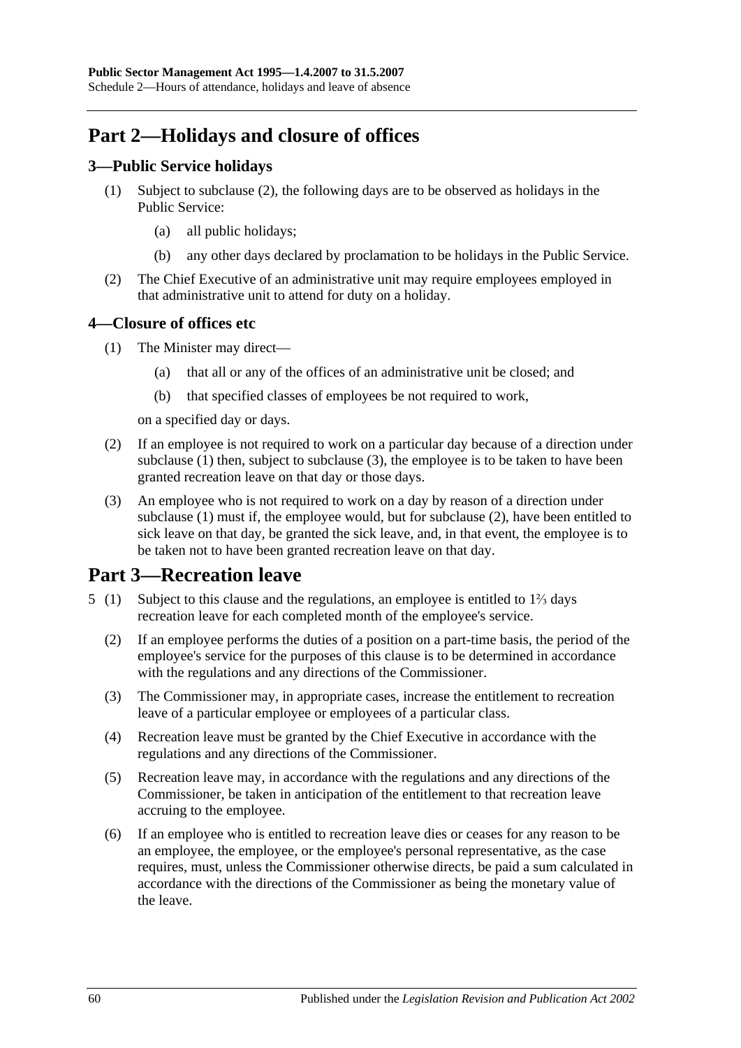## Part 2—Holidays and closure of offices

### 3—Public Service holidays

(1) Subject to subclause (2), the following days are to be observed as holidays in the Public Service:

- (a) all public holidays;
- (b) any other days declared by proclamation to be holidays in the Public Service.

(2) The Chief Executive of an administrative unit may require employees employed in that administrative unit to attend for duty on a holiday.

### 4—Closure of offices etc

(1) The Minister may direct—

- (a) that all or any of the offices of an administrative unit be closed; and
- (b) that specified classes of employees be not required to work,

on a specified day or days.

(2) If an employee is not required to work on a particular day because of a direction under subclause (1) then, subject to subclause (3), the employee is to be taken to have been granted recreation leave on that day or those days.

(3) An employee who is not required to work on a day by reason of a direction under subclause (1) must if, the employee would, but for subclause (2), have been entitled to sick leave on that day, be granted the sick leave, and, in that event, the employee is to be taken not to have been granted recreation leave on that day.

## Part 3—Recreation leave

5 (1) Subject to this clause and the regulations, an employee is entitled to 1⅔ days recreation leave for each completed month of the employee's service.

(2) If an employee performs the duties of a position on a part-time basis, the period of the employee's service for the purposes of this clause is to be determined in accordance with the regulations and any directions of the Commissioner.

(3) The Commissioner may, in appropriate cases, increase the entitlement to recreation leave of a particular employee or employees of a particular class.

(4) Recreation leave must be granted by the Chief Executive in accordance with the regulations and any directions of the Commissioner.

(5) Recreation leave may, in accordance with the regulations and any directions of the Commissioner, be taken in anticipation of the entitlement to that recreation leave accruing to the employee.

(6) If an employee who is entitled to recreation leave dies or ceases for any reason to be an employee, the employee, or the employee's personal representative, as the case requires, must, unless the Commissioner otherwise directs, be paid a sum calculated in accordance with the directions of the Commissioner as being the monetary value of the leave.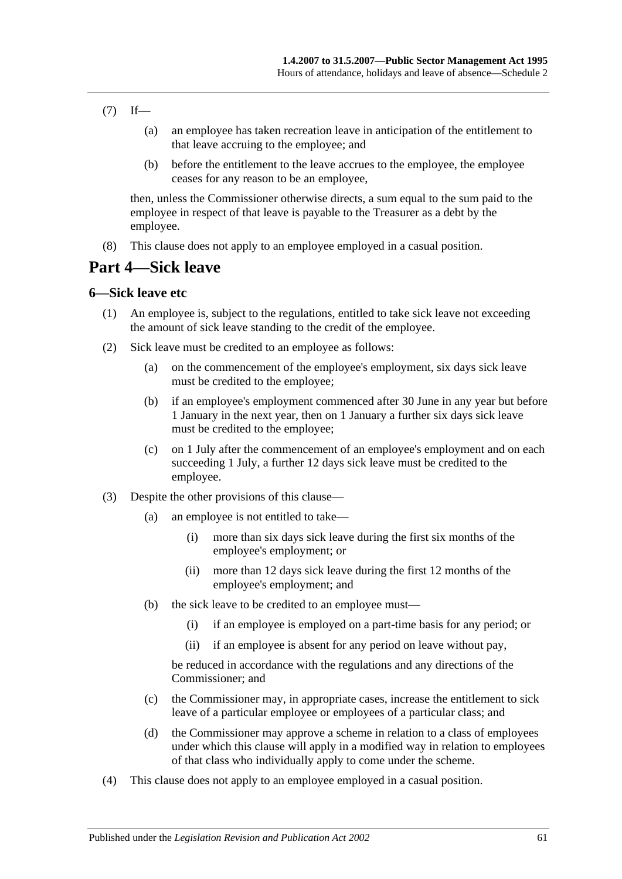(7) If—

(a) an employee has taken recreation leave in anticipation of the entitlement to that leave accruing to the employee; and

(b) before the entitlement to the leave accrues to the employee, the employee ceases for any reason to be an employee,

then, unless the Commissioner otherwise directs, a sum equal to the sum paid to the employee in respect of that leave is payable to the Treasurer as a debt by the employee.

(8) This clause does not apply to an employee employed in a casual position.

# Part 4—Sick leave

## 6—Sick leave etc

(1) An employee is, subject to the regulations, entitled to take sick leave not exceeding the amount of sick leave standing to the credit of the employee.

(2) Sick leave must be credited to an employee as follows:

(a) on the commencement of the employee's employment, six days sick leave must be credited to the employee;

(b) if an employee's employment commenced after 30 June in any year but before 1 January in the next year, then on 1 January a further six days sick leave must be credited to the employee;

(c) on 1 July after the commencement of an employee's employment and on each succeeding 1 July, a further 12 days sick leave must be credited to the employee.

(3) Despite the other provisions of this clause—

(a) an employee is not entitled to take—

(i) more than six days sick leave during the first six months of the employee's employment; or

(ii) more than 12 days sick leave during the first 12 months of the employee's employment; and

(b) the sick leave to be credited to an employee must—

(i) if an employee is employed on a part-time basis for any period; or

(ii) if an employee is absent for any period on leave without pay,

be reduced in accordance with the regulations and any directions of the Commissioner; and

(c) the Commissioner may, in appropriate cases, increase the entitlement to sick leave of a particular employee or employees of a particular class; and

(d) the Commissioner may approve a scheme in relation to a class of employees under which this clause will apply in a modified way in relation to employees of that class who individually apply to come under the scheme.

(4) This clause does not apply to an employee employed in a casual position.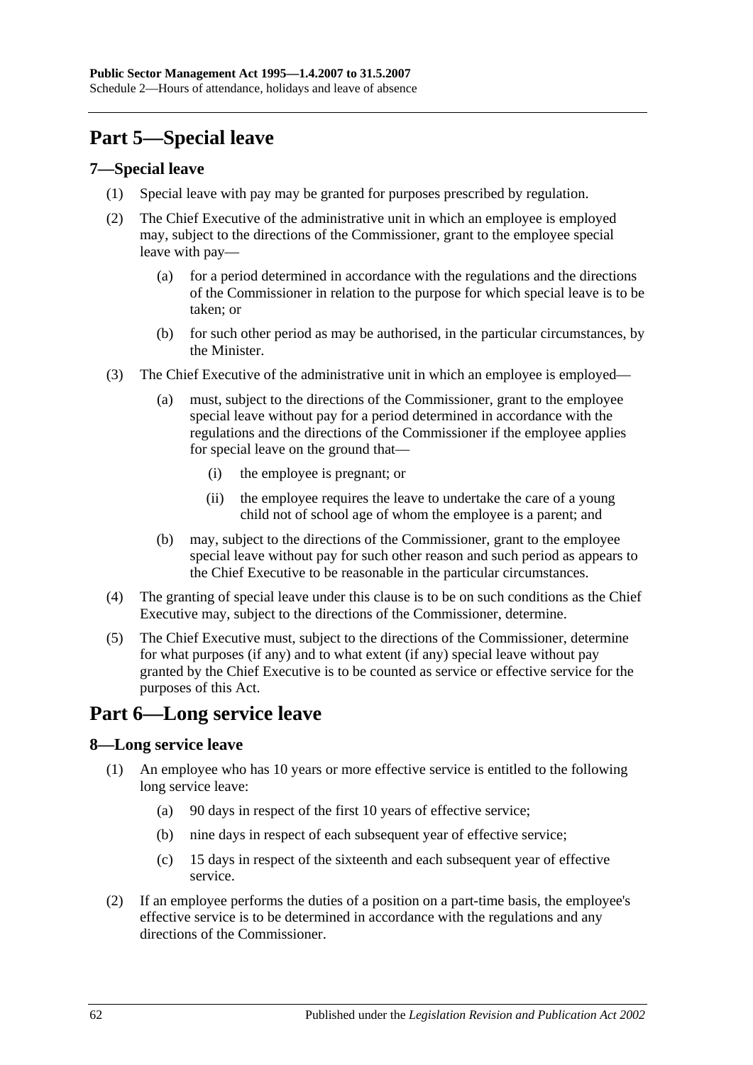# Part 5—Special leave

## 7—Special leave

(1) Special leave with pay may be granted for purposes prescribed by regulation.

(2) The Chief Executive of the administrative unit in which an employee is employed may, subject to the directions of the Commissioner, grant to the employee special leave with pay—

- (a) for a period determined in accordance with the regulations and the directions of the Commissioner in relation to the purpose for which special leave is to be taken; or
- (b) for such other period as may be authorised, in the particular circumstances, by the Minister.

(3) The Chief Executive of the administrative unit in which an employee is employed—

- (a) must, subject to the directions of the Commissioner, grant to the employee special leave without pay for a period determined in accordance with the regulations and the directions of the Commissioner if the employee applies for special leave on the ground that—
  - (i) the employee is pregnant; or
  - (ii) the employee requires the leave to undertake the care of a young child not of school age of whom the employee is a parent; and
- (b) may, subject to the directions of the Commissioner, grant to the employee special leave without pay for such other reason and such period as appears to the Chief Executive to be reasonable in the particular circumstances.

(4) The granting of special leave under this clause is to be on such conditions as the Chief Executive may, subject to the directions of the Commissioner, determine.

(5) The Chief Executive must, subject to the directions of the Commissioner, determine for what purposes (if any) and to what extent (if any) special leave without pay granted by the Chief Executive is to be counted as service or effective service for the purposes of this Act.

# Part 6—Long service leave

## 8—Long service leave

(1) An employee who has 10 years or more effective service is entitled to the following long service leave:

- (a) 90 days in respect of the first 10 years of effective service;
- (b) nine days in respect of each subsequent year of effective service;
- (c) 15 days in respect of the sixteenth and each subsequent year of effective service.

(2) If an employee performs the duties of a position on a part-time basis, the employee's effective service is to be determined in accordance with the regulations and any directions of the Commissioner.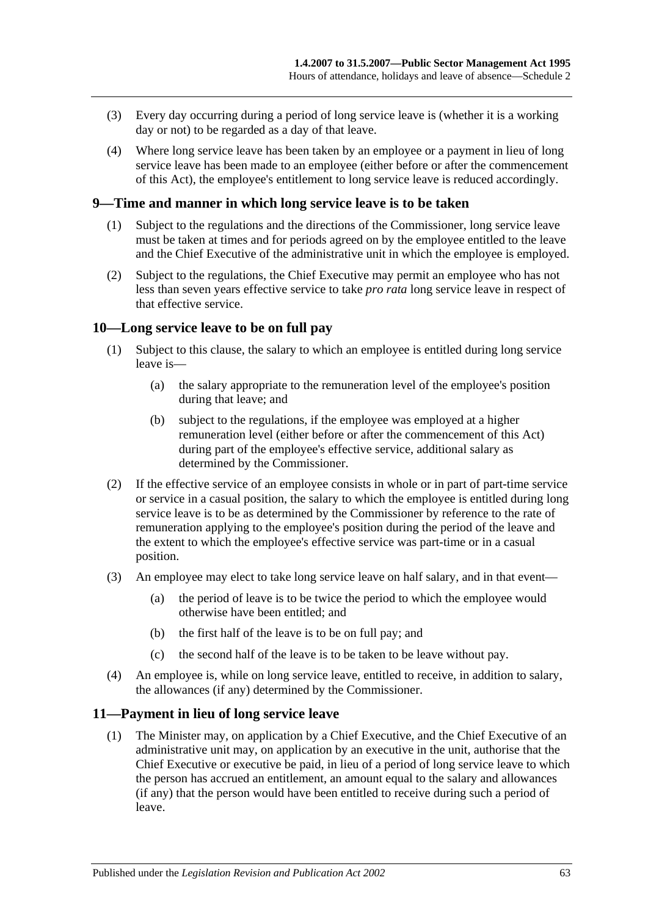(3) Every day occurring during a period of long service leave is (whether it is a working day or not) to be regarded as a day of that leave.

(4) Where long service leave has been taken by an employee or a payment in lieu of long service leave has been made to an employee (either before or after the commencement of this Act), the employee's entitlement to long service leave is reduced accordingly.

## 9—Time and manner in which long service leave is to be taken

(1) Subject to the regulations and the directions of the Commissioner, long service leave must be taken at times and for periods agreed on by the employee entitled to the leave and the Chief Executive of the administrative unit in which the employee is employed.

(2) Subject to the regulations, the Chief Executive may permit an employee who has not less than seven years effective service to take *pro rata* long service leave in respect of that effective service.

## 10—Long service leave to be on full pay

(1) Subject to this clause, the salary to which an employee is entitled during long service leave is—

(a) the salary appropriate to the remuneration level of the employee's position during that leave; and

(b) subject to the regulations, if the employee was employed at a higher remuneration level (either before or after the commencement of this Act) during part of the employee's effective service, additional salary as determined by the Commissioner.

(2) If the effective service of an employee consists in whole or in part of part-time service or service in a casual position, the salary to which the employee is entitled during long service leave is to be as determined by the Commissioner by reference to the rate of remuneration applying to the employee's position during the period of the leave and the extent to which the employee's effective service was part-time or in a casual position.

(3) An employee may elect to take long service leave on half salary, and in that event—

(a) the period of leave is to be twice the period to which the employee would otherwise have been entitled; and

(b) the first half of the leave is to be on full pay; and

(c) the second half of the leave is to be taken to be leave without pay.

(4) An employee is, while on long service leave, entitled to receive, in addition to salary, the allowances (if any) determined by the Commissioner.

## 11—Payment in lieu of long service leave

(1) The Minister may, on application by a Chief Executive, and the Chief Executive of an administrative unit may, on application by an executive in the unit, authorise that the Chief Executive or executive be paid, in lieu of a period of long service leave to which the person has accrued an entitlement, an amount equal to the salary and allowances (if any) that the person would have been entitled to receive during such a period of leave.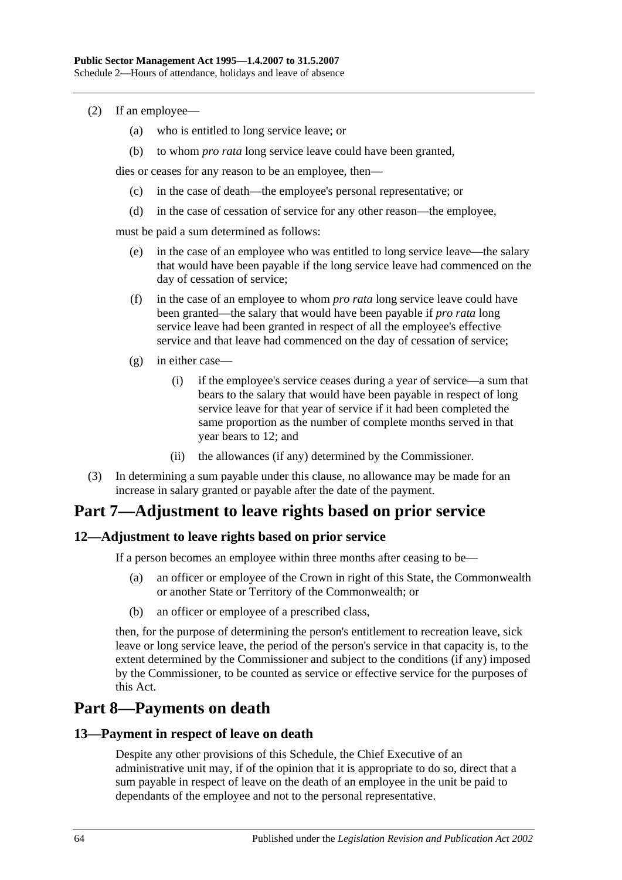(2) If an employee—

(a) who is entitled to long service leave; or

(b) to whom *pro rata* long service leave could have been granted,

dies or ceases for any reason to be an employee, then—

(c) in the case of death—the employee's personal representative; or

(d) in the case of cessation of service for any other reason—the employee,

must be paid a sum determined as follows:

(e) in the case of an employee who was entitled to long service leave—the salary that would have been payable if the long service leave had commenced on the day of cessation of service;

(f) in the case of an employee to whom *pro rata* long service leave could have been granted—the salary that would have been payable if *pro rata* long service leave had been granted in respect of all the employee's effective service and that leave had commenced on the day of cessation of service;

(g) in either case—

(i) if the employee's service ceases during a year of service—a sum that bears to the salary that would have been payable in respect of long service leave for that year of service if it had been completed the same proportion as the number of complete months served in that year bears to 12; and

(ii) the allowances (if any) determined by the Commissioner.

(3) In determining a sum payable under this clause, no allowance may be made for an increase in salary granted or payable after the date of the payment.

# Part 7—Adjustment to leave rights based on prior service

## 12—Adjustment to leave rights based on prior service

If a person becomes an employee within three months after ceasing to be—

(a) an officer or employee of the Crown in right of this State, the Commonwealth or another State or Territory of the Commonwealth; or

(b) an officer or employee of a prescribed class,

then, for the purpose of determining the person's entitlement to recreation leave, sick leave or long service leave, the period of the person's service in that capacity is, to the extent determined by the Commissioner and subject to the conditions (if any) imposed by the Commissioner, to be counted as service or effective service for the purposes of this Act.

# Part 8—Payments on death

## 13—Payment in respect of leave on death

Despite any other provisions of this Schedule, the Chief Executive of an administrative unit may, if of the opinion that it is appropriate to do so, direct that a sum payable in respect of leave on the death of an employee in the unit be paid to dependants of the employee and not to the personal representative.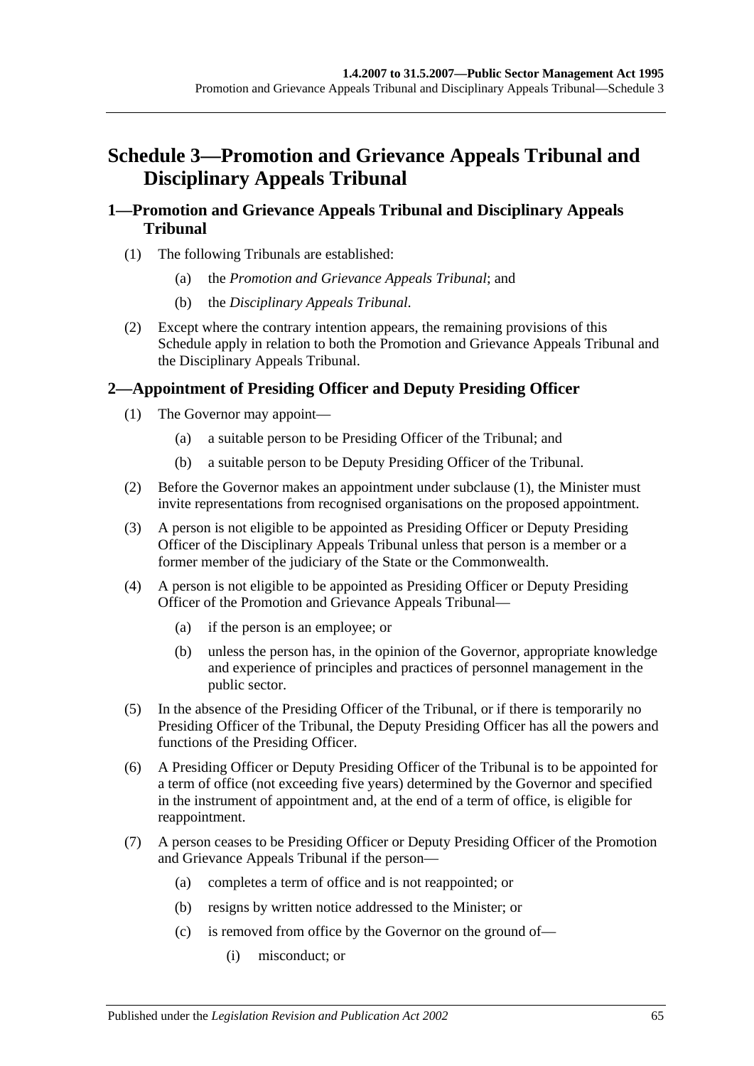# Schedule 3—Promotion and Grievance Appeals Tribunal and Disciplinary Appeals Tribunal

## 1—Promotion and Grievance Appeals Tribunal and Disciplinary Appeals Tribunal

(1) The following Tribunals are established:

- (a) the *Promotion and Grievance Appeals Tribunal*; and
- (b) the *Disciplinary Appeals Tribunal*.

(2) Except where the contrary intention appears, the remaining provisions of this Schedule apply in relation to both the Promotion and Grievance Appeals Tribunal and the Disciplinary Appeals Tribunal.

## 2—Appointment of Presiding Officer and Deputy Presiding Officer

(1) The Governor may appoint—

- (a) a suitable person to be Presiding Officer of the Tribunal; and
- (b) a suitable person to be Deputy Presiding Officer of the Tribunal.

(2) Before the Governor makes an appointment under subclause (1), the Minister must invite representations from recognised organisations on the proposed appointment.

(3) A person is not eligible to be appointed as Presiding Officer or Deputy Presiding Officer of the Disciplinary Appeals Tribunal unless that person is a member or a former member of the judiciary of the State or the Commonwealth.

(4) A person is not eligible to be appointed as Presiding Officer or Deputy Presiding Officer of the Promotion and Grievance Appeals Tribunal—

- (a) if the person is an employee; or
- (b) unless the person has, in the opinion of the Governor, appropriate knowledge and experience of principles and practices of personnel management in the public sector.

(5) In the absence of the Presiding Officer of the Tribunal, or if there is temporarily no Presiding Officer of the Tribunal, the Deputy Presiding Officer has all the powers and functions of the Presiding Officer.

(6) A Presiding Officer or Deputy Presiding Officer of the Tribunal is to be appointed for a term of office (not exceeding five years) determined by the Governor and specified in the instrument of appointment and, at the end of a term of office, is eligible for reappointment.

(7) A person ceases to be Presiding Officer or Deputy Presiding Officer of the Promotion and Grievance Appeals Tribunal if the person—

- (a) completes a term of office and is not reappointed; or
- (b) resigns by written notice addressed to the Minister; or
- (c) is removed from office by the Governor on the ground of—
  - (i) misconduct; or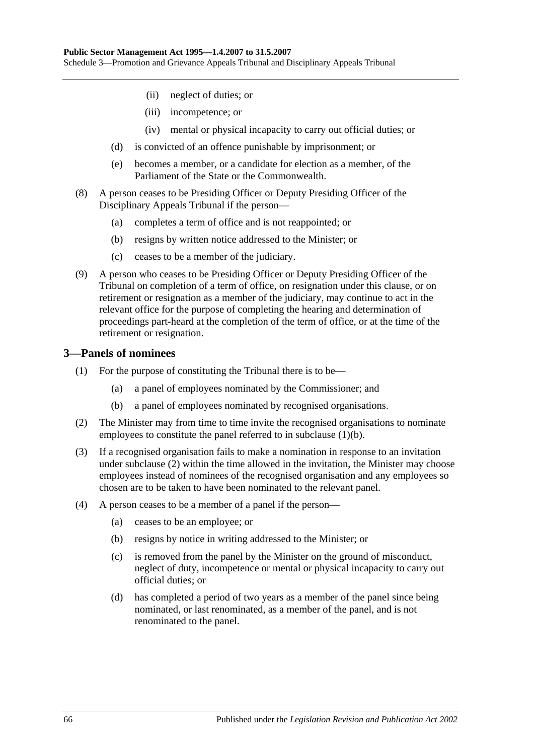(ii) neglect of duties; or

(iii) incompetence; or

(iv) mental or physical incapacity to carry out official duties; or

(d) is convicted of an offence punishable by imprisonment; or

(e) becomes a member, or a candidate for election as a member, of the Parliament of the State or the Commonwealth.

(8) A person ceases to be Presiding Officer or Deputy Presiding Officer of the Disciplinary Appeals Tribunal if the person—

(a) completes a term of office and is not reappointed; or

(b) resigns by written notice addressed to the Minister; or

(c) ceases to be a member of the judiciary.

(9) A person who ceases to be Presiding Officer or Deputy Presiding Officer of the Tribunal on completion of a term of office, on resignation under this clause, or on retirement or resignation as a member of the judiciary, may continue to act in the relevant office for the purpose of completing the hearing and determination of proceedings part-heard at the completion of the term of office, or at the time of the retirement or resignation.

## 3—Panels of nominees

(1) For the purpose of constituting the Tribunal there is to be—

(a) a panel of employees nominated by the Commissioner; and

(b) a panel of employees nominated by recognised organisations.

(2) The Minister may from time to time invite the recognised organisations to nominate employees to constitute the panel referred to in subclause (1)(b).

(3) If a recognised organisation fails to make a nomination in response to an invitation under subclause (2) within the time allowed in the invitation, the Minister may choose employees instead of nominees of the recognised organisation and any employees so chosen are to be taken to have been nominated to the relevant panel.

(4) A person ceases to be a member of a panel if the person—

(a) ceases to be an employee; or

(b) resigns by notice in writing addressed to the Minister; or

(c) is removed from the panel by the Minister on the ground of misconduct, neglect of duty, incompetence or mental or physical incapacity to carry out official duties; or

(d) has completed a period of two years as a member of the panel since being nominated, or last renominated, as a member of the panel, and is not renominated to the panel.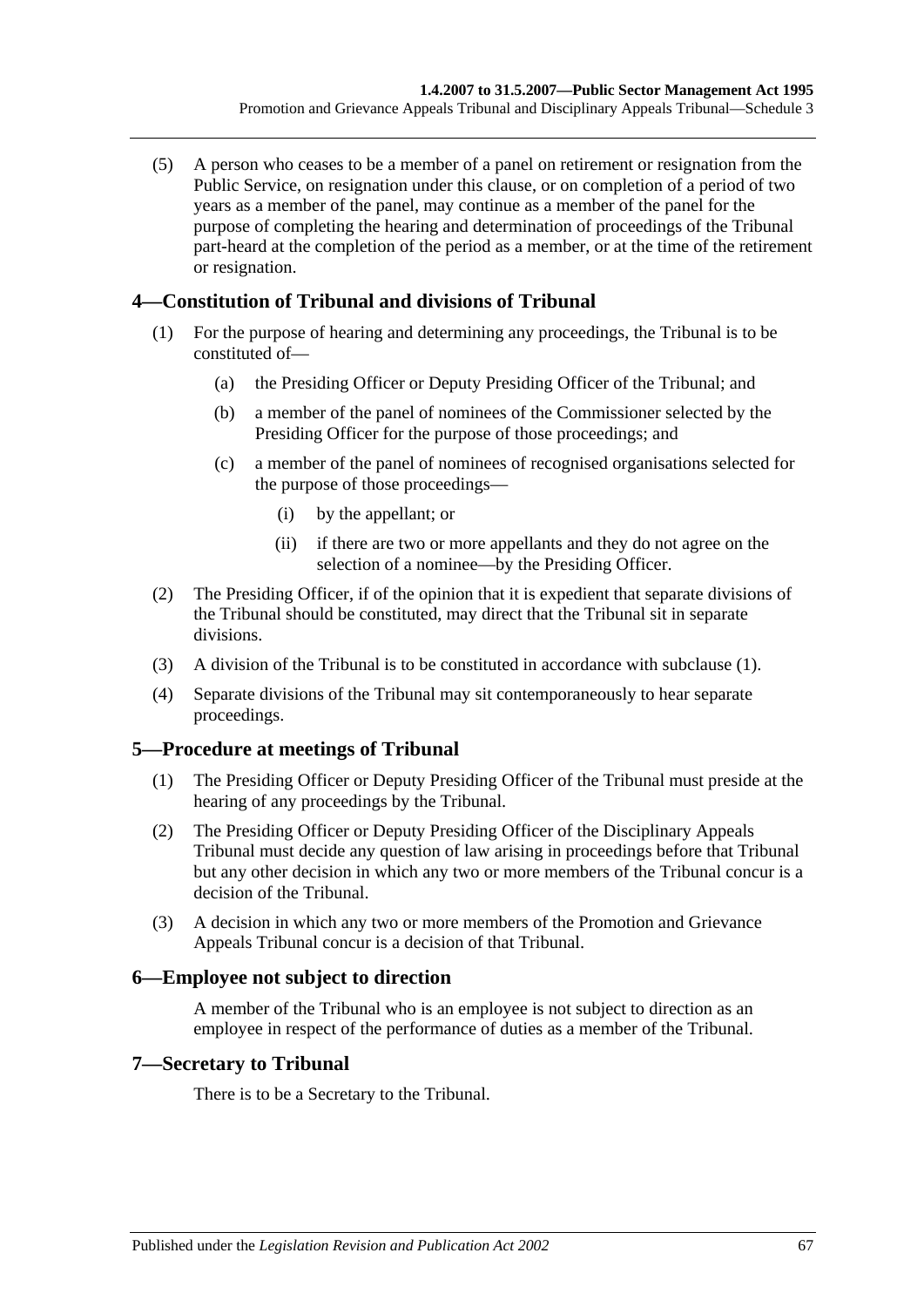(5) A person who ceases to be a member of a panel on retirement or resignation from the Public Service, on resignation under this clause, or on completion of a period of two years as a member of the panel, may continue as a member of the panel for the purpose of completing the hearing and determination of proceedings of the Tribunal part-heard at the completion of the period as a member, or at the time of the retirement or resignation.

## 4—Constitution of Tribunal and divisions of Tribunal

(1) For the purpose of hearing and determining any proceedings, the Tribunal is to be constituted of—

(a) the Presiding Officer or Deputy Presiding Officer of the Tribunal; and

(b) a member of the panel of nominees of the Commissioner selected by the Presiding Officer for the purpose of those proceedings; and

(c) a member of the panel of nominees of recognised organisations selected for the purpose of those proceedings—

(i) by the appellant; or

(ii) if there are two or more appellants and they do not agree on the selection of a nominee—by the Presiding Officer.

(2) The Presiding Officer, if of the opinion that it is expedient that separate divisions of the Tribunal should be constituted, may direct that the Tribunal sit in separate divisions.

(3) A division of the Tribunal is to be constituted in accordance with subclause (1).

(4) Separate divisions of the Tribunal may sit contemporaneously to hear separate proceedings.

## 5—Procedure at meetings of Tribunal

(1) The Presiding Officer or Deputy Presiding Officer of the Tribunal must preside at the hearing of any proceedings by the Tribunal.

(2) The Presiding Officer or Deputy Presiding Officer of the Disciplinary Appeals Tribunal must decide any question of law arising in proceedings before that Tribunal but any other decision in which any two or more members of the Tribunal concur is a decision of the Tribunal.

(3) A decision in which any two or more members of the Promotion and Grievance Appeals Tribunal concur is a decision of that Tribunal.

## 6—Employee not subject to direction

A member of the Tribunal who is an employee is not subject to direction as an employee in respect of the performance of duties as a member of the Tribunal.

## 7—Secretary to Tribunal

There is to be a Secretary to the Tribunal.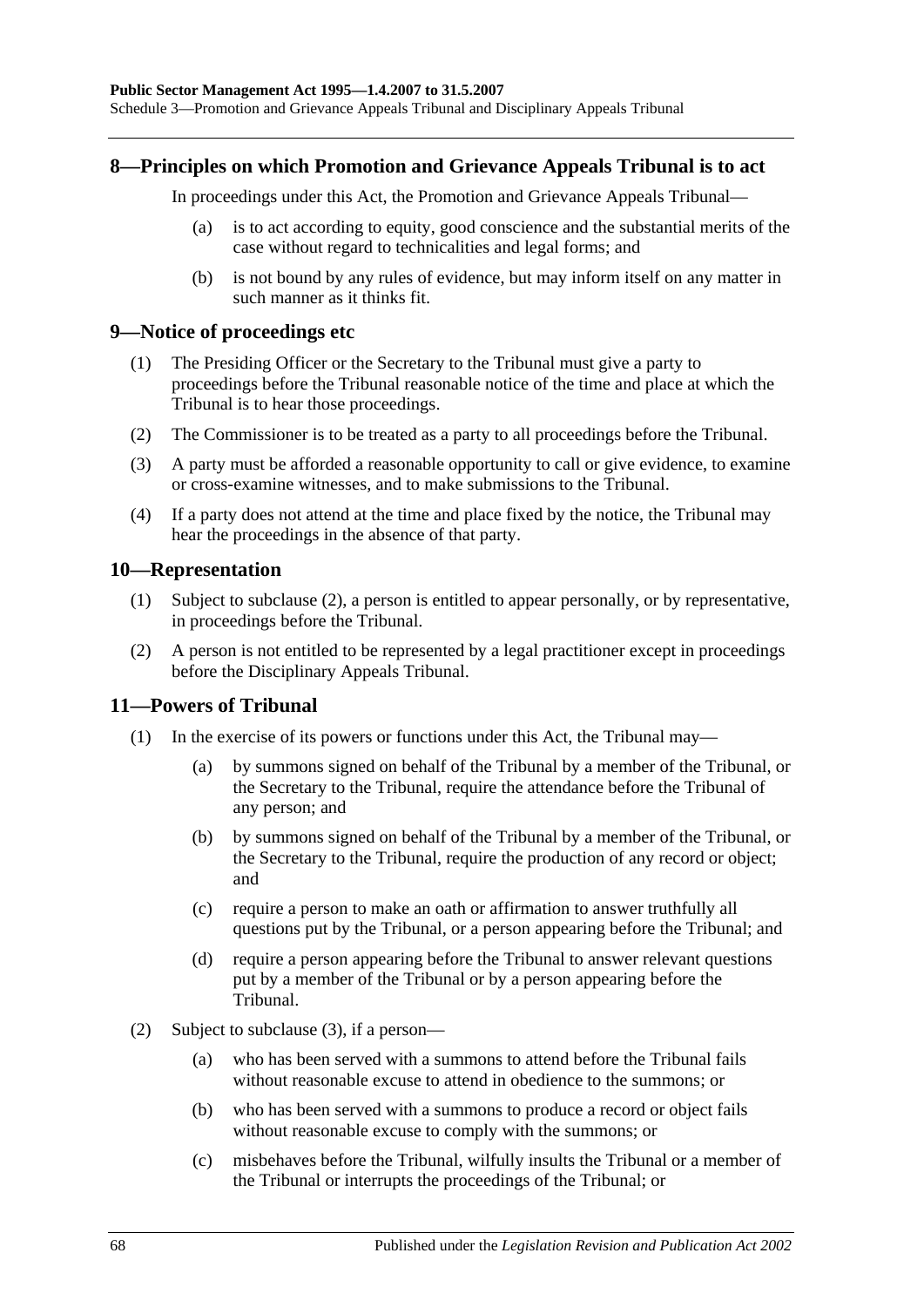## 8—Principles on which Promotion and Grievance Appeals Tribunal is to act

In proceedings under this Act, the Promotion and Grievance Appeals Tribunal—

- (a) is to act according to equity, good conscience and the substantial merits of the case without regard to technicalities and legal forms; and
- (b) is not bound by any rules of evidence, but may inform itself on any matter in such manner as it thinks fit.

## 9—Notice of proceedings etc

- (1) The Presiding Officer or the Secretary to the Tribunal must give a party to proceedings before the Tribunal reasonable notice of the time and place at which the Tribunal is to hear those proceedings.
- (2) The Commissioner is to be treated as a party to all proceedings before the Tribunal.
- (3) A party must be afforded a reasonable opportunity to call or give evidence, to examine or cross-examine witnesses, and to make submissions to the Tribunal.
- (4) If a party does not attend at the time and place fixed by the notice, the Tribunal may hear the proceedings in the absence of that party.

## 10—Representation

- (1) Subject to subclause (2), a person is entitled to appear personally, or by representative, in proceedings before the Tribunal.
- (2) A person is not entitled to be represented by a legal practitioner except in proceedings before the Disciplinary Appeals Tribunal.

## 11—Powers of Tribunal

- (1) In the exercise of its powers or functions under this Act, the Tribunal may—
  - (a) by summons signed on behalf of the Tribunal by a member of the Tribunal, or the Secretary to the Tribunal, require the attendance before the Tribunal of any person; and
  - (b) by summons signed on behalf of the Tribunal by a member of the Tribunal, or the Secretary to the Tribunal, require the production of any record or object; and
  - (c) require a person to make an oath or affirmation to answer truthfully all questions put by the Tribunal, or a person appearing before the Tribunal; and
  - (d) require a person appearing before the Tribunal to answer relevant questions put by a member of the Tribunal or by a person appearing before the Tribunal.
- (2) Subject to subclause (3), if a person—
  - (a) who has been served with a summons to attend before the Tribunal fails without reasonable excuse to attend in obedience to the summons; or
  - (b) who has been served with a summons to produce a record or object fails without reasonable excuse to comply with the summons; or
  - (c) misbehaves before the Tribunal, wilfully insults the Tribunal or a member of the Tribunal or interrupts the proceedings of the Tribunal; or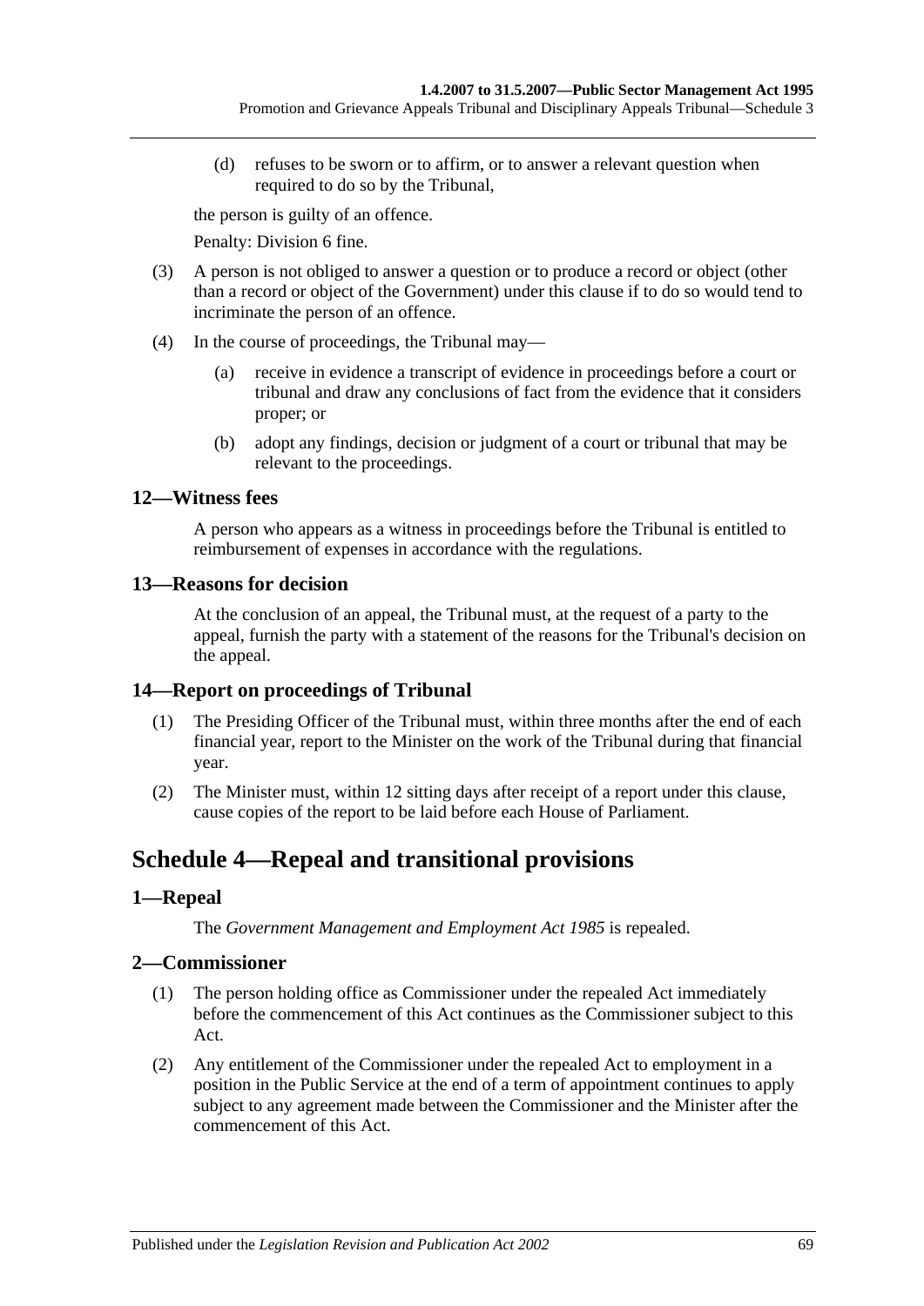(d) refuses to be sworn or to affirm, or to answer a relevant question when required to do so by the Tribunal,

the person is guilty of an offence.

Penalty: Division 6 fine.

(3) A person is not obliged to answer a question or to produce a record or object (other than a record or object of the Government) under this clause if to do so would tend to incriminate the person of an offence.

(4) In the course of proceedings, the Tribunal may—

(a) receive in evidence a transcript of evidence in proceedings before a court or tribunal and draw any conclusions of fact from the evidence that it considers proper; or

(b) adopt any findings, decision or judgment of a court or tribunal that may be relevant to the proceedings.

### 12—Witness fees

A person who appears as a witness in proceedings before the Tribunal is entitled to reimbursement of expenses in accordance with the regulations.

### 13—Reasons for decision

At the conclusion of an appeal, the Tribunal must, at the request of a party to the appeal, furnish the party with a statement of the reasons for the Tribunal's decision on the appeal.

### 14—Report on proceedings of Tribunal

(1) The Presiding Officer of the Tribunal must, within three months after the end of each financial year, report to the Minister on the work of the Tribunal during that financial year.

(2) The Minister must, within 12 sitting days after receipt of a report under this clause, cause copies of the report to be laid before each House of Parliament.

## Schedule 4—Repeal and transitional provisions

### 1—Repeal

The *Government Management and Employment Act 1985* is repealed.

### 2—Commissioner

(1) The person holding office as Commissioner under the repealed Act immediately before the commencement of this Act continues as the Commissioner subject to this Act.

(2) Any entitlement of the Commissioner under the repealed Act to employment in a position in the Public Service at the end of a term of appointment continues to apply subject to any agreement made between the Commissioner and the Minister after the commencement of this Act.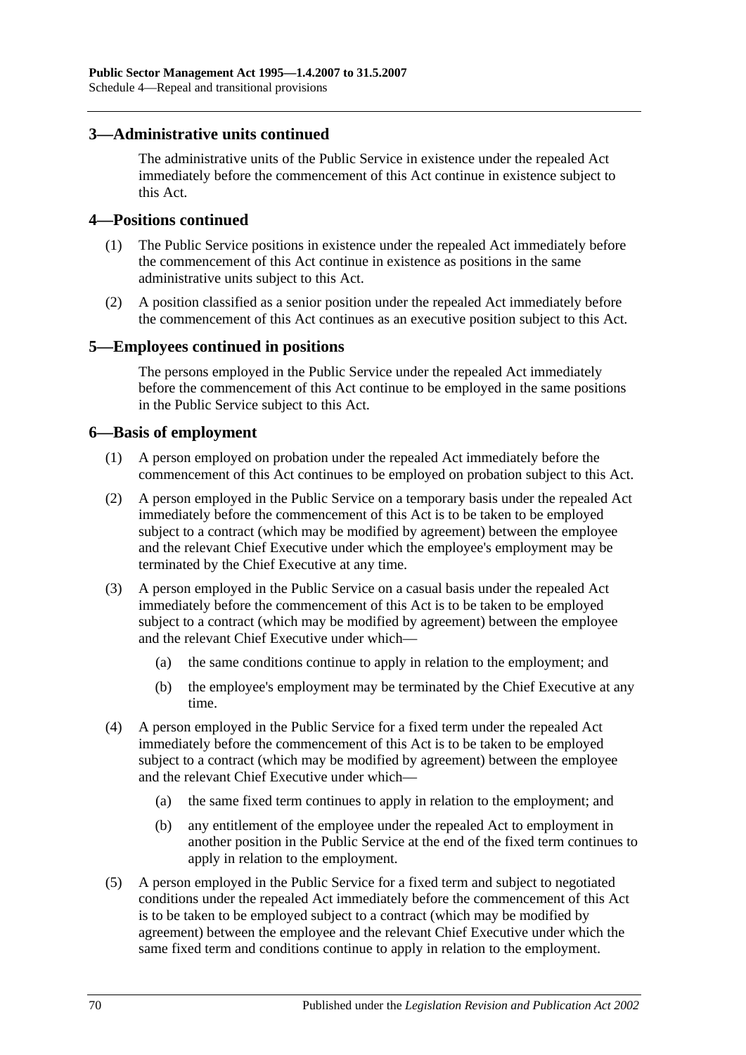## 3—Administrative units continued

The administrative units of the Public Service in existence under the repealed Act immediately before the commencement of this Act continue in existence subject to this Act.

## 4—Positions continued

(1) The Public Service positions in existence under the repealed Act immediately before the commencement of this Act continue in existence as positions in the same administrative units subject to this Act.

(2) A position classified as a senior position under the repealed Act immediately before the commencement of this Act continues as an executive position subject to this Act.

## 5—Employees continued in positions

The persons employed in the Public Service under the repealed Act immediately before the commencement of this Act continue to be employed in the same positions in the Public Service subject to this Act.

## 6—Basis of employment

(1) A person employed on probation under the repealed Act immediately before the commencement of this Act continues to be employed on probation subject to this Act.

(2) A person employed in the Public Service on a temporary basis under the repealed Act immediately before the commencement of this Act is to be taken to be employed subject to a contract (which may be modified by agreement) between the employee and the relevant Chief Executive under which the employee's employment may be terminated by the Chief Executive at any time.

(3) A person employed in the Public Service on a casual basis under the repealed Act immediately before the commencement of this Act is to be taken to be employed subject to a contract (which may be modified by agreement) between the employee and the relevant Chief Executive under which—

(a) the same conditions continue to apply in relation to the employment; and

(b) the employee's employment may be terminated by the Chief Executive at any time.

(4) A person employed in the Public Service for a fixed term under the repealed Act immediately before the commencement of this Act is to be taken to be employed subject to a contract (which may be modified by agreement) between the employee and the relevant Chief Executive under which—

(a) the same fixed term continues to apply in relation to the employment; and

(b) any entitlement of the employee under the repealed Act to employment in another position in the Public Service at the end of the fixed term continues to apply in relation to the employment.

(5) A person employed in the Public Service for a fixed term and subject to negotiated conditions under the repealed Act immediately before the commencement of this Act is to be taken to be employed subject to a contract (which may be modified by agreement) between the employee and the relevant Chief Executive under which the same fixed term and conditions continue to apply in relation to the employment.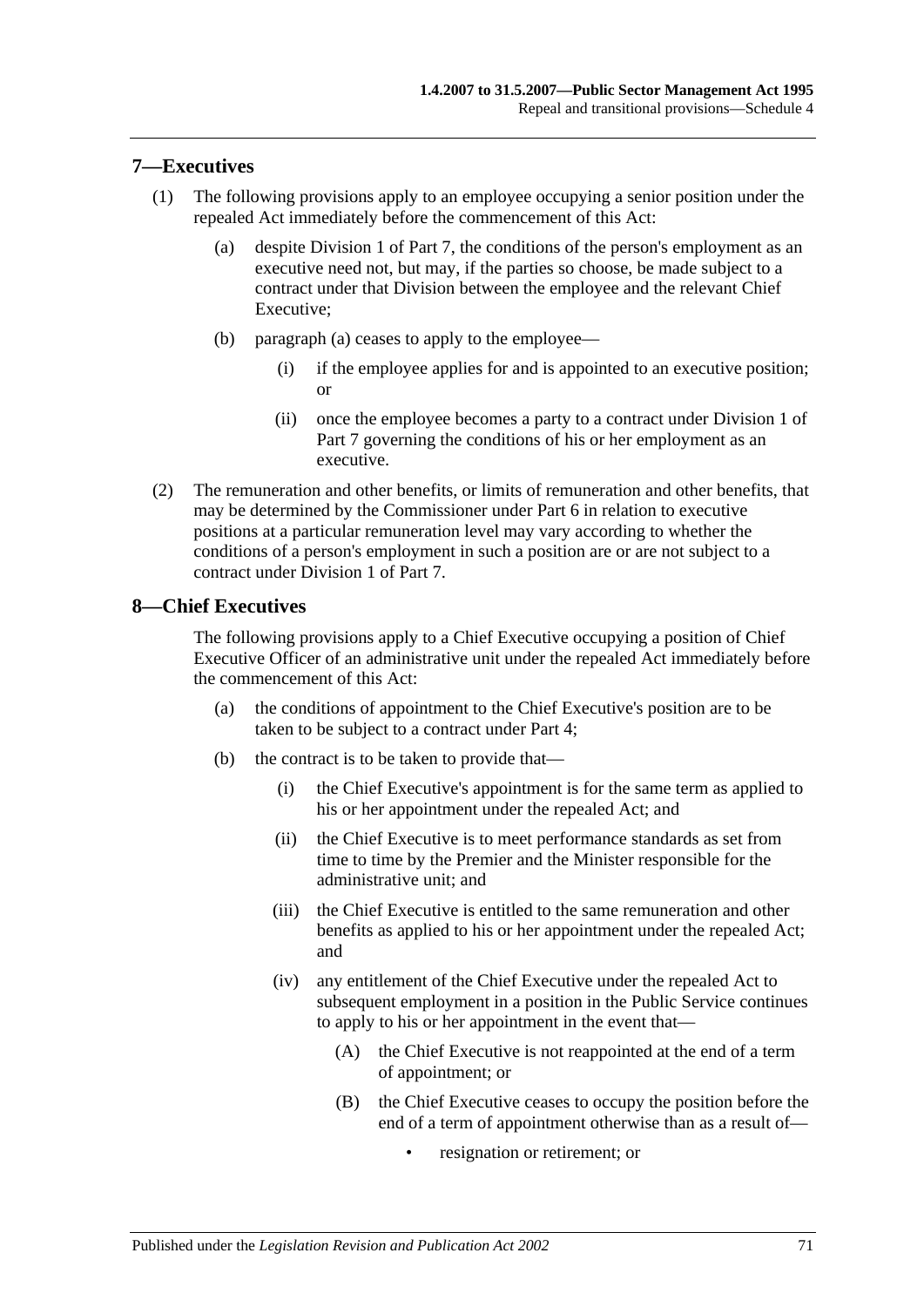## 7—Executives

(1) The following provisions apply to an employee occupying a senior position under the repealed Act immediately before the commencement of this Act:

(a) despite Division 1 of Part 7, the conditions of the person's employment as an executive need not, but may, if the parties so choose, be made subject to a contract under that Division between the employee and the relevant Chief Executive;

(b) paragraph (a) ceases to apply to the employee—

(i) if the employee applies for and is appointed to an executive position; or

(ii) once the employee becomes a party to a contract under Division 1 of Part 7 governing the conditions of his or her employment as an executive.

(2) The remuneration and other benefits, or limits of remuneration and other benefits, that may be determined by the Commissioner under Part 6 in relation to executive positions at a particular remuneration level may vary according to whether the conditions of a person's employment in such a position are or are not subject to a contract under Division 1 of Part 7.

## 8—Chief Executives

The following provisions apply to a Chief Executive occupying a position of Chief Executive Officer of an administrative unit under the repealed Act immediately before the commencement of this Act:

(a) the conditions of appointment to the Chief Executive's position are to be taken to be subject to a contract under Part 4;

(b) the contract is to be taken to provide that—

(i) the Chief Executive's appointment is for the same term as applied to his or her appointment under the repealed Act; and

(ii) the Chief Executive is to meet performance standards as set from time to time by the Premier and the Minister responsible for the administrative unit; and

(iii) the Chief Executive is entitled to the same remuneration and other benefits as applied to his or her appointment under the repealed Act; and

(iv) any entitlement of the Chief Executive under the repealed Act to subsequent employment in a position in the Public Service continues to apply to his or her appointment in the event that—

(A) the Chief Executive is not reappointed at the end of a term of appointment; or

(B) the Chief Executive ceases to occupy the position before the end of a term of appointment otherwise than as a result of—

- resignation or retirement; or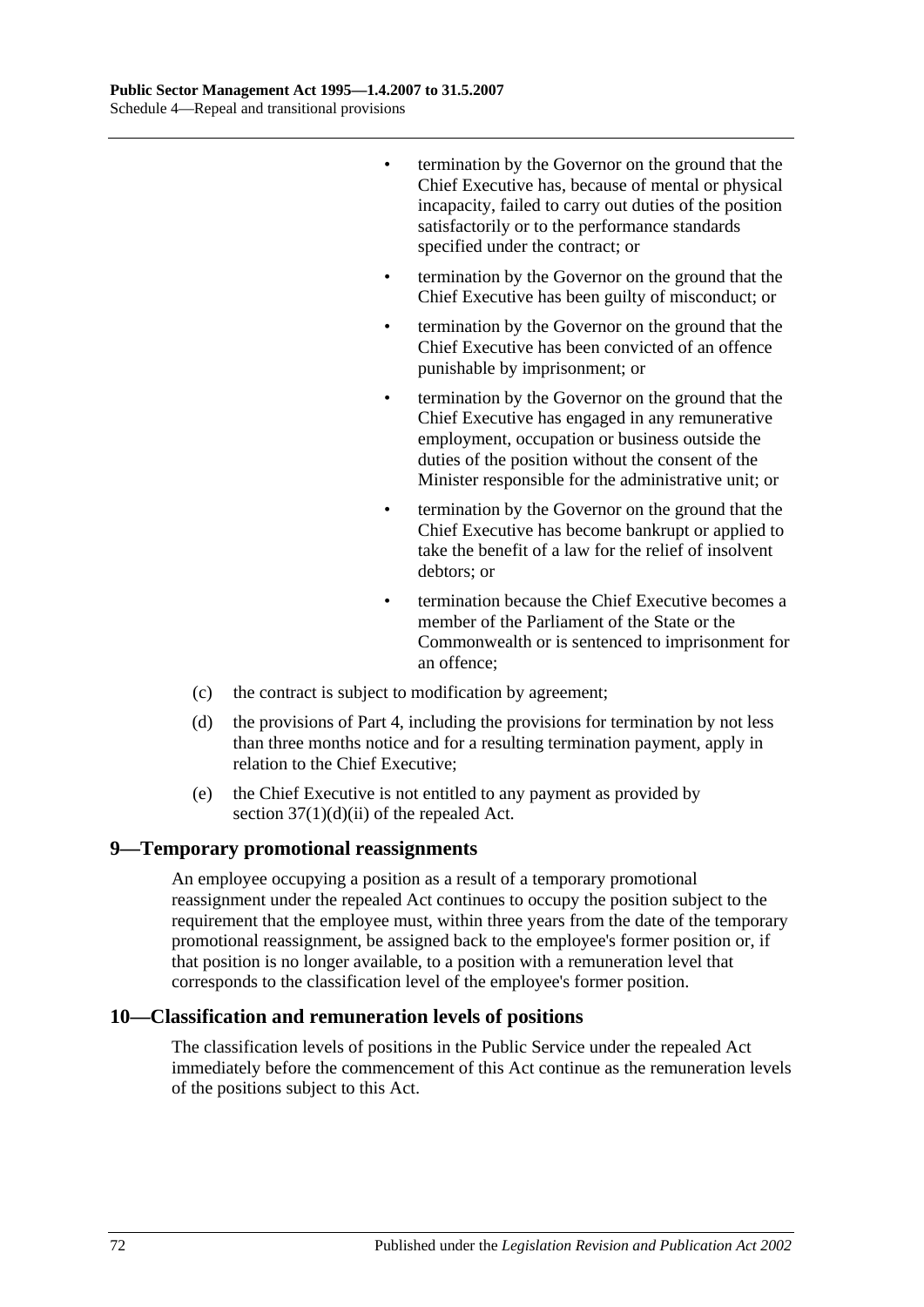- termination by the Governor on the ground that the Chief Executive has, because of mental or physical incapacity, failed to carry out duties of the position satisfactorily or to the performance standards specified under the contract; or
- termination by the Governor on the ground that the Chief Executive has been guilty of misconduct; or
- termination by the Governor on the ground that the Chief Executive has been convicted of an offence punishable by imprisonment; or
- termination by the Governor on the ground that the Chief Executive has engaged in any remunerative employment, occupation or business outside the duties of the position without the consent of the Minister responsible for the administrative unit; or
- termination by the Governor on the ground that the Chief Executive has become bankrupt or applied to take the benefit of a law for the relief of insolvent debtors; or
- termination because the Chief Executive becomes a member of the Parliament of the State or the Commonwealth or is sentenced to imprisonment for an offence;

(c) the contract is subject to modification by agreement;

(d) the provisions of Part 4, including the provisions for termination by not less than three months notice and for a resulting termination payment, apply in relation to the Chief Executive;

(e) the Chief Executive is not entitled to any payment as provided by section 37(1)(d)(ii) of the repealed Act.

## 9—Temporary promotional reassignments

An employee occupying a position as a result of a temporary promotional reassignment under the repealed Act continues to occupy the position subject to the requirement that the employee must, within three years from the date of the temporary promotional reassignment, be assigned back to the employee's former position or, if that position is no longer available, to a position with a remuneration level that corresponds to the classification level of the employee's former position.

## 10—Classification and remuneration levels of positions

The classification levels of positions in the Public Service under the repealed Act immediately before the commencement of this Act continue as the remuneration levels of the positions subject to this Act.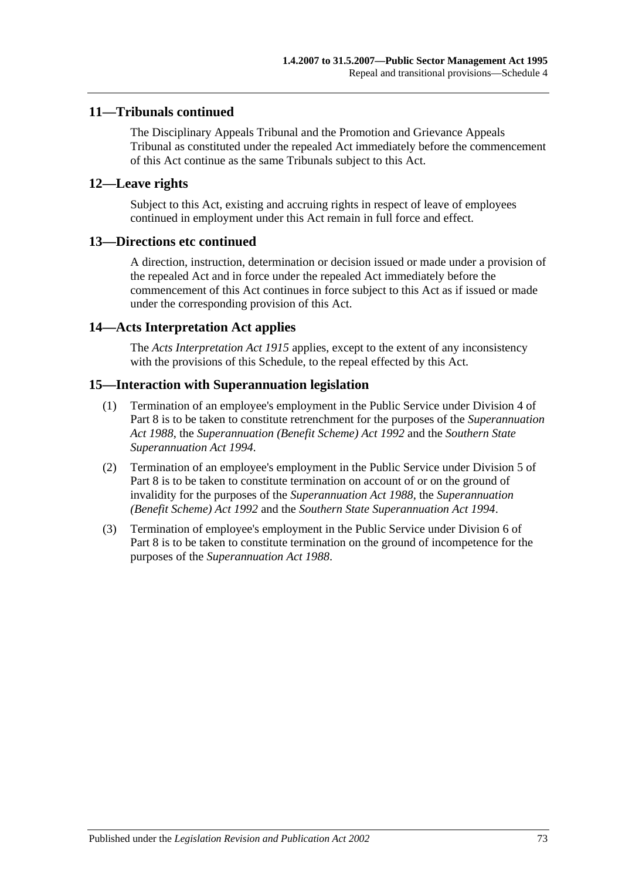## 11—Tribunals continued

The Disciplinary Appeals Tribunal and the Promotion and Grievance Appeals Tribunal as constituted under the repealed Act immediately before the commencement of this Act continue as the same Tribunals subject to this Act.

## 12—Leave rights

Subject to this Act, existing and accruing rights in respect of leave of employees continued in employment under this Act remain in full force and effect.

## 13—Directions etc continued

A direction, instruction, determination or decision issued or made under a provision of the repealed Act and in force under the repealed Act immediately before the commencement of this Act continues in force subject to this Act as if issued or made under the corresponding provision of this Act.

## 14—Acts Interpretation Act applies

The *Acts Interpretation Act 1915* applies, except to the extent of any inconsistency with the provisions of this Schedule, to the repeal effected by this Act.

## 15—Interaction with Superannuation legislation

(1) Termination of an employee's employment in the Public Service under Division 4 of Part 8 is to be taken to constitute retrenchment for the purposes of the *Superannuation Act 1988*, the *Superannuation (Benefit Scheme) Act 1992* and the *Southern State Superannuation Act 1994*.

(2) Termination of an employee's employment in the Public Service under Division 5 of Part 8 is to be taken to constitute termination on account of or on the ground of invalidity for the purposes of the *Superannuation Act 1988*, the *Superannuation (Benefit Scheme) Act 1992* and the *Southern State Superannuation Act 1994*.

(3) Termination of employee's employment in the Public Service under Division 6 of Part 8 is to be taken to constitute termination on the ground of incompetence for the purposes of the *Superannuation Act 1988*.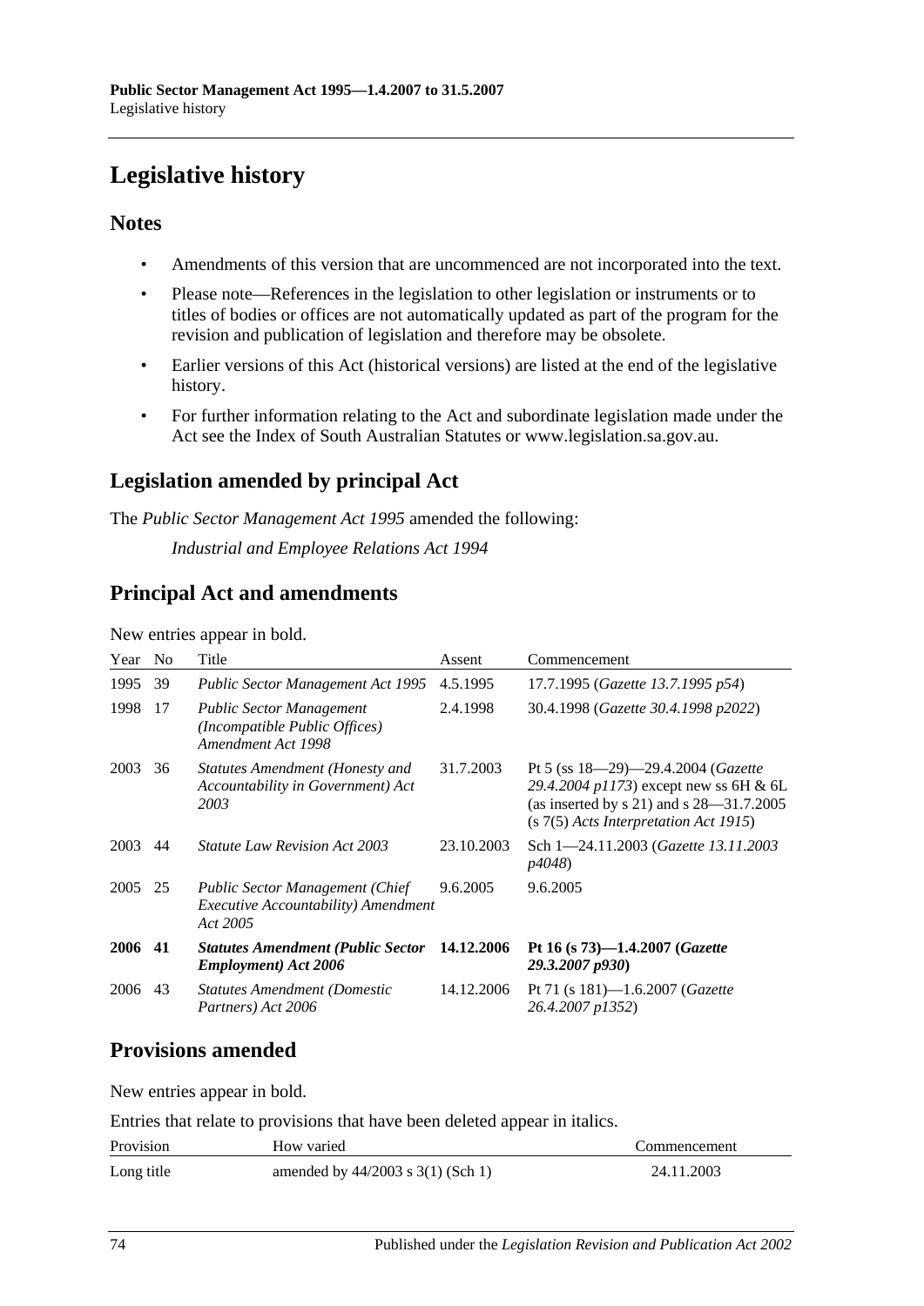# Legislative history

## Notes

- Amendments of this version that are uncommenced are not incorporated into the text.
- Please note—References in the legislation to other legislation or instruments or to titles of bodies or offices are not automatically updated as part of the program for the revision and publication of legislation and therefore may be obsolete.
- Earlier versions of this Act (historical versions) are listed at the end of the legislative history.
- For further information relating to the Act and subordinate legislation made under the Act see the Index of South Australian Statutes or www.legislation.sa.gov.au.

## Legislation amended by principal Act

The *Public Sector Management Act 1995* amended the following:

*Industrial and Employee Relations Act 1994*

## Principal Act and amendments

New entries appear in bold.

| Year | No | Title | Assent | Commencement |
|---|---|---|---|---|
| 1995 | 39 | *Public Sector Management Act 1995* | 4.5.1995 | 17.7.1995 (*Gazette 13.7.1995 p54*) |
| 1998 | 17 | *Public Sector Management (Incompatible Public Offices) Amendment Act 1998* | 2.4.1998 | 30.4.1998 (*Gazette 30.4.1998 p2022*) |
| 2003 | 36 | *Statutes Amendment (Honesty and Accountability in Government) Act 2003* | 31.7.2003 | Pt 5 (ss 18—29)—29.4.2004 (*Gazette 29.4.2004 p1173*) except new ss 6H & 6L (as inserted by s 21) and s 28—31.7.2005 (s 7(5) *Acts Interpretation Act 1915*) |
| 2003 | 44 | *Statute Law Revision Act 2003* | 23.10.2003 | Sch 1—24.11.2003 (*Gazette 13.11.2003 p4048*) |
| 2005 | 25 | *Public Sector Management (Chief Executive Accountability) Amendment Act 2005* | 9.6.2005 | 9.6.2005 |
| **2006** | **41** | ***Statutes Amendment (Public Sector Employment) Act 2006*** | **14.12.2006** | **Pt 16 (s 73)—1.4.2007 (*Gazette 29.3.2007 p930*)** |
| 2006 | 43 | *Statutes Amendment (Domestic Partners) Act 2006* | 14.12.2006 | Pt 71 (s 181)—1.6.2007 (*Gazette 26.4.2007 p1352*) |

## Provisions amended

New entries appear in bold.

Entries that relate to provisions that have been deleted appear in italics.

| Provision | How varied | Commencement |
|---|---|---|
| Long title | amended by 44/2003 s 3(1) (Sch 1) | 24.11.2003 |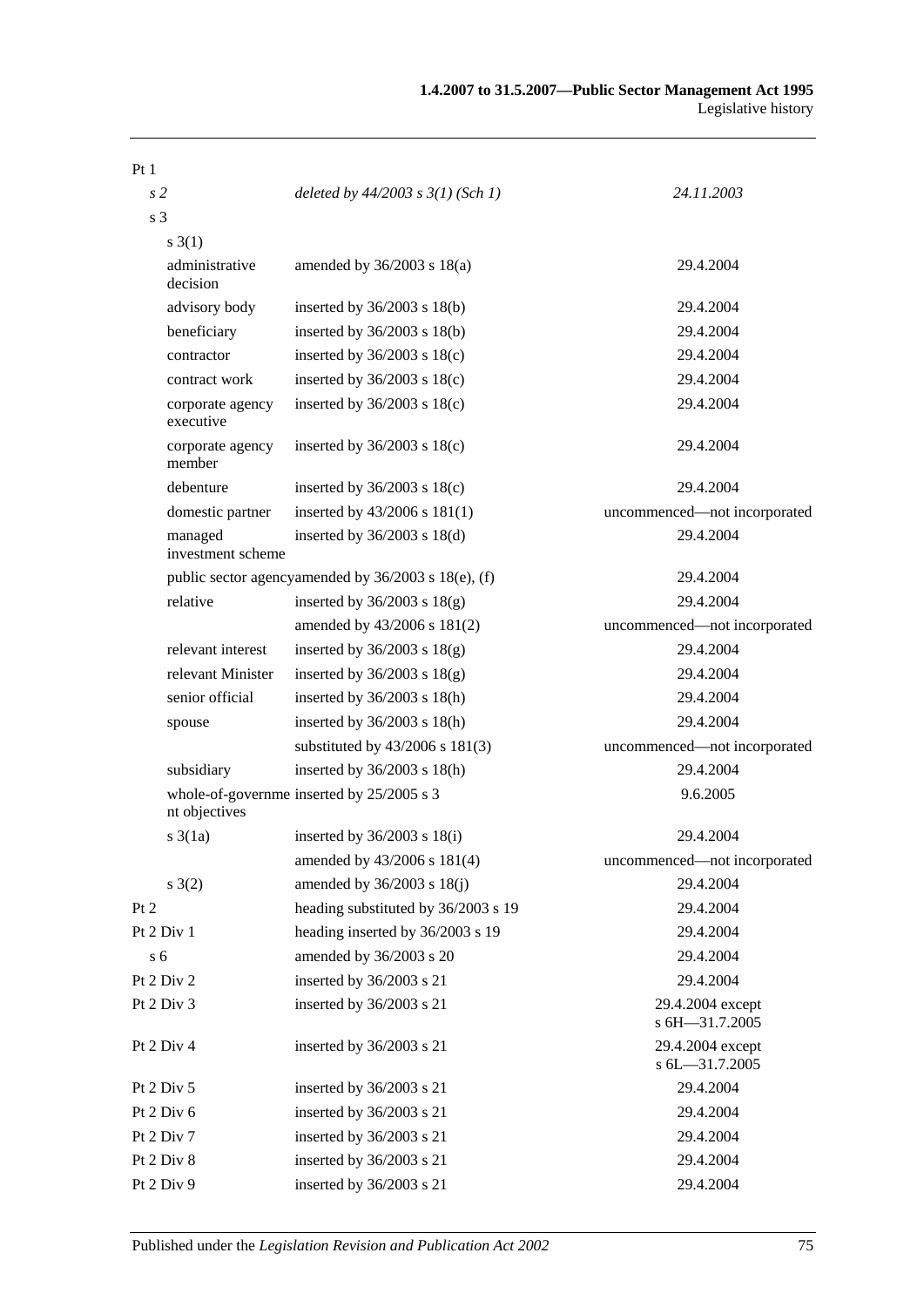| | | |
|---|---|---|
| Pt 1 | | |
| *s 2* | *deleted by 44/2003 s 3(1) (Sch 1)* | *24.11.2003* |
| s 3 | | |
| s 3(1) | | |
| administrative decision | amended by 36/2003 s 18(a) | 29.4.2004 |
| advisory body | inserted by 36/2003 s 18(b) | 29.4.2004 |
| beneficiary | inserted by 36/2003 s 18(b) | 29.4.2004 |
| contractor | inserted by 36/2003 s 18(c) | 29.4.2004 |
| contract work | inserted by 36/2003 s 18(c) | 29.4.2004 |
| corporate agency executive | inserted by 36/2003 s 18(c) | 29.4.2004 |
| corporate agency member | inserted by 36/2003 s 18(c) | 29.4.2004 |
| debenture | inserted by 36/2003 s 18(c) | 29.4.2004 |
| domestic partner | inserted by 43/2006 s 181(1) | uncommenced—not incorporated |
| managed investment scheme | inserted by 36/2003 s 18(d) | 29.4.2004 |
| public sector agency | amended by 36/2003 s 18(e), (f) | 29.4.2004 |
| relative | inserted by 36/2003 s 18(g) | 29.4.2004 |
| | amended by 43/2006 s 181(2) | uncommenced—not incorporated |
| relevant interest | inserted by 36/2003 s 18(g) | 29.4.2004 |
| relevant Minister | inserted by 36/2003 s 18(g) | 29.4.2004 |
| senior official | inserted by 36/2003 s 18(h) | 29.4.2004 |
| spouse | inserted by 36/2003 s 18(h) | 29.4.2004 |
| | substituted by 43/2006 s 181(3) | uncommenced—not incorporated |
| subsidiary | inserted by 36/2003 s 18(h) | 29.4.2004 |
| whole-of-government objectives | inserted by 25/2005 s 3 | 9.6.2005 |
| s 3(1a) | inserted by 36/2003 s 18(i) | 29.4.2004 |
| | amended by 43/2006 s 181(4) | uncommenced—not incorporated |
| s 3(2) | amended by 36/2003 s 18(j) | 29.4.2004 |
| Pt 2 | heading substituted by 36/2003 s 19 | 29.4.2004 |
| Pt 2 Div 1 | heading inserted by 36/2003 s 19 | 29.4.2004 |
| s 6 | amended by 36/2003 s 20 | 29.4.2004 |
| Pt 2 Div 2 | inserted by 36/2003 s 21 | 29.4.2004 |
| Pt 2 Div 3 | inserted by 36/2003 s 21 | 29.4.2004 except s 6H—31.7.2005 |
| Pt 2 Div 4 | inserted by 36/2003 s 21 | 29.4.2004 except s 6L—31.7.2005 |
| Pt 2 Div 5 | inserted by 36/2003 s 21 | 29.4.2004 |
| Pt 2 Div 6 | inserted by 36/2003 s 21 | 29.4.2004 |
| Pt 2 Div 7 | inserted by 36/2003 s 21 | 29.4.2004 |
| Pt 2 Div 8 | inserted by 36/2003 s 21 | 29.4.2004 |
| Pt 2 Div 9 | inserted by 36/2003 s 21 | 29.4.2004 |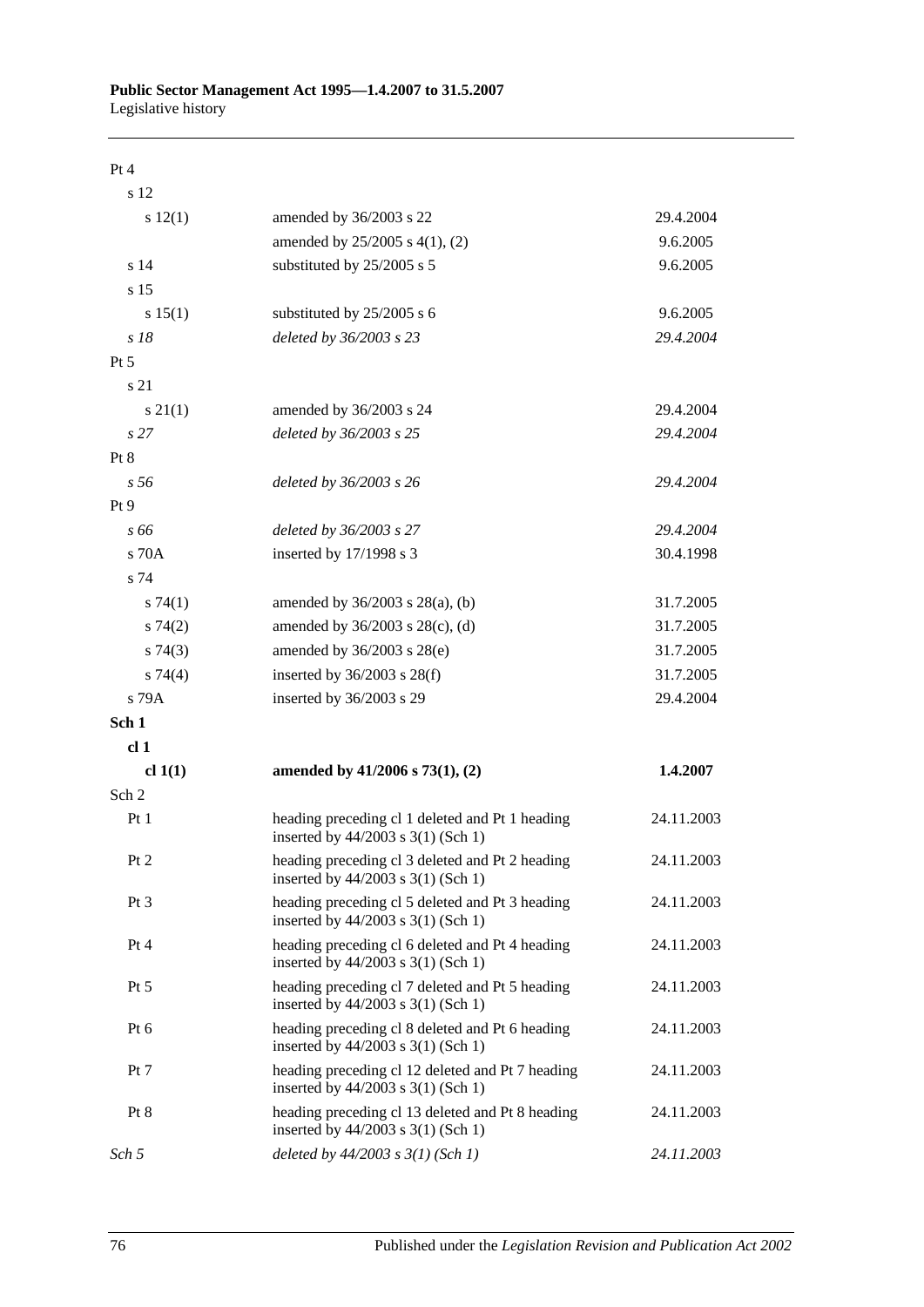| | | |
|---|---|---|
| Pt 4 | | |
| s 12 | | |
| s 12(1) | amended by 36/2003 s 22 | 29.4.2004 |
| | amended by 25/2005 s 4(1), (2) | 9.6.2005 |
| s 14 | substituted by 25/2005 s 5 | 9.6.2005 |
| s 15 | | |
| s 15(1) | substituted by 25/2005 s 6 | 9.6.2005 |
| *s 18* | *deleted by 36/2003 s 23* | *29.4.2004* |
| Pt 5 | | |
| s 21 | | |
| s 21(1) | amended by 36/2003 s 24 | 29.4.2004 |
| *s 27* | *deleted by 36/2003 s 25* | *29.4.2004* |
| Pt 8 | | |
| *s 56* | *deleted by 36/2003 s 26* | *29.4.2004* |
| Pt 9 | | |
| *s 66* | *deleted by 36/2003 s 27* | *29.4.2004* |
| s 70A | inserted by 17/1998 s 3 | 30.4.1998 |
| s 74 | | |
| s 74(1) | amended by 36/2003 s 28(a), (b) | 31.7.2005 |
| s 74(2) | amended by 36/2003 s 28(c), (d) | 31.7.2005 |
| s 74(3) | amended by 36/2003 s 28(e) | 31.7.2005 |
| s 74(4) | inserted by 36/2003 s 28(f) | 31.7.2005 |
| s 79A | inserted by 36/2003 s 29 | 29.4.2004 |
| **Sch 1** | | |
| **cl 1** | | |
| **cl 1(1)** | **amended by 41/2006 s 73(1), (2)** | **1.4.2007** |
| Sch 2 | | |
| Pt 1 | heading preceding cl 1 deleted and Pt 1 heading inserted by 44/2003 s 3(1) (Sch 1) | 24.11.2003 |
| Pt 2 | heading preceding cl 3 deleted and Pt 2 heading inserted by 44/2003 s 3(1) (Sch 1) | 24.11.2003 |
| Pt 3 | heading preceding cl 5 deleted and Pt 3 heading inserted by 44/2003 s 3(1) (Sch 1) | 24.11.2003 |
| Pt 4 | heading preceding cl 6 deleted and Pt 4 heading inserted by 44/2003 s 3(1) (Sch 1) | 24.11.2003 |
| Pt 5 | heading preceding cl 7 deleted and Pt 5 heading inserted by 44/2003 s 3(1) (Sch 1) | 24.11.2003 |
| Pt 6 | heading preceding cl 8 deleted and Pt 6 heading inserted by 44/2003 s 3(1) (Sch 1) | 24.11.2003 |
| Pt 7 | heading preceding cl 12 deleted and Pt 7 heading inserted by 44/2003 s 3(1) (Sch 1) | 24.11.2003 |
| Pt 8 | heading preceding cl 13 deleted and Pt 8 heading inserted by 44/2003 s 3(1) (Sch 1) | 24.11.2003 |
| *Sch 5* | *deleted by 44/2003 s 3(1) (Sch 1)* | *24.11.2003* |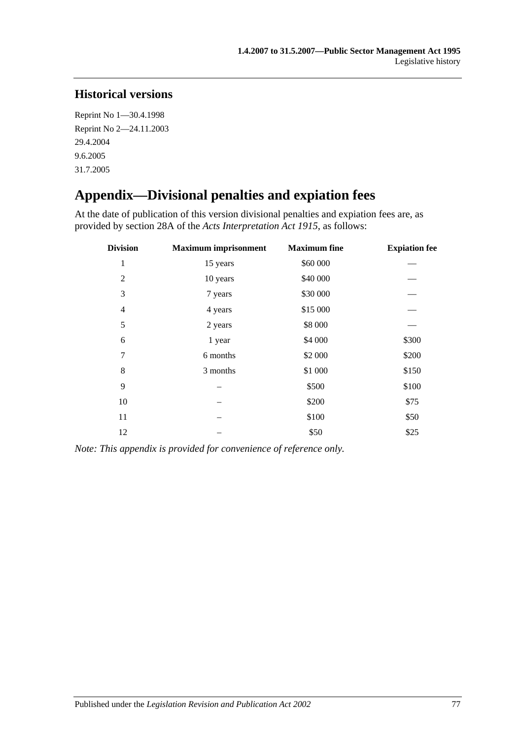## Historical versions

Reprint No 1—30.4.1998

Reprint No 2—24.11.2003

29.4.2004

9.6.2005

31.7.2005

# Appendix—Divisional penalties and expiation fees

At the date of publication of this version divisional penalties and expiation fees are, as provided by section 28A of the *Acts Interpretation Act 1915*, as follows:

| Division | Maximum imprisonment | Maximum fine | Expiation fee |
|---|---|---|---|
| 1 | 15 years | $60 000 | — |
| 2 | 10 years | $40 000 | — |
| 3 | 7 years | $30 000 | — |
| 4 | 4 years | $15 000 | — |
| 5 | 2 years | $8 000 | — |
| 6 | 1 year | $4 000 | $300 |
| 7 | 6 months | $2 000 | $200 |
| 8 | 3 months | $1 000 | $150 |
| 9 | – | $500 | $100 |
| 10 | – | $200 | $75 |
| 11 | – | $100 | $50 |
| 12 | – | $50 | $25 |

*Note: This appendix is provided for convenience of reference only.*